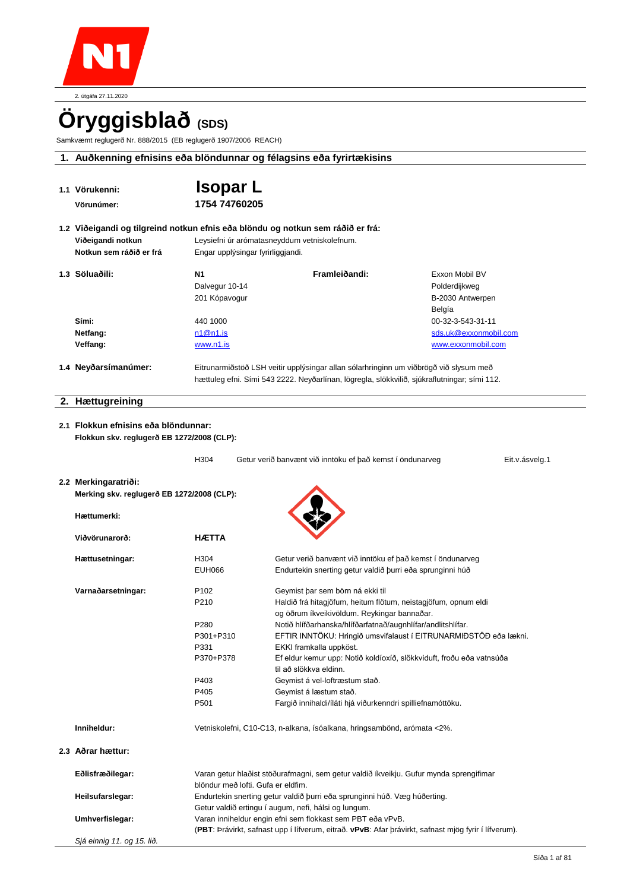2. útgáfa 27.11.2020

# Öryggisblað (SDS)

Samkvæmt reglugerð Nr. 888/2015 (EB reglugerð 1907/2006 REACH)

## 1. Auðkenning efnisins eða blöndunnar og félagsins eða fyrirtækisins

**1.1 Vörukenni:** **Isopar L**

**Vörunúmer:** **1754 74760205**

**1.2 Viðeigandi og tilgreind notkun efnis eða blöndu og notkun sem ráðið er frá:**

**Viðeigandi notkun** Leysiefni úr arómatasneyddum vetniskolefnum.

**Notkun sem ráðið er frá** Engar upplýsingar fyrirliggjandi.

| **1.3 Söluaðili:** | **N1** | **Framleiðandi:** | Exxon Mobil BV |
|---|---|---|---|
| | Dalvegur 10-14 | | Polderdijkweg |
| | 201 Kópavogur | | B-2030 Antwerpen |
| | | | Belgía |
| **Sími:** | 440 1000 | | 00-32-3-543-31-11 |
| **Netfang:** | n1@n1.is | | sds.uk@exxonmobil.com |
| **Veffang:** | www.n1.is | | www.exxonmobil.com |

**1.4 Neyðarsímanúmer:** Eitrunarmiðstöð LSH veitir upplýsingar allan sólarhringinn um viðbrögð við slysum með hættuleg efni. Sími 543 2222. Neyðarlínan, lögregla, slökkvilið, sjúkraflutningar; sími 112.

## 2. Hættugreining

**2.1 Flokkun efnisins eða blöndunnar:**

**Flokkun skv. reglugerð EB 1272/2008 (CLP):**

| H304 | Getur verið banvænt við inntöku ef það kemst í öndunarveg | Eit.v.ásvelg.1 |
|---|---|---|

**2.2 Merkingaratriði:**

**Merking skv. reglugerð EB 1272/2008 (CLP):**

**Hættumerki:**

**Viðvörunarorð:** **HÆTTA**

| | | |
|---|---|---|
| **Hættusetningar:** | H304 | Getur verið banvænt við inntöku ef það kemst í öndunarveg |
| | EUH066 | Endurtekin snerting getur valdið þurri eða sprunginni húð |
| **Varnaðarsetningar:** | P102 | Geymist þar sem börn ná ekki til |
| | P210 | Haldið frá hitagjöfum, heitum flötum, neistagjöfum, opnum eldi og öðrum íkveikivöldum. Reykingar bannaðar. |
| | P280 | Notið hlífðarhanska/hlífðarfatnað/augnhlífar/andlitshlífar. |
| | P301+P310 | EFTIR INNTÖKU: Hringið umsvifalaust í EITRUNARMIÐSTÖÐ eða lækni. |
| | P331 | EKKI framkalla uppköst. |
| | P370+P378 | Ef eldur kemur upp: Notið koldíoxíð, slökkviduft, froðu eða vatnsúða til að slökkva eldinn. |
| | P403 | Geymist á vel-loftræstum stað. |
| | P405 | Geymist á læstum stað. |
| | P501 | Fargið innihaldi/íláti hjá viðurkenndri spilliefnamóttöku. |

**Inniheldur:** Vetniskolefni, C10-C13, n-alkana, ísóalkana, hringsambönd, arómata <2%.

**2.3 Aðrar hættur:**

**Eðlisfræðilegar:** Varan getur hlaðist stöðurafmagni, sem getur valdið íkveikju. Gufur mynda sprengifimar blöndur með lofti. Gufa er eldfim.

**Heilsufarslegar:** Endurtekin snerting getur valdið þurri eða sprunginni húð. Væg húðerting. Getur valdið ertingu í augum, nefi, hálsi og lungum.

**Umhverfislegar:** Varan inniheldur engin efni sem flokkast sem PBT eða vPvB. (**PBT**: Þrávirkt, safnast upp í lífverum, eitrað. **vPvB**: Afar þrávirkt, safnast mjög fyrir í lífverum).

*Sjá einnig 11. og 15. lið.*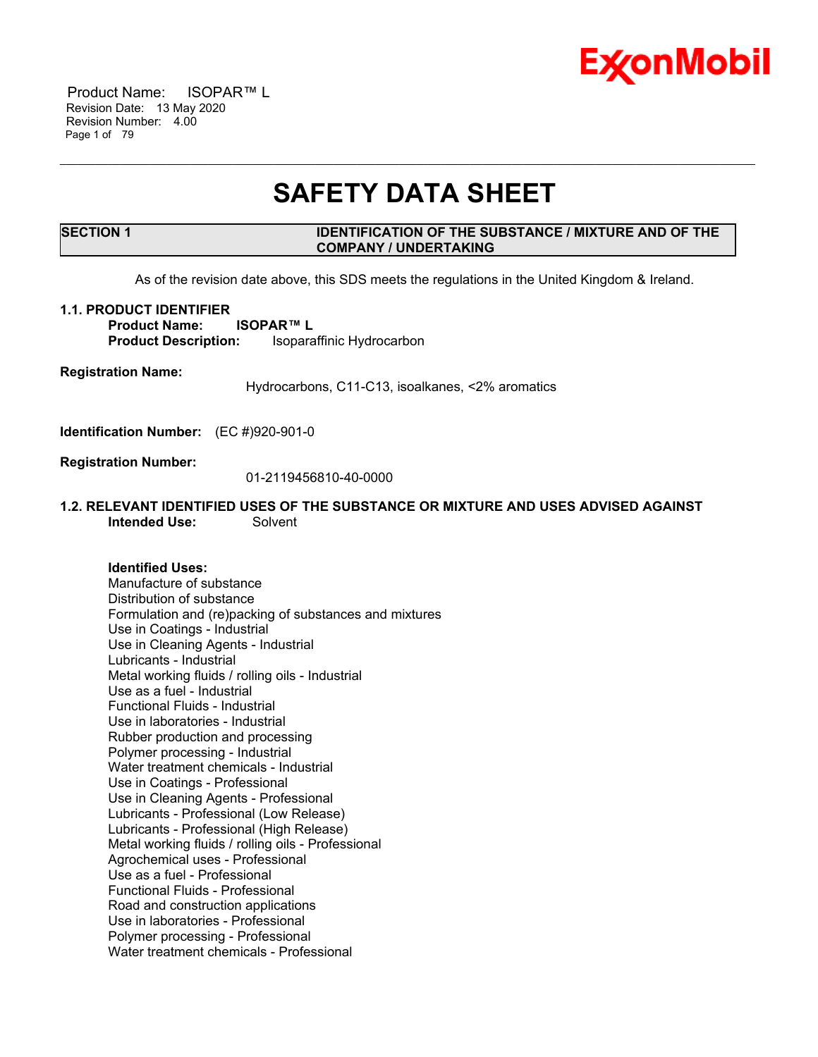# SAFETY DATA SHEET

## SECTION 1 IDENTIFICATION OF THE SUBSTANCE / MIXTURE AND OF THE COMPANY / UNDERTAKING

As of the revision date above, this SDS meets the regulations in the United Kingdom & Ireland.

### 1.1. PRODUCT IDENTIFIER

**Product Name:** **ISOPAR™ L**
**Product Description:** Isoparaffinic Hydrocarbon

**Registration Name:**
Hydrocarbons, C11-C13, isoalkanes, <2% aromatics

**Identification Number:** (EC #)920-901-0

**Registration Number:**
01-2119456810-40-0000

### 1.2. RELEVANT IDENTIFIED USES OF THE SUBSTANCE OR MIXTURE AND USES ADVISED AGAINST

**Intended Use:** Solvent

**Identified Uses:**
Manufacture of substance
Distribution of substance
Formulation and (re)packing of substances and mixtures
Use in Coatings - Industrial
Use in Cleaning Agents - Industrial
Lubricants - Industrial
Metal working fluids / rolling oils - Industrial
Use as a fuel - Industrial
Functional Fluids - Industrial
Use in laboratories - Industrial
Rubber production and processing
Polymer processing - Industrial
Water treatment chemicals - Industrial
Use in Coatings - Professional
Use in Cleaning Agents - Professional
Lubricants - Professional (Low Release)
Lubricants - Professional (High Release)
Metal working fluids / rolling oils - Professional
Agrochemical uses - Professional
Use as a fuel - Professional
Functional Fluids - Professional
Road and construction applications
Use in laboratories - Professional
Polymer processing - Professional
Water treatment chemicals - Professional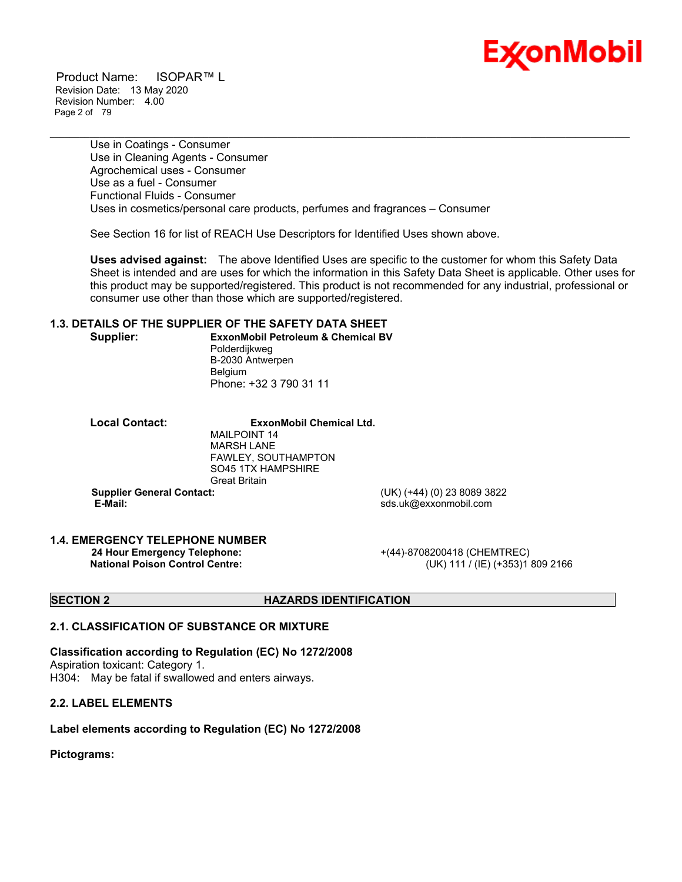Use in Coatings - Consumer
Use in Cleaning Agents - Consumer
Agrochemical uses - Consumer
Use as a fuel - Consumer
Functional Fluids - Consumer
Uses in cosmetics/personal care products, perfumes and fragrances – Consumer

See Section 16 for list of REACH Use Descriptors for Identified Uses shown above.

**Uses advised against:** The above Identified Uses are specific to the customer for whom this Safety Data Sheet is intended and are uses for which the information in this Safety Data Sheet is applicable. Other uses for this product may be supported/registered. This product is not recommended for any industrial, professional or consumer use other than those which are supported/registered.

### 1.3. DETAILS OF THE SUPPLIER OF THE SAFETY DATA SHEET

**Supplier:** **ExxonMobil Petroleum & Chemical BV**
Polderdijkweg
B-2030 Antwerpen
Belgium
Phone: +32 3 790 31 11

**Local Contact:** **ExxonMobil Chemical Ltd.**
MAILPOINT 14
MARSH LANE
FAWLEY, SOUTHAMPTON
SO45 1TX HAMPSHIRE
Great Britain

**Supplier General Contact:** (UK) (+44) (0) 23 8089 3822
**E-Mail:** sds.uk@exxonmobil.com

### 1.4. EMERGENCY TELEPHONE NUMBER

**24 Hour Emergency Telephone:** +(44)-8708200418 (CHEMTREC)
**National Poison Control Centre:** (UK) 111 / (IE) (+353)1 809 2166

## SECTION 2 HAZARDS IDENTIFICATION

### 2.1. CLASSIFICATION OF SUBSTANCE OR MIXTURE

**Classification according to Regulation (EC) No 1272/2008**
Aspiration toxicant: Category 1.
H304: May be fatal if swallowed and enters airways.

### 2.2. LABEL ELEMENTS

**Label elements according to Regulation (EC) No 1272/2008**

**Pictograms:**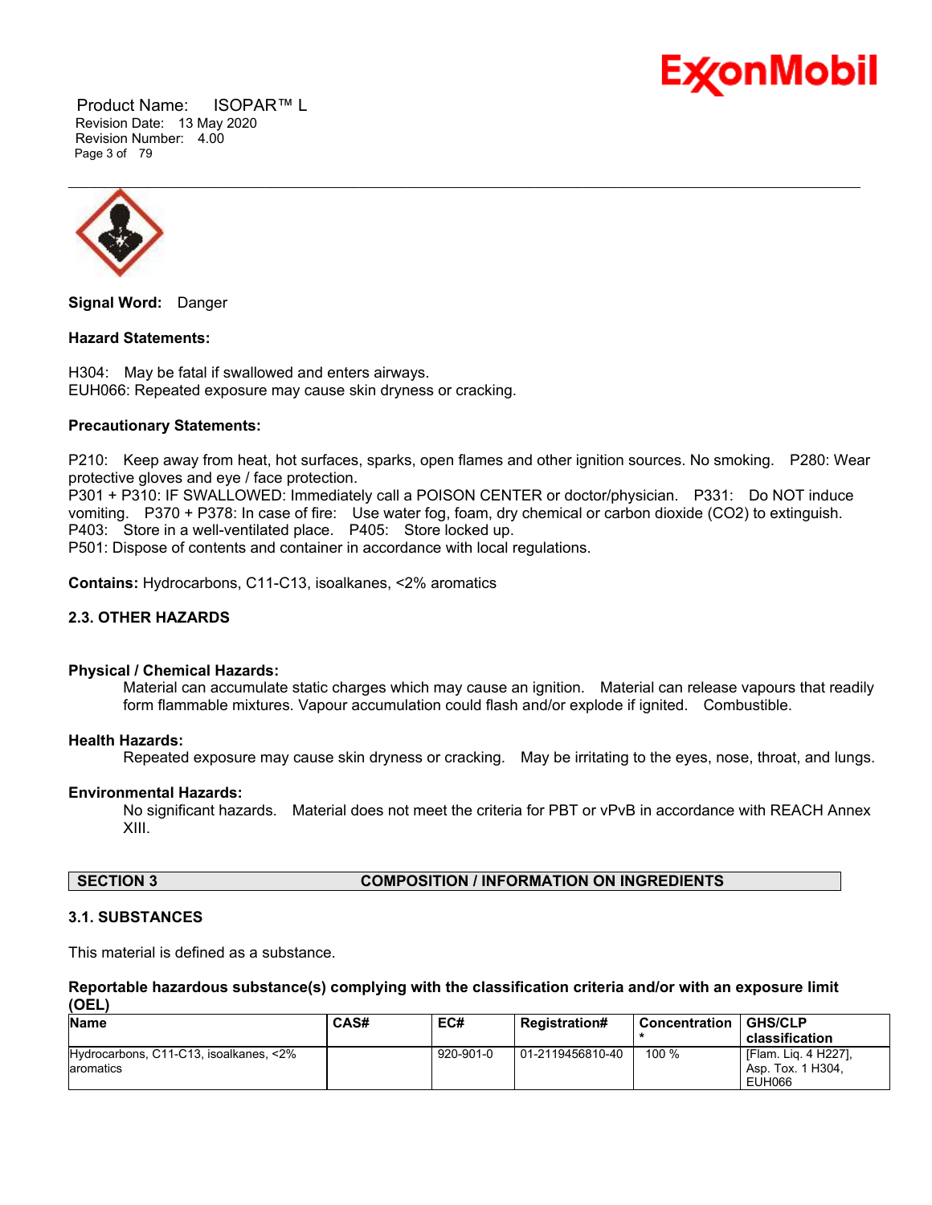**Signal Word:** Danger

**Hazard Statements:**

H304: May be fatal if swallowed and enters airways.
EUH066: Repeated exposure may cause skin dryness or cracking.

**Precautionary Statements:**

P210: Keep away from heat, hot surfaces, sparks, open flames and other ignition sources. No smoking. P280: Wear protective gloves and eye / face protection.
P301 + P310: IF SWALLOWED: Immediately call a POISON CENTER or doctor/physician. P331: Do NOT induce vomiting. P370 + P378: In case of fire: Use water fog, foam, dry chemical or carbon dioxide (CO2) to extinguish.
P403: Store in a well-ventilated place. P405: Store locked up.
P501: Dispose of contents and container in accordance with local regulations.

**Contains:** Hydrocarbons, C11-C13, isoalkanes, <2% aromatics

### 2.3. OTHER HAZARDS

**Physical / Chemical Hazards:**

Material can accumulate static charges which may cause an ignition. Material can release vapours that readily form flammable mixtures. Vapour accumulation could flash and/or explode if ignited. Combustible.

**Health Hazards:**

Repeated exposure may cause skin dryness or cracking. May be irritating to the eyes, nose, throat, and lungs.

**Environmental Hazards:**

No significant hazards. Material does not meet the criteria for PBT or vPvB in accordance with REACH Annex XIII.

## SECTION 3 COMPOSITION / INFORMATION ON INGREDIENTS

### 3.1. SUBSTANCES

This material is defined as a substance.

**Reportable hazardous substance(s) complying with the classification criteria and/or with an exposure limit (OEL)**

| Name | CAS# | EC# | Registration# | Concentration * | GHS/CLP classification |
|---|---|---|---|---|---|
| Hydrocarbons, C11-C13, isoalkanes, <2% aromatics | | 920-901-0 | 01-2119456810-40 | 100 % | [Flam. Liq. 4 H227], Asp. Tox. 1 H304, EUH066 |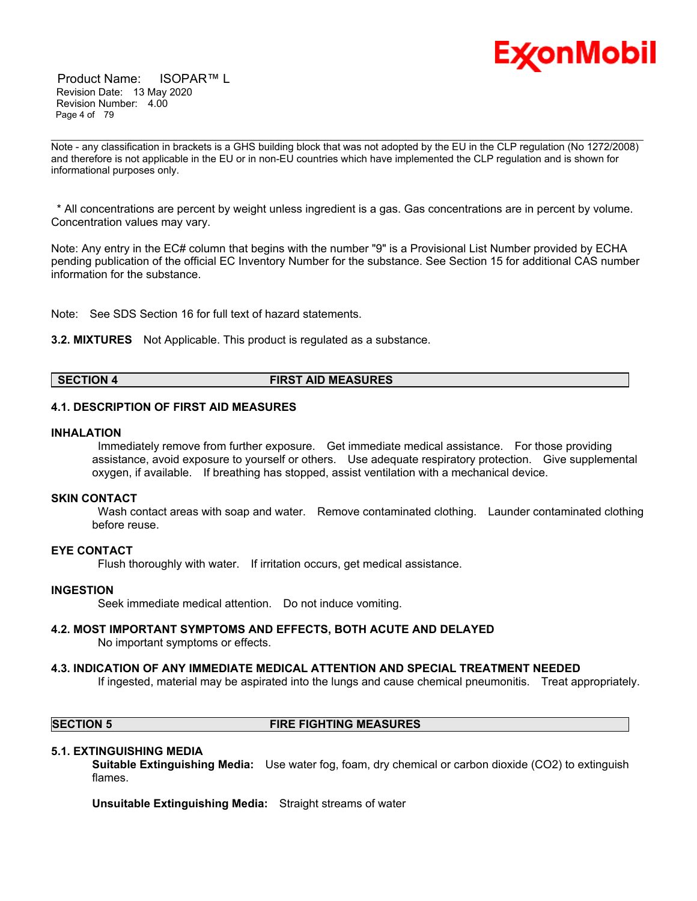Note - any classification in brackets is a GHS building block that was not adopted by the EU in the CLP regulation (No 1272/2008) and therefore is not applicable in the EU or in non-EU countries which have implemented the CLP regulation and is shown for informational purposes only.

\* All concentrations are percent by weight unless ingredient is a gas. Gas concentrations are in percent by volume. Concentration values may vary.

Note: Any entry in the EC# column that begins with the number "9" is a Provisional List Number provided by ECHA pending publication of the official EC Inventory Number for the substance. See Section 15 for additional CAS number information for the substance.

Note: See SDS Section 16 for full text of hazard statements.

**3.2. MIXTURES** Not Applicable. This product is regulated as a substance.

## SECTION 4 FIRST AID MEASURES

### 4.1. DESCRIPTION OF FIRST AID MEASURES

**INHALATION**

Immediately remove from further exposure. Get immediate medical assistance. For those providing assistance, avoid exposure to yourself or others. Use adequate respiratory protection. Give supplemental oxygen, if available. If breathing has stopped, assist ventilation with a mechanical device.

**SKIN CONTACT**

Wash contact areas with soap and water. Remove contaminated clothing. Launder contaminated clothing before reuse.

**EYE CONTACT**

Flush thoroughly with water. If irritation occurs, get medical assistance.

**INGESTION**

Seek immediate medical attention. Do not induce vomiting.

### 4.2. MOST IMPORTANT SYMPTOMS AND EFFECTS, BOTH ACUTE AND DELAYED

No important symptoms or effects.

### 4.3. INDICATION OF ANY IMMEDIATE MEDICAL ATTENTION AND SPECIAL TREATMENT NEEDED

If ingested, material may be aspirated into the lungs and cause chemical pneumonitis. Treat appropriately.

## SECTION 5 FIRE FIGHTING MEASURES

### 5.1. EXTINGUISHING MEDIA

**Suitable Extinguishing Media:** Use water fog, foam, dry chemical or carbon dioxide ($CO_2$) to extinguish flames.

**Unsuitable Extinguishing Media:** Straight streams of water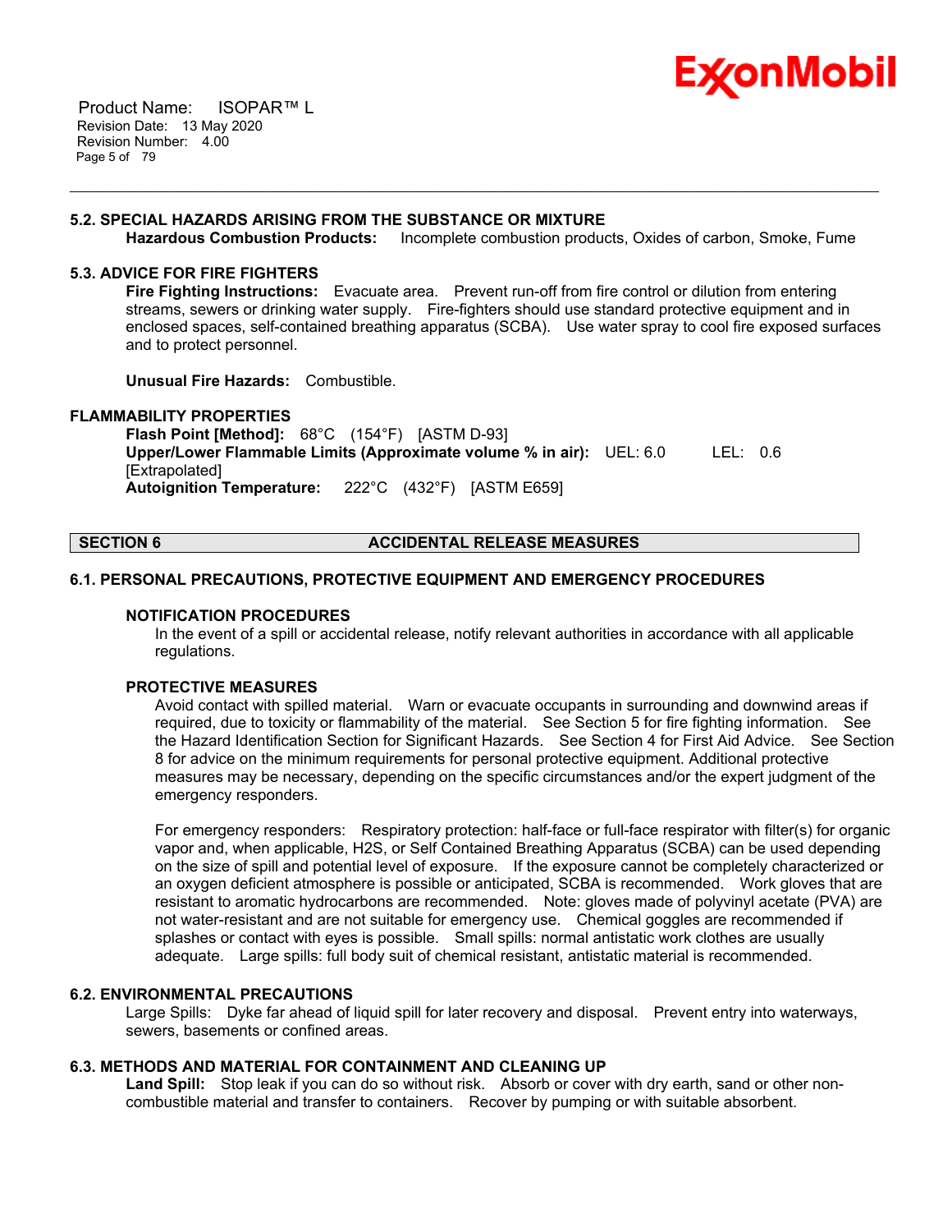### 5.2. SPECIAL HAZARDS ARISING FROM THE SUBSTANCE OR MIXTURE

**Hazardous Combustion Products:** Incomplete combustion products, Oxides of carbon, Smoke, Fume

### 5.3. ADVICE FOR FIRE FIGHTERS

**Fire Fighting Instructions:** Evacuate area. Prevent run-off from fire control or dilution from entering streams, sewers or drinking water supply. Fire-fighters should use standard protective equipment and in enclosed spaces, self-contained breathing apparatus (SCBA). Use water spray to cool fire exposed surfaces and to protect personnel.

**Unusual Fire Hazards:** Combustible.

### FLAMMABILITY PROPERTIES

**Flash Point [Method]:** 68°C (154°F) [ASTM D-93]
**Upper/Lower Flammable Limits (Approximate volume % in air):** UEL: 6.0 LEL: 0.6 [Extrapolated]
**Autoignition Temperature:** 222°C (432°F) [ASTM E659]

## SECTION 6 ACCIDENTAL RELEASE MEASURES

### 6.1. PERSONAL PRECAUTIONS, PROTECTIVE EQUIPMENT AND EMERGENCY PROCEDURES

#### NOTIFICATION PROCEDURES

In the event of a spill or accidental release, notify relevant authorities in accordance with all applicable regulations.

#### PROTECTIVE MEASURES

Avoid contact with spilled material. Warn or evacuate occupants in surrounding and downwind areas if required, due to toxicity or flammability of the material. See Section 5 for fire fighting information. See the Hazard Identification Section for Significant Hazards. See Section 4 for First Aid Advice. See Section 8 for advice on the minimum requirements for personal protective equipment. Additional protective measures may be necessary, depending on the specific circumstances and/or the expert judgment of the emergency responders.

For emergency responders: Respiratory protection: half-face or full-face respirator with filter(s) for organic vapor and, when applicable, $H_2S$, or Self Contained Breathing Apparatus (SCBA) can be used depending on the size of spill and potential level of exposure. If the exposure cannot be completely characterized or an oxygen deficient atmosphere is possible or anticipated, SCBA is recommended. Work gloves that are resistant to aromatic hydrocarbons are recommended. Note: gloves made of polyvinyl acetate (PVA) are not water-resistant and are not suitable for emergency use. Chemical goggles are recommended if splashes or contact with eyes is possible. Small spills: normal antistatic work clothes are usually adequate. Large spills: full body suit of chemical resistant, antistatic material is recommended.

### 6.2. ENVIRONMENTAL PRECAUTIONS

Large Spills: Dyke far ahead of liquid spill for later recovery and disposal. Prevent entry into waterways, sewers, basements or confined areas.

### 6.3. METHODS AND MATERIAL FOR CONTAINMENT AND CLEANING UP

**Land Spill:** Stop leak if you can do so without risk. Absorb or cover with dry earth, sand or other non-combustible material and transfer to containers. Recover by pumping or with suitable absorbent.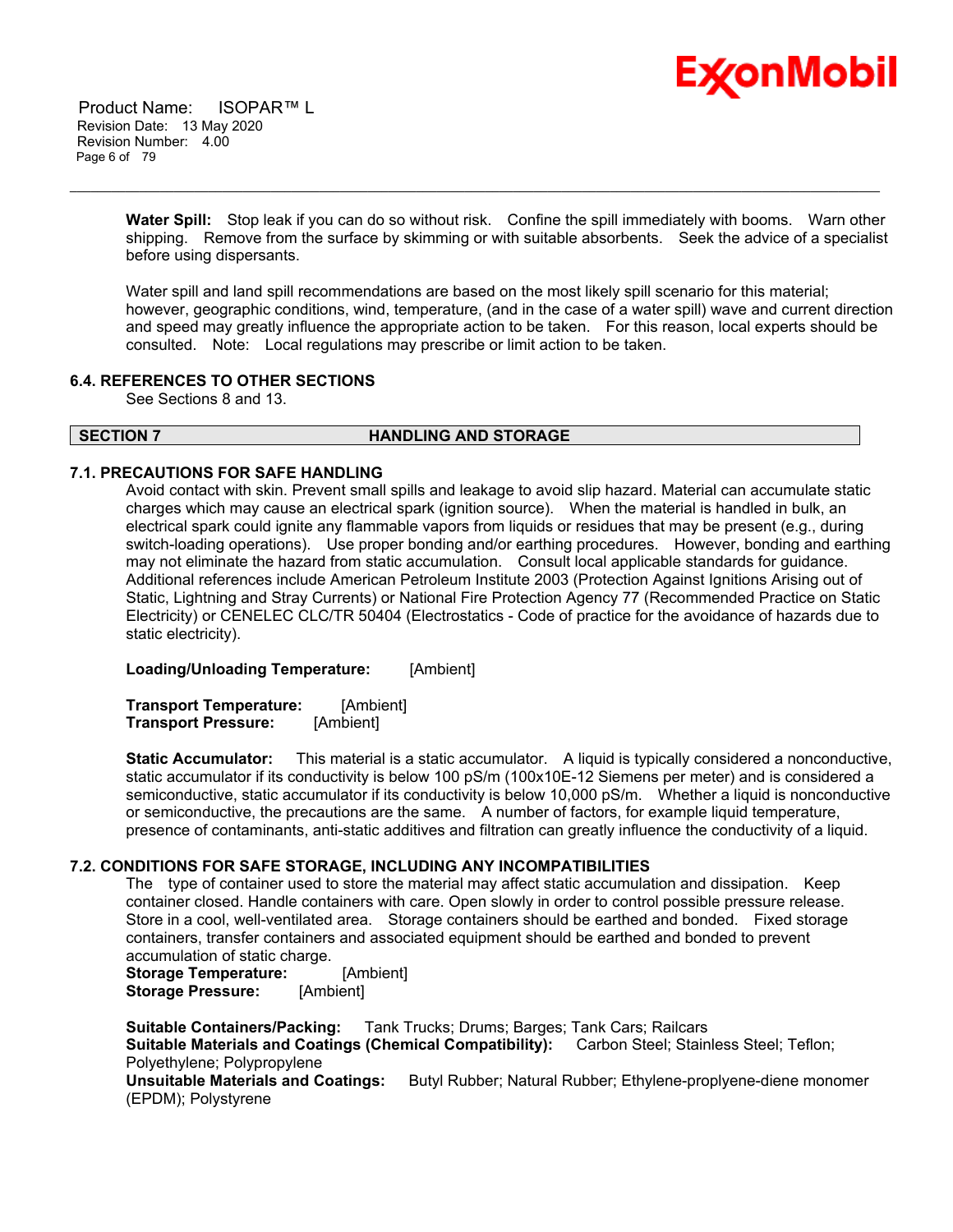**Water Spill:** Stop leak if you can do so without risk. Confine the spill immediately with booms. Warn other shipping. Remove from the surface by skimming or with suitable absorbents. Seek the advice of a specialist before using dispersants.

Water spill and land spill recommendations are based on the most likely spill scenario for this material; however, geographic conditions, wind, temperature, (and in the case of a water spill) wave and current direction and speed may greatly influence the appropriate action to be taken. For this reason, local experts should be consulted. Note: Local regulations may prescribe or limit action to be taken.

### 6.4. REFERENCES TO OTHER SECTIONS

See Sections 8 and 13.

## SECTION 7 HANDLING AND STORAGE

### 7.1. PRECAUTIONS FOR SAFE HANDLING

Avoid contact with skin. Prevent small spills and leakage to avoid slip hazard. Material can accumulate static charges which may cause an electrical spark (ignition source). When the material is handled in bulk, an electrical spark could ignite any flammable vapors from liquids or residues that may be present (e.g., during switch-loading operations). Use proper bonding and/or earthing procedures. However, bonding and earthing may not eliminate the hazard from static accumulation. Consult local applicable standards for guidance. Additional references include American Petroleum Institute 2003 (Protection Against Ignitions Arising out of Static, Lightning and Stray Currents) or National Fire Protection Agency 77 (Recommended Practice on Static Electricity) or CENELEC CLC/TR 50404 (Electrostatics - Code of practice for the avoidance of hazards due to static electricity).

**Loading/Unloading Temperature:** [Ambient]

**Transport Temperature:** [Ambient]
**Transport Pressure:** [Ambient]

**Static Accumulator:** This material is a static accumulator. A liquid is typically considered a nonconductive, static accumulator if its conductivity is below 100 pS/m (100x10E-12 Siemens per meter) and is considered a semiconductive, static accumulator if its conductivity is below 10,000 pS/m. Whether a liquid is nonconductive or semiconductive, the precautions are the same. A number of factors, for example liquid temperature, presence of contaminants, anti-static additives and filtration can greatly influence the conductivity of a liquid.

### 7.2. CONDITIONS FOR SAFE STORAGE, INCLUDING ANY INCOMPATIBILITIES

The type of container used to store the material may affect static accumulation and dissipation. Keep container closed. Handle containers with care. Open slowly in order to control possible pressure release. Store in a cool, well-ventilated area. Storage containers should be earthed and bonded. Fixed storage containers, transfer containers and associated equipment should be earthed and bonded to prevent accumulation of static charge.
**Storage Temperature:** [Ambient]
**Storage Pressure:** [Ambient]

**Suitable Containers/Packing:** Tank Trucks; Drums; Barges; Tank Cars; Railcars
**Suitable Materials and Coatings (Chemical Compatibility):** Carbon Steel; Stainless Steel; Teflon; Polyethylene; Polypropylene
**Unsuitable Materials and Coatings:** Butyl Rubber; Natural Rubber; Ethylene-proplyene-diene monomer (EPDM); Polystyrene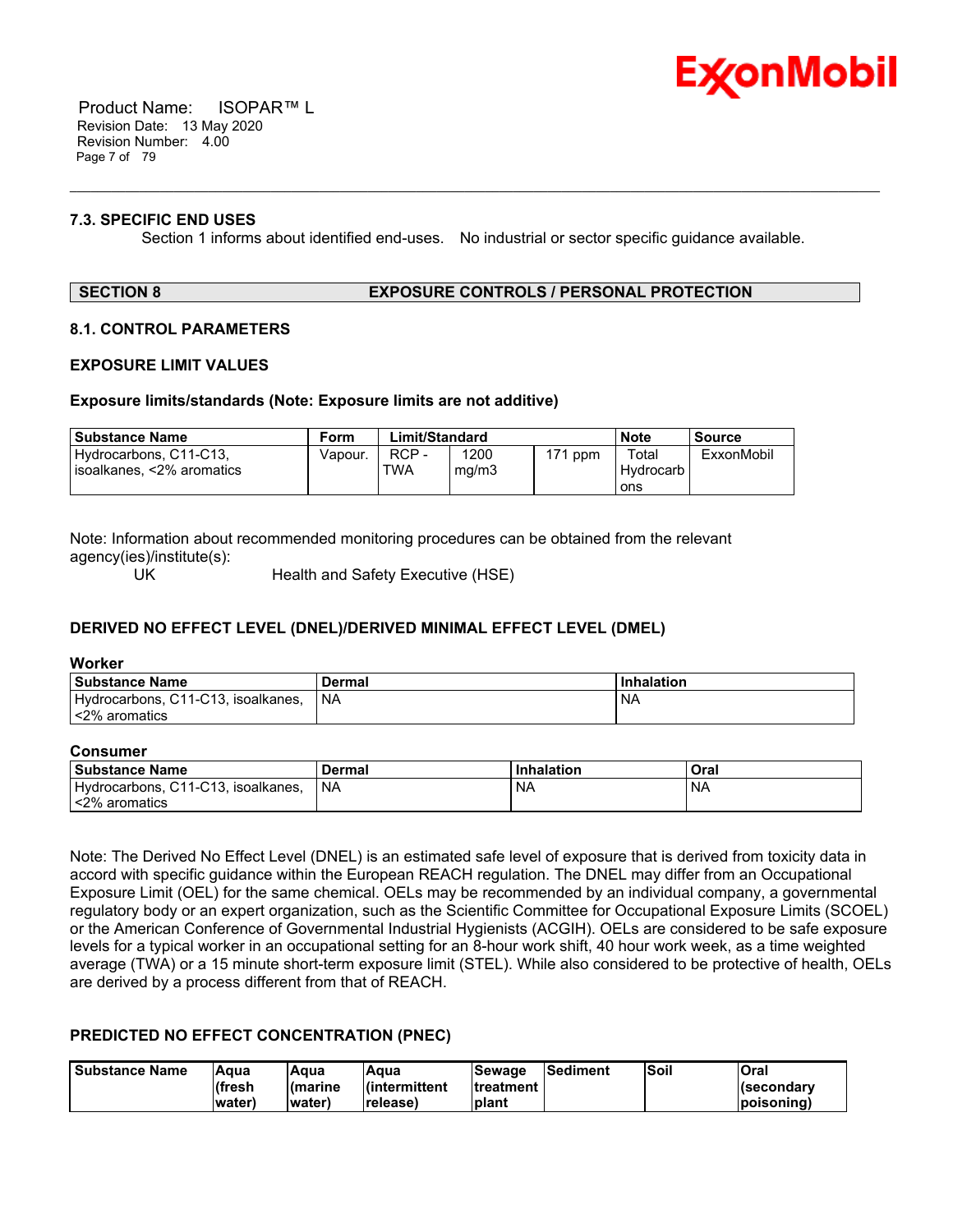### 7.3. SPECIFIC END USES

Section 1 informs about identified end-uses. No industrial or sector specific guidance available.

## SECTION 8 EXPOSURE CONTROLS / PERSONAL PROTECTION

### 8.1. CONTROL PARAMETERS

### EXPOSURE LIMIT VALUES

**Exposure limits/standards (Note: Exposure limits are not additive)**

| Substance Name | Form | Limit/Standard | | | Note | Source |
|---|---|---|---|---|---|---|
| Hydrocarbons, C11-C13, isoalkanes, <2% aromatics | Vapour. | RCP - TWA | 1200 mg/m3 | 171 ppm | Total Hydrocarbons | ExxonMobil |

Note: Information about recommended monitoring procedures can be obtained from the relevant agency(ies)/institute(s):

UK Health and Safety Executive (HSE)

### DERIVED NO EFFECT LEVEL (DNEL)/DERIVED MINIMAL EFFECT LEVEL (DMEL)

**Worker**

| Substance Name | Dermal | Inhalation |
|---|---|---|
| Hydrocarbons, C11-C13, isoalkanes, <2% aromatics | NA | NA |

**Consumer**

| Substance Name | Dermal | Inhalation | Oral |
|---|---|---|---|
| Hydrocarbons, C11-C13, isoalkanes, <2% aromatics | NA | NA | NA |

Note: The Derived No Effect Level (DNEL) is an estimated safe level of exposure that is derived from toxicity data in accord with specific guidance within the European REACH regulation. The DNEL may differ from an Occupational Exposure Limit (OEL) for the same chemical. OELs may be recommended by an individual company, a governmental regulatory body or an expert organization, such as the Scientific Committee for Occupational Exposure Limits (SCOEL) or the American Conference of Governmental Industrial Hygienists (ACGIH). OELs are considered to be safe exposure levels for a typical worker in an occupational setting for an 8-hour work shift, 40 hour work week, as a time weighted average (TWA) or a 15 minute short-term exposure limit (STEL). While also considered to be protective of health, OELs are derived by a process different from that of REACH.

### PREDICTED NO EFFECT CONCENTRATION (PNEC)

| Substance Name | Aqua (fresh water) | Aqua (marine water) | Aqua (intermittent release) | Sewage treatment plant | Sediment | Soil | Oral (secondary poisoning) |
|---|---|---|---|---|---|---|---|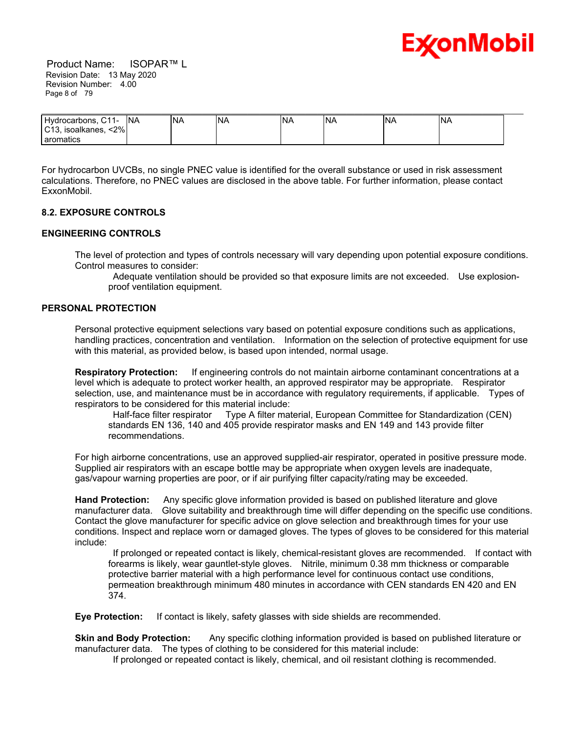| Hydrocarbons, C11-C13, isoalkanes, <2% aromatics | NA | NA | NA | NA | NA | NA | NA |
|---|---|---|---|---|---|---|---|

For hydrocarbon UVCBs, no single PNEC value is identified for the overall substance or used in risk assessment calculations. Therefore, no PNEC values are disclosed in the above table. For further information, please contact ExxonMobil.

### 8.2. EXPOSURE CONTROLS

### ENGINEERING CONTROLS

The level of protection and types of controls necessary will vary depending upon potential exposure conditions. Control measures to consider:

Adequate ventilation should be provided so that exposure limits are not exceeded. Use explosion-proof ventilation equipment.

### PERSONAL PROTECTION

Personal protective equipment selections vary based on potential exposure conditions such as applications, handling practices, concentration and ventilation. Information on the selection of protective equipment for use with this material, as provided below, is based upon intended, normal usage.

**Respiratory Protection:** If engineering controls do not maintain airborne contaminant concentrations at a level which is adequate to protect worker health, an approved respirator may be appropriate. Respirator selection, use, and maintenance must be in accordance with regulatory requirements, if applicable. Types of respirators to be considered for this material include:

Half-face filter respirator Type A filter material, European Committee for Standardization (CEN) standards EN 136, 140 and 405 provide respirator masks and EN 149 and 143 provide filter recommendations.

For high airborne concentrations, use an approved supplied-air respirator, operated in positive pressure mode. Supplied air respirators with an escape bottle may be appropriate when oxygen levels are inadequate, gas/vapour warning properties are poor, or if air purifying filter capacity/rating may be exceeded.

**Hand Protection:** Any specific glove information provided is based on published literature and glove manufacturer data. Glove suitability and breakthrough time will differ depending on the specific use conditions. Contact the glove manufacturer for specific advice on glove selection and breakthrough times for your use conditions. Inspect and replace worn or damaged gloves. The types of gloves to be considered for this material include:

If prolonged or repeated contact is likely, chemical-resistant gloves are recommended. If contact with forearms is likely, wear gauntlet-style gloves. Nitrile, minimum 0.38 mm thickness or comparable protective barrier material with a high performance level for continuous contact use conditions, permeation breakthrough minimum 480 minutes in accordance with CEN standards EN 420 and EN 374.

**Eye Protection:** If contact is likely, safety glasses with side shields are recommended.

**Skin and Body Protection:** Any specific clothing information provided is based on published literature or manufacturer data. The types of clothing to be considered for this material include:

If prolonged or repeated contact is likely, chemical, and oil resistant clothing is recommended.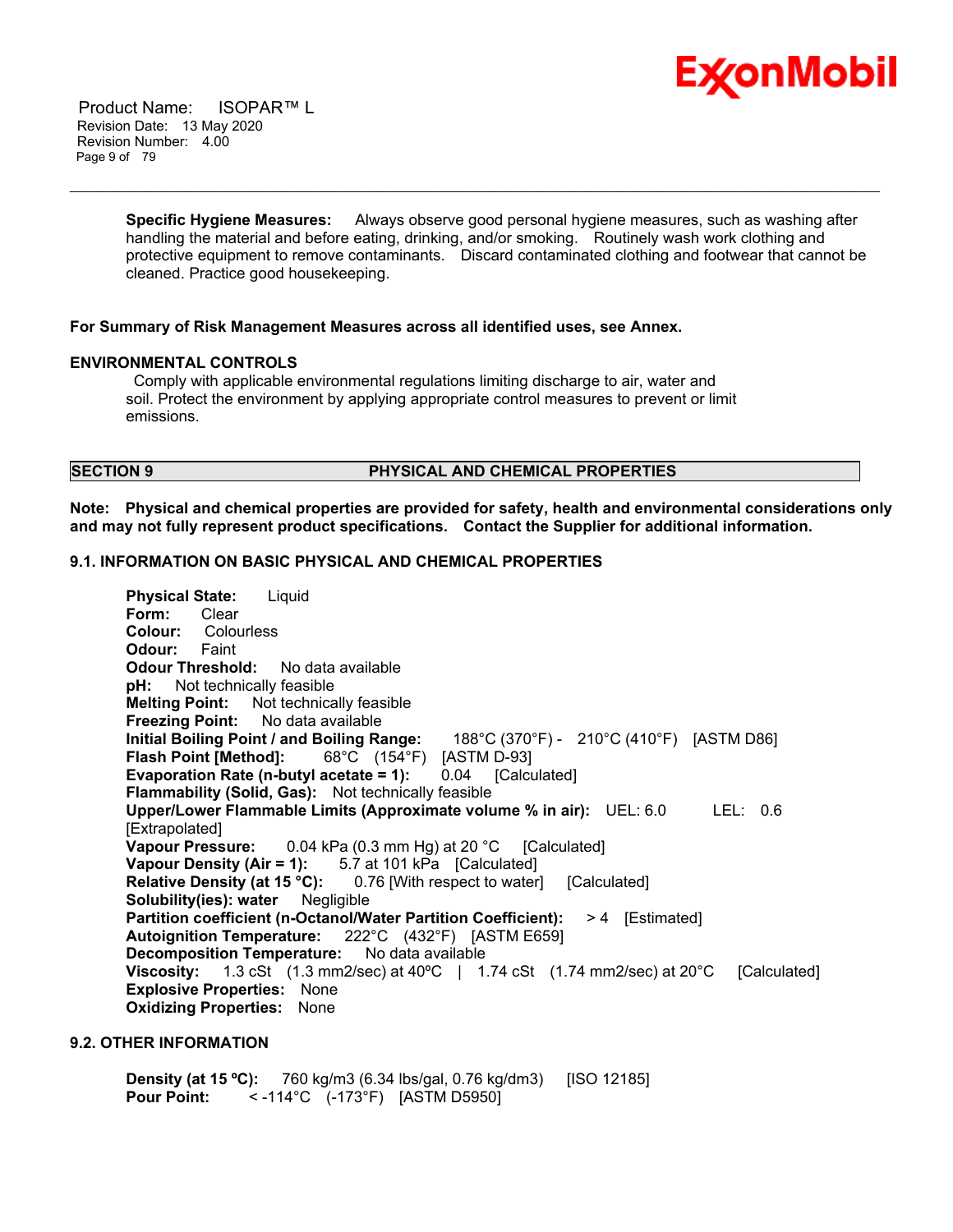**Specific Hygiene Measures:** Always observe good personal hygiene measures, such as washing after handling the material and before eating, drinking, and/or smoking. Routinely wash work clothing and protective equipment to remove contaminants. Discard contaminated clothing and footwear that cannot be cleaned. Practice good housekeeping.

**For Summary of Risk Management Measures across all identified uses, see Annex.**

**ENVIRONMENTAL CONTROLS**

Comply with applicable environmental regulations limiting discharge to air, water and soil. Protect the environment by applying appropriate control measures to prevent or limit emissions.

## SECTION 9 PHYSICAL AND CHEMICAL PROPERTIES

**Note: Physical and chemical properties are provided for safety, health and environmental considerations only and may not fully represent product specifications. Contact the Supplier for additional information.**

### 9.1. INFORMATION ON BASIC PHYSICAL AND CHEMICAL PROPERTIES

**Physical State:** Liquid
**Form:** Clear
**Colour:** Colourless
**Odour:** Faint
**Odour Threshold:** No data available
**pH:** Not technically feasible
**Melting Point:** Not technically feasible
**Freezing Point:** No data available
**Initial Boiling Point / and Boiling Range:** 188°C (370°F) - 210°C (410°F) [ASTM D86]
**Flash Point [Method]:** 68°C (154°F) [ASTM D-93]
**Evaporation Rate (n-butyl acetate = 1):** 0.04 [Calculated]
**Flammability (Solid, Gas):** Not technically feasible
**Upper/Lower Flammable Limits (Approximate volume % in air):** UEL: 6.0 LEL: 0.6 [Extrapolated]
**Vapour Pressure:** 0.04 kPa (0.3 mm Hg) at 20 °C [Calculated]
**Vapour Density (Air = 1):** 5.7 at 101 kPa [Calculated]
**Relative Density (at 15 °C):** 0.76 [With respect to water] [Calculated]
**Solubility(ies): water** Negligible
**Partition coefficient (n-Octanol/Water Partition Coefficient):** > 4 [Estimated]
**Autoignition Temperature:** 222°C (432°F) [ASTM E659]
**Decomposition Temperature:** No data available
**Viscosity:** 1.3 cSt (1.3 mm2/sec) at 40ºC | 1.74 cSt (1.74 mm2/sec) at 20°C [Calculated]
**Explosive Properties:** None
**Oxidizing Properties:** None

### 9.2. OTHER INFORMATION

**Density (at 15 ºC):** 760 kg/m3 (6.34 lbs/gal, 0.76 kg/dm3) [ISO 12185]
**Pour Point:** < -114°C (-173°F) [ASTM D5950]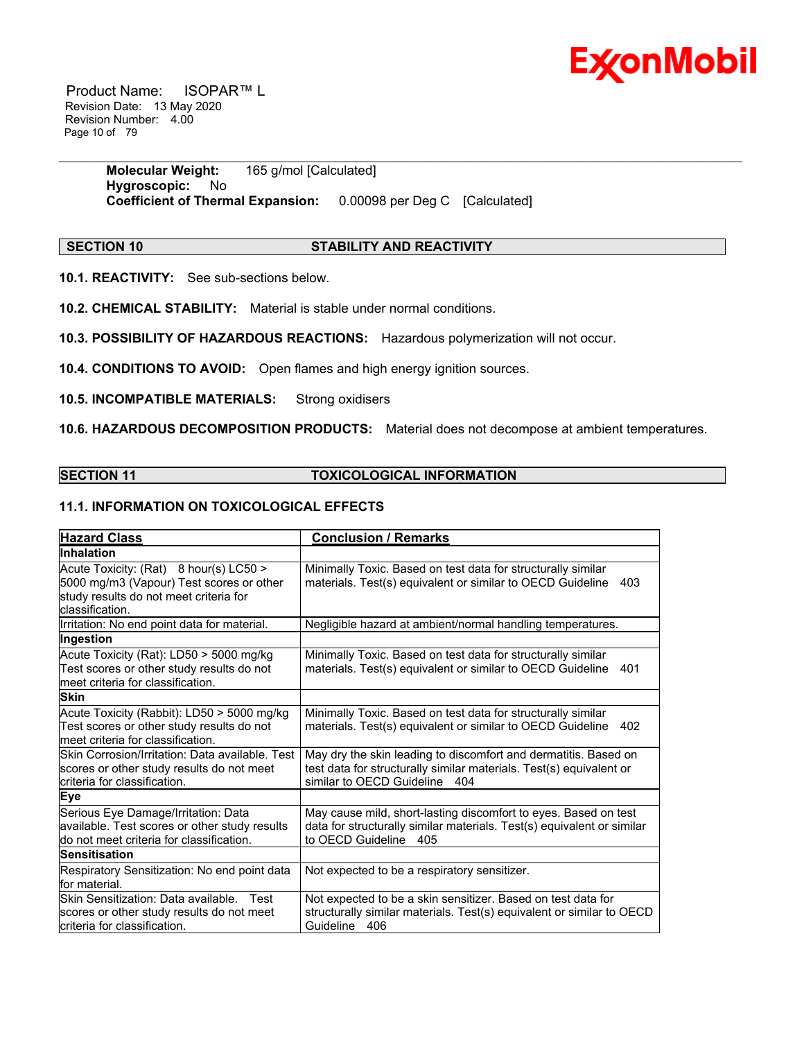**Molecular Weight:** 165 g/mol [Calculated]
**Hygroscopic:** No
**Coefficient of Thermal Expansion:** 0.00098 per Deg C [Calculated]

## SECTION 10 STABILITY AND REACTIVITY

**10.1. REACTIVITY:** See sub-sections below.

**10.2. CHEMICAL STABILITY:** Material is stable under normal conditions.

**10.3. POSSIBILITY OF HAZARDOUS REACTIONS:** Hazardous polymerization will not occur.

**10.4. CONDITIONS TO AVOID:** Open flames and high energy ignition sources.

**10.5. INCOMPATIBLE MATERIALS:** Strong oxidisers

**10.6. HAZARDOUS DECOMPOSITION PRODUCTS:** Material does not decompose at ambient temperatures.

## SECTION 11 TOXICOLOGICAL INFORMATION

### 11.1. INFORMATION ON TOXICOLOGICAL EFFECTS

| Hazard Class | Conclusion / Remarks |
|---|---|
| **Inhalation** | |
| Acute Toxicity: (Rat) 8 hour(s) LC50 > 5000 mg/m3 (Vapour) Test scores or other study results do not meet criteria for classification. | Minimally Toxic. Based on test data for structurally similar materials. Test(s) equivalent or similar to OECD Guideline 403 |
| Irritation: No end point data for material. | Negligible hazard at ambient/normal handling temperatures. |
| **Ingestion** | |
| Acute Toxicity (Rat): LD50 > 5000 mg/kg Test scores or other study results do not meet criteria for classification. | Minimally Toxic. Based on test data for structurally similar materials. Test(s) equivalent or similar to OECD Guideline 401 |
| **Skin** | |
| Acute Toxicity (Rabbit): LD50 > 5000 mg/kg Test scores or other study results do not meet criteria for classification. | Minimally Toxic. Based on test data for structurally similar materials. Test(s) equivalent or similar to OECD Guideline 402 |
| Skin Corrosion/Irritation: Data available. Test scores or other study results do not meet criteria for classification. | May dry the skin leading to discomfort and dermatitis. Based on test data for structurally similar materials. Test(s) equivalent or similar to OECD Guideline 404 |
| **Eye** | |
| Serious Eye Damage/Irritation: Data available. Test scores or other study results do not meet criteria for classification. | May cause mild, short-lasting discomfort to eyes. Based on test data for structurally similar materials. Test(s) equivalent or similar to OECD Guideline 405 |
| **Sensitisation** | |
| Respiratory Sensitization: No end point data for material. | Not expected to be a respiratory sensitizer. |
| Skin Sensitization: Data available. Test scores or other study results do not meet criteria for classification. | Not expected to be a skin sensitizer. Based on test data for structurally similar materials. Test(s) equivalent or similar to OECD Guideline 406 |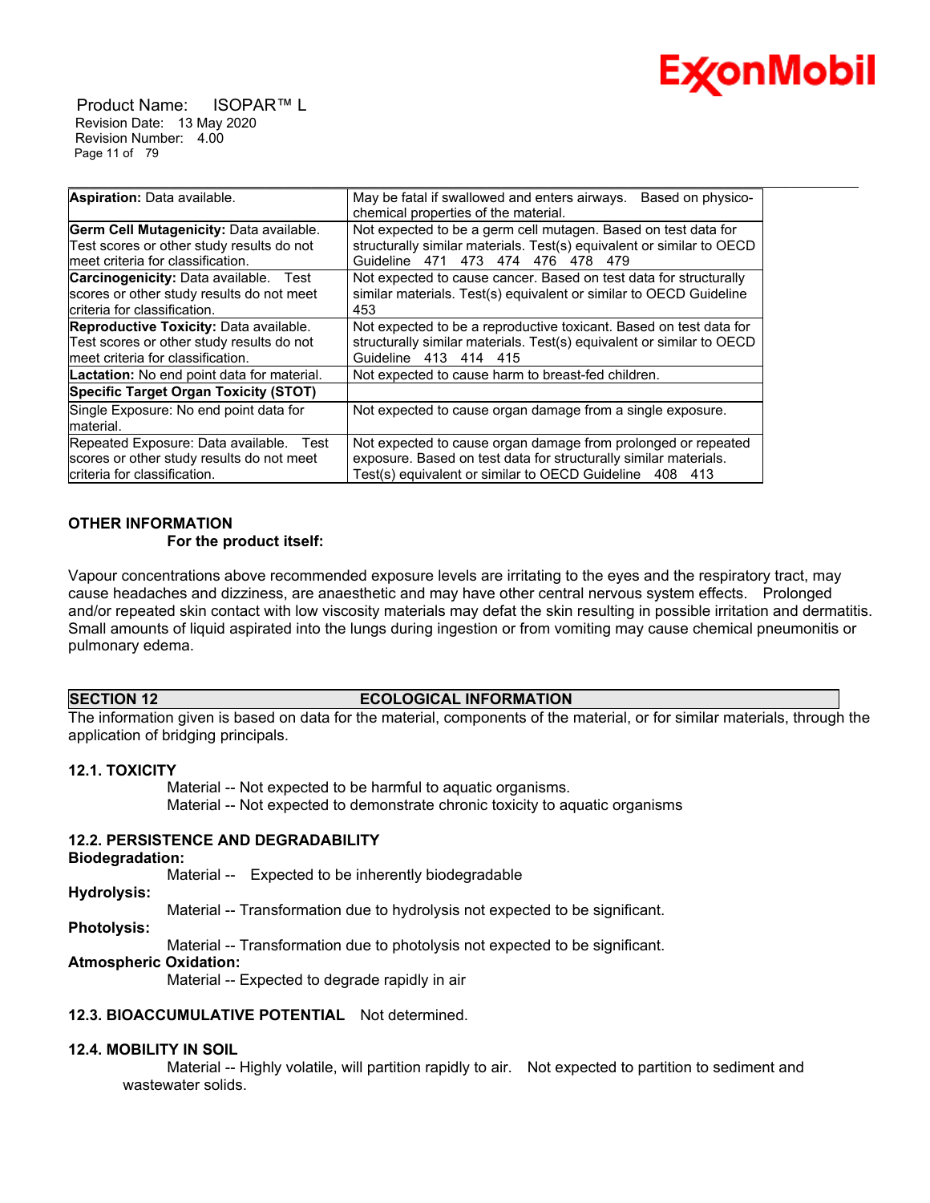| | |
|---|---|
| **Aspiration:** Data available. | May be fatal if swallowed and enters airways. Based on physico-chemical properties of the material. |
| **Germ Cell Mutagenicity:** Data available. Test scores or other study results do not meet criteria for classification. | Not expected to be a germ cell mutagen. Based on test data for structurally similar materials. Test(s) equivalent or similar to OECD Guideline 471 473 474 476 478 479 |
| **Carcinogenicity:** Data available. Test scores or other study results do not meet criteria for classification. | Not expected to cause cancer. Based on test data for structurally similar materials. Test(s) equivalent or similar to OECD Guideline 453 |
| **Reproductive Toxicity:** Data available. Test scores or other study results do not meet criteria for classification. | Not expected to be a reproductive toxicant. Based on test data for structurally similar materials. Test(s) equivalent or similar to OECD Guideline 413 414 415 |
| **Lactation:** No end point data for material. | Not expected to cause harm to breast-fed children. |
| **Specific Target Organ Toxicity (STOT)** | |
| Single Exposure: No end point data for material. | Not expected to cause organ damage from a single exposure. |
| Repeated Exposure: Data available. Test scores or other study results do not meet criteria for classification. | Not expected to cause organ damage from prolonged or repeated exposure. Based on test data for structurally similar materials. Test(s) equivalent or similar to OECD Guideline 408 413 |

**OTHER INFORMATION**

**For the product itself:**

Vapour concentrations above recommended exposure levels are irritating to the eyes and the respiratory tract, may cause headaches and dizziness, are anaesthetic and may have other central nervous system effects. Prolonged and/or repeated skin contact with low viscosity materials may defat the skin resulting in possible irritation and dermatitis. Small amounts of liquid aspirated into the lungs during ingestion or from vomiting may cause chemical pneumonitis or pulmonary edema.

## SECTION 12 ECOLOGICAL INFORMATION

The information given is based on data for the material, components of the material, or for similar materials, through the application of bridging principals.

### 12.1. TOXICITY

Material -- Not expected to be harmful to aquatic organisms.
Material -- Not expected to demonstrate chronic toxicity to aquatic organisms

### 12.2. PERSISTENCE AND DEGRADABILITY

**Biodegradation:**

Material -- Expected to be inherently biodegradable

**Hydrolysis:**

Material -- Transformation due to hydrolysis not expected to be significant.

**Photolysis:**

Material -- Transformation due to photolysis not expected to be significant.

**Atmospheric Oxidation:**

Material -- Expected to degrade rapidly in air

### 12.3. BIOACCUMULATIVE POTENTIAL Not determined.

### 12.4. MOBILITY IN SOIL

Material -- Highly volatile, will partition rapidly to air. Not expected to partition to sediment and wastewater solids.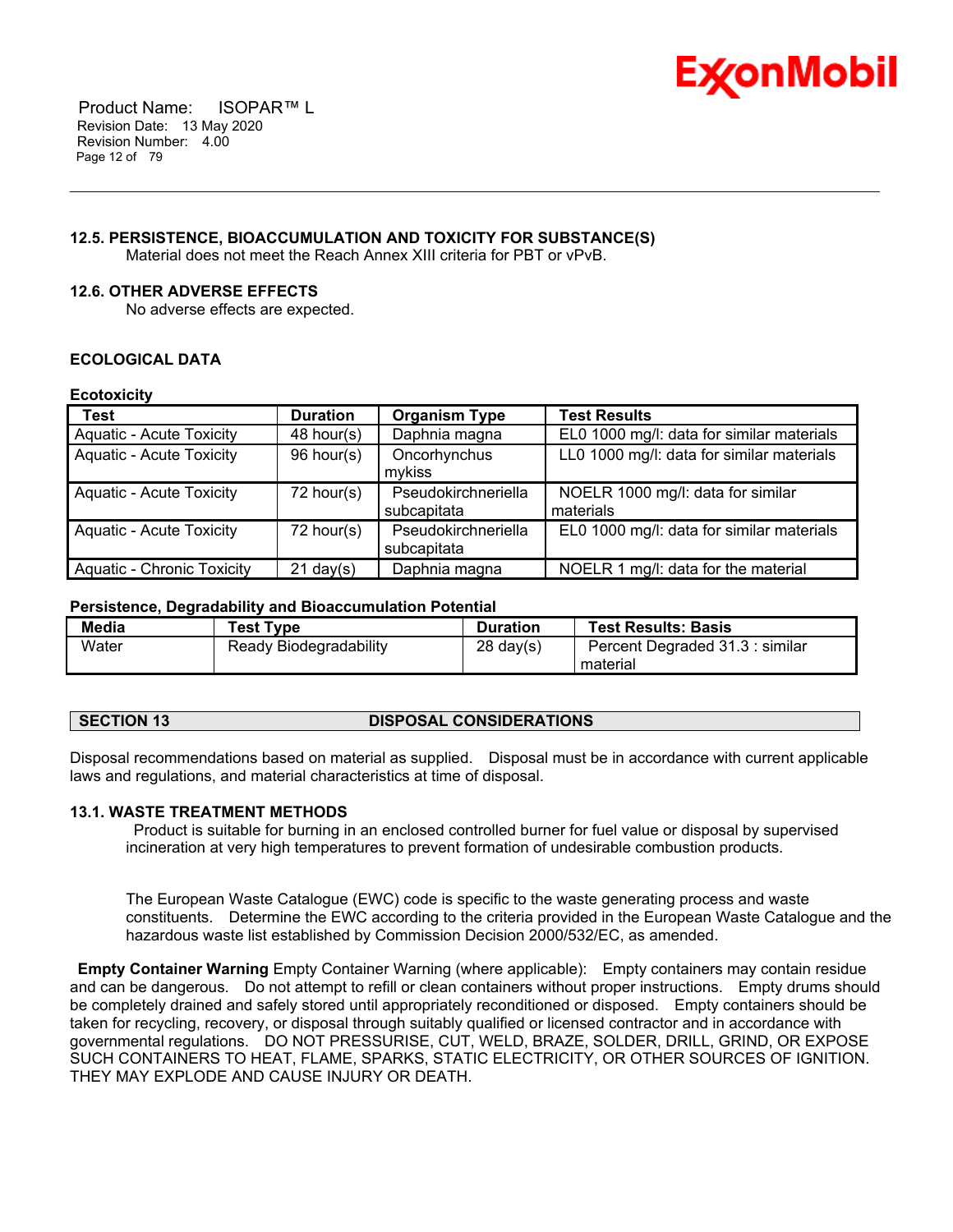### 12.5. PERSISTENCE, BIOACCUMULATION AND TOXICITY FOR SUBSTANCE(S)

Material does not meet the Reach Annex XIII criteria for PBT or vPvB.

### 12.6. OTHER ADVERSE EFFECTS

No adverse effects are expected.

### ECOLOGICAL DATA

**Ecotoxicity**

| Test | Duration | Organism Type | Test Results |
|---|---|---|---|
| Aquatic - Acute Toxicity | 48 hour(s) | Daphnia magna | EL0 1000 mg/l: data for similar materials |
| Aquatic - Acute Toxicity | 96 hour(s) | Oncorhynchus mykiss | LL0 1000 mg/l: data for similar materials |
| Aquatic - Acute Toxicity | 72 hour(s) | Pseudokirchneriella subcapitata | NOELR 1000 mg/l: data for similar materials |
| Aquatic - Acute Toxicity | 72 hour(s) | Pseudokirchneriella subcapitata | EL0 1000 mg/l: data for similar materials |
| Aquatic - Chronic Toxicity | 21 day(s) | Daphnia magna | NOELR 1 mg/l: data for the material |

**Persistence, Degradability and Bioaccumulation Potential**

| Media | Test Type | Duration | Test Results: Basis |
|---|---|---|---|
| Water | Ready Biodegradability | 28 day(s) | Percent Degraded 31.3 : similar material |

## SECTION 13 DISPOSAL CONSIDERATIONS

Disposal recommendations based on material as supplied. Disposal must be in accordance with current applicable laws and regulations, and material characteristics at time of disposal.

### 13.1. WASTE TREATMENT METHODS

Product is suitable for burning in an enclosed controlled burner for fuel value or disposal by supervised incineration at very high temperatures to prevent formation of undesirable combustion products.

The European Waste Catalogue (EWC) code is specific to the waste generating process and waste constituents. Determine the EWC according to the criteria provided in the European Waste Catalogue and the hazardous waste list established by Commission Decision 2000/532/EC, as amended.

**Empty Container Warning** Empty Container Warning (where applicable): Empty containers may contain residue and can be dangerous. Do not attempt to refill or clean containers without proper instructions. Empty drums should be completely drained and safely stored until appropriately reconditioned or disposed. Empty containers should be taken for recycling, recovery, or disposal through suitably qualified or licensed contractor and in accordance with governmental regulations. DO NOT PRESSURISE, CUT, WELD, BRAZE, SOLDER, DRILL, GRIND, OR EXPOSE SUCH CONTAINERS TO HEAT, FLAME, SPARKS, STATIC ELECTRICITY, OR OTHER SOURCES OF IGNITION. THEY MAY EXPLODE AND CAUSE INJURY OR DEATH.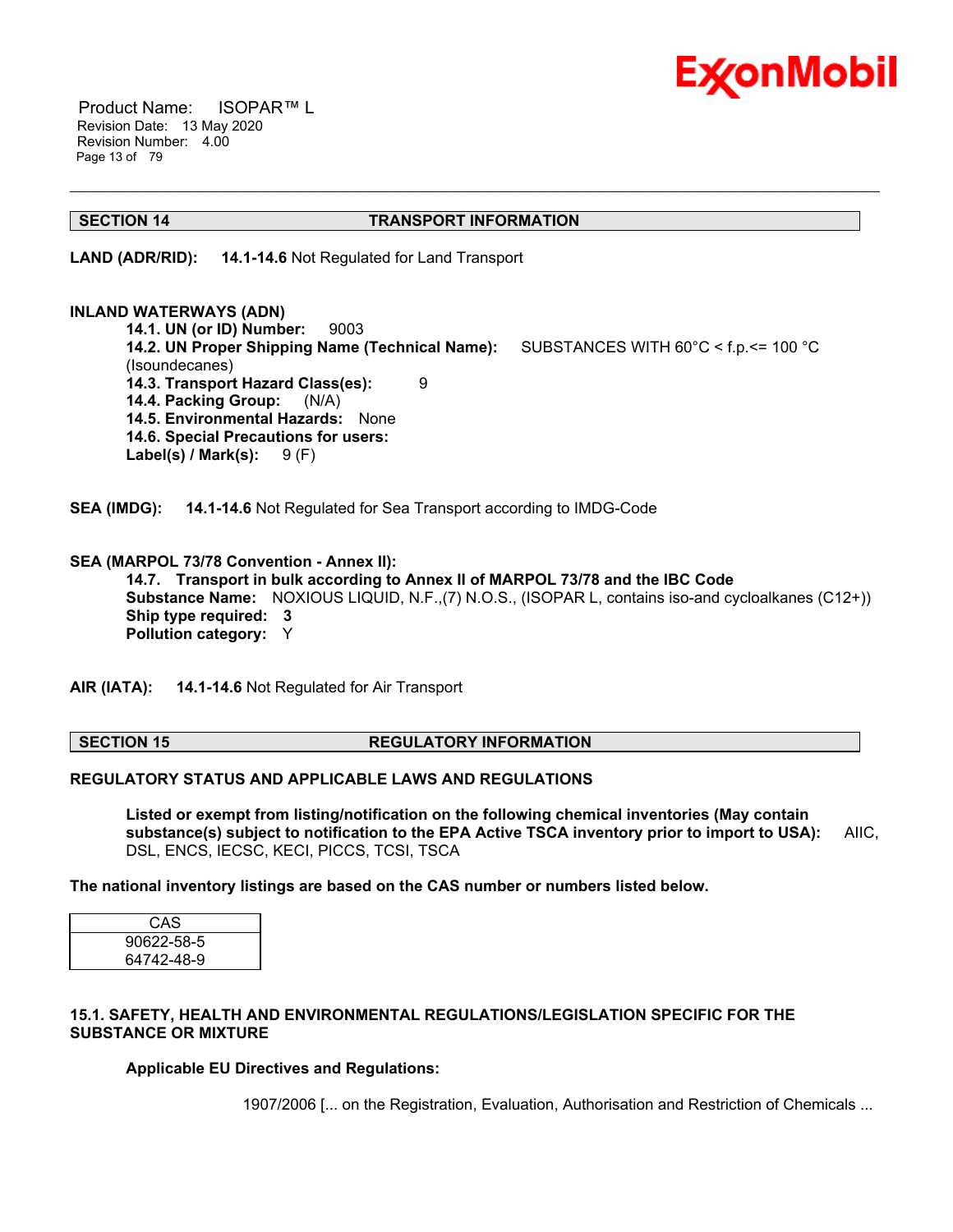## SECTION 14 TRANSPORT INFORMATION

**LAND (ADR/RID):** **14.1-14.6** Not Regulated for Land Transport

**INLAND WATERWAYS (ADN)**

**14.1. UN (or ID) Number:** 9003
**14.2. UN Proper Shipping Name (Technical Name):** SUBSTANCES WITH 60°C < f.p.<= 100 °C (Isoundecanes)
**14.3. Transport Hazard Class(es):** 9
**14.4. Packing Group:** (N/A)
**14.5. Environmental Hazards:** None
**14.6. Special Precautions for users:**
**Label(s) / Mark(s):** 9 (F)

**SEA (IMDG):** **14.1-14.6** Not Regulated for Sea Transport according to IMDG-Code

**SEA (MARPOL 73/78 Convention - Annex II):**

**14.7. Transport in bulk according to Annex II of MARPOL 73/78 and the IBC Code**
**Substance Name:** NOXIOUS LIQUID, N.F.,(7) N.O.S., (ISOPAR L, contains iso-and cycloalkanes (C12+))
**Ship type required:** **3**
**Pollution category:** Y

**AIR (IATA):** **14.1-14.6** Not Regulated for Air Transport

## SECTION 15 REGULATORY INFORMATION

**REGULATORY STATUS AND APPLICABLE LAWS AND REGULATIONS**

**Listed or exempt from listing/notification on the following chemical inventories (May contain substance(s) subject to notification to the EPA Active TSCA inventory prior to import to USA):** AIIC, DSL, ENCS, IECSC, KECI, PICCS, TCSI, TSCA

**The national inventory listings are based on the CAS number or numbers listed below.**

| CAS |
|---|
| 90622-58-5 |
| 64742-48-9 |

**15.1. SAFETY, HEALTH AND ENVIRONMENTAL REGULATIONS/LEGISLATION SPECIFIC FOR THE SUBSTANCE OR MIXTURE**

**Applicable EU Directives and Regulations:**

1907/2006 [... on the Registration, Evaluation, Authorisation and Restriction of Chemicals ...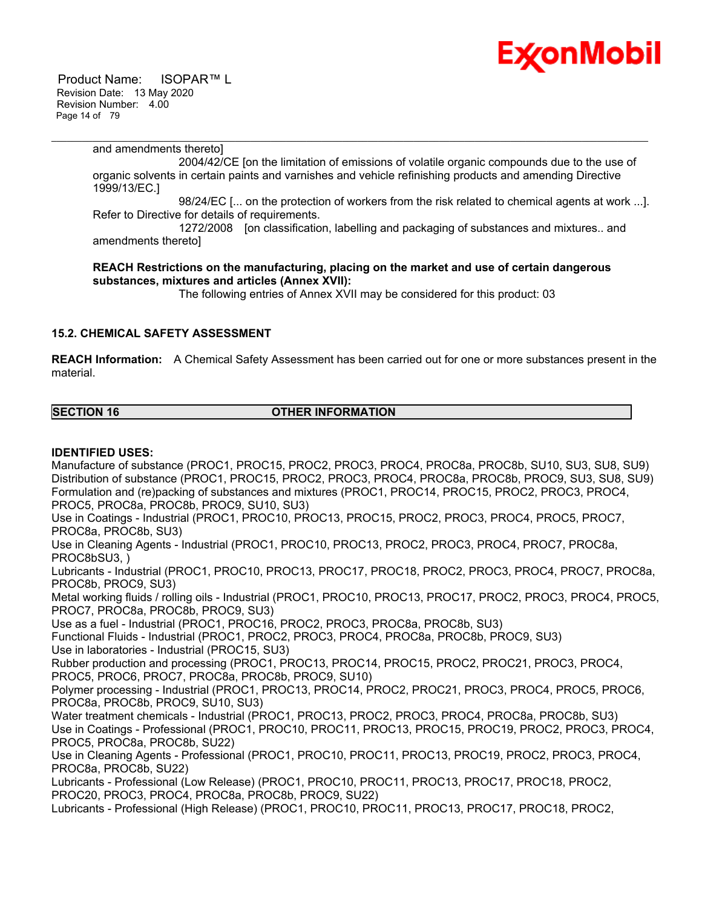and amendments thereto]

2004/42/CE [on the limitation of emissions of volatile organic compounds due to the use of organic solvents in certain paints and varnishes and vehicle refinishing products and amending Directive 1999/13/EC.]

98/24/EC [... on the protection of workers from the risk related to chemical agents at work ...]. Refer to Directive for details of requirements.

1272/2008 [on classification, labelling and packaging of substances and mixtures.. and amendments thereto]

**REACH Restrictions on the manufacturing, placing on the market and use of certain dangerous substances, mixtures and articles (Annex XVII):**

The following entries of Annex XVII may be considered for this product: 03

### 15.2. CHEMICAL SAFETY ASSESSMENT

**REACH Information:** A Chemical Safety Assessment has been carried out for one or more substances present in the material.

## SECTION 16 OTHER INFORMATION

**IDENTIFIED USES:**

Manufacture of substance (PROC1, PROC15, PROC2, PROC3, PROC4, PROC8a, PROC8b, SU10, SU3, SU8, SU9)
Distribution of substance (PROC1, PROC15, PROC2, PROC3, PROC4, PROC8a, PROC8b, PROC9, SU3, SU8, SU9)
Formulation and (re)packing of substances and mixtures (PROC1, PROC14, PROC15, PROC2, PROC3, PROC4, PROC5, PROC8a, PROC8b, PROC9, SU10, SU3)
Use in Coatings - Industrial (PROC1, PROC10, PROC13, PROC15, PROC2, PROC3, PROC4, PROC5, PROC7, PROC8a, PROC8b, SU3)
Use in Cleaning Agents - Industrial (PROC1, PROC10, PROC13, PROC2, PROC3, PROC4, PROC7, PROC8a, PROC8bSU3, )
Lubricants - Industrial (PROC1, PROC10, PROC13, PROC17, PROC18, PROC2, PROC3, PROC4, PROC7, PROC8a, PROC8b, PROC9, SU3)
Metal working fluids / rolling oils - Industrial (PROC1, PROC10, PROC13, PROC17, PROC2, PROC3, PROC4, PROC5, PROC7, PROC8a, PROC8b, PROC9, SU3)
Use as a fuel - Industrial (PROC1, PROC16, PROC2, PROC3, PROC8a, PROC8b, SU3)
Functional Fluids - Industrial (PROC1, PROC2, PROC3, PROC4, PROC8a, PROC8b, PROC9, SU3)
Use in laboratories - Industrial (PROC15, SU3)
Rubber production and processing (PROC1, PROC13, PROC14, PROC15, PROC2, PROC21, PROC3, PROC4, PROC5, PROC6, PROC7, PROC8a, PROC8b, PROC9, SU10)
Polymer processing - Industrial (PROC1, PROC13, PROC14, PROC2, PROC21, PROC3, PROC4, PROC5, PROC6, PROC8a, PROC8b, PROC9, SU10, SU3)
Water treatment chemicals - Industrial (PROC1, PROC13, PROC2, PROC3, PROC4, PROC8a, PROC8b, SU3)
Use in Coatings - Professional (PROC1, PROC10, PROC11, PROC13, PROC15, PROC19, PROC2, PROC3, PROC4, PROC5, PROC8a, PROC8b, SU22)
Use in Cleaning Agents - Professional (PROC1, PROC10, PROC11, PROC13, PROC19, PROC2, PROC3, PROC4, PROC8a, PROC8b, SU22)
Lubricants - Professional (Low Release) (PROC1, PROC10, PROC11, PROC13, PROC17, PROC18, PROC2, PROC20, PROC3, PROC4, PROC8a, PROC8b, PROC9, SU22)
Lubricants - Professional (High Release) (PROC1, PROC10, PROC11, PROC13, PROC17, PROC18, PROC2,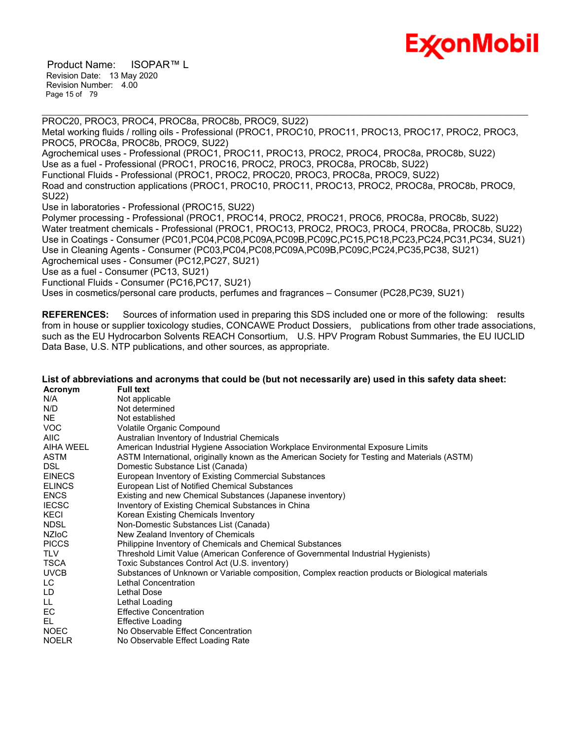PROC20, PROC3, PROC4, PROC8a, PROC8b, PROC9, SU22)
Metal working fluids / rolling oils - Professional (PROC1, PROC10, PROC11, PROC13, PROC17, PROC2, PROC3, PROC5, PROC8a, PROC8b, PROC9, SU22)
Agrochemical uses - Professional (PROC1, PROC11, PROC13, PROC2, PROC4, PROC8a, PROC8b, SU22)
Use as a fuel - Professional (PROC1, PROC16, PROC2, PROC3, PROC8a, PROC8b, SU22)
Functional Fluids - Professional (PROC1, PROC2, PROC20, PROC3, PROC8a, PROC9, SU22)
Road and construction applications (PROC1, PROC10, PROC11, PROC13, PROC2, PROC8a, PROC8b, PROC9, SU22)
Use in laboratories - Professional (PROC15, SU22)
Polymer processing - Professional (PROC1, PROC14, PROC2, PROC21, PROC6, PROC8a, PROC8b, SU22)
Water treatment chemicals - Professional (PROC1, PROC13, PROC2, PROC3, PROC4, PROC8a, PROC8b, SU22)
Use in Coatings - Consumer (PC01,PC04,PC08,PC09A,PC09B,PC09C,PC15,PC18,PC23,PC24,PC31,PC34, SU21)
Use in Cleaning Agents - Consumer (PC03,PC04,PC08,PC09A,PC09B,PC09C,PC24,PC35,PC38, SU21)
Agrochemical uses - Consumer (PC12,PC27, SU21)
Use as a fuel - Consumer (PC13, SU21)
Functional Fluids - Consumer (PC16,PC17, SU21)
Uses in cosmetics/personal care products, perfumes and fragrances – Consumer (PC28,PC39, SU21)

**REFERENCES:** Sources of information used in preparing this SDS included one or more of the following: results from in house or supplier toxicology studies, CONCAWE Product Dossiers, publications from other trade associations, such as the EU Hydrocarbon Solvents REACH Consortium, U.S. HPV Program Robust Summaries, the EU IUCLID Data Base, U.S. NTP publications, and other sources, as appropriate.

**List of abbreviations and acronyms that could be (but not necessarily are) used in this safety data sheet:**

| Acronym | Full text |
|---|---|
| N/A | Not applicable |
| N/D | Not determined |
| NE | Not established |
| VOC | Volatile Organic Compound |
| AIIC | Australian Inventory of Industrial Chemicals |
| AIHA WEEL | American Industrial Hygiene Association Workplace Environmental Exposure Limits |
| ASTM | ASTM International, originally known as the American Society for Testing and Materials (ASTM) |
| DSL | Domestic Substance List (Canada) |
| EINECS | European Inventory of Existing Commercial Substances |
| ELINCS | European List of Notified Chemical Substances |
| ENCS | Existing and new Chemical Substances (Japanese inventory) |
| IECSC | Inventory of Existing Chemical Substances in China |
| KECI | Korean Existing Chemicals Inventory |
| NDSL | Non-Domestic Substances List (Canada) |
| NZIoC | New Zealand Inventory of Chemicals |
| PICCS | Philippine Inventory of Chemicals and Chemical Substances |
| TLV | Threshold Limit Value (American Conference of Governmental Industrial Hygienists) |
| TSCA | Toxic Substances Control Act (U.S. inventory) |
| UVCB | Substances of Unknown or Variable composition, Complex reaction products or Biological materials |
| LC | Lethal Concentration |
| LD | Lethal Dose |
| LL | Lethal Loading |
| EC | Effective Concentration |
| EL | Effective Loading |
| NOEC | No Observable Effect Concentration |
| NOELR | No Observable Effect Loading Rate |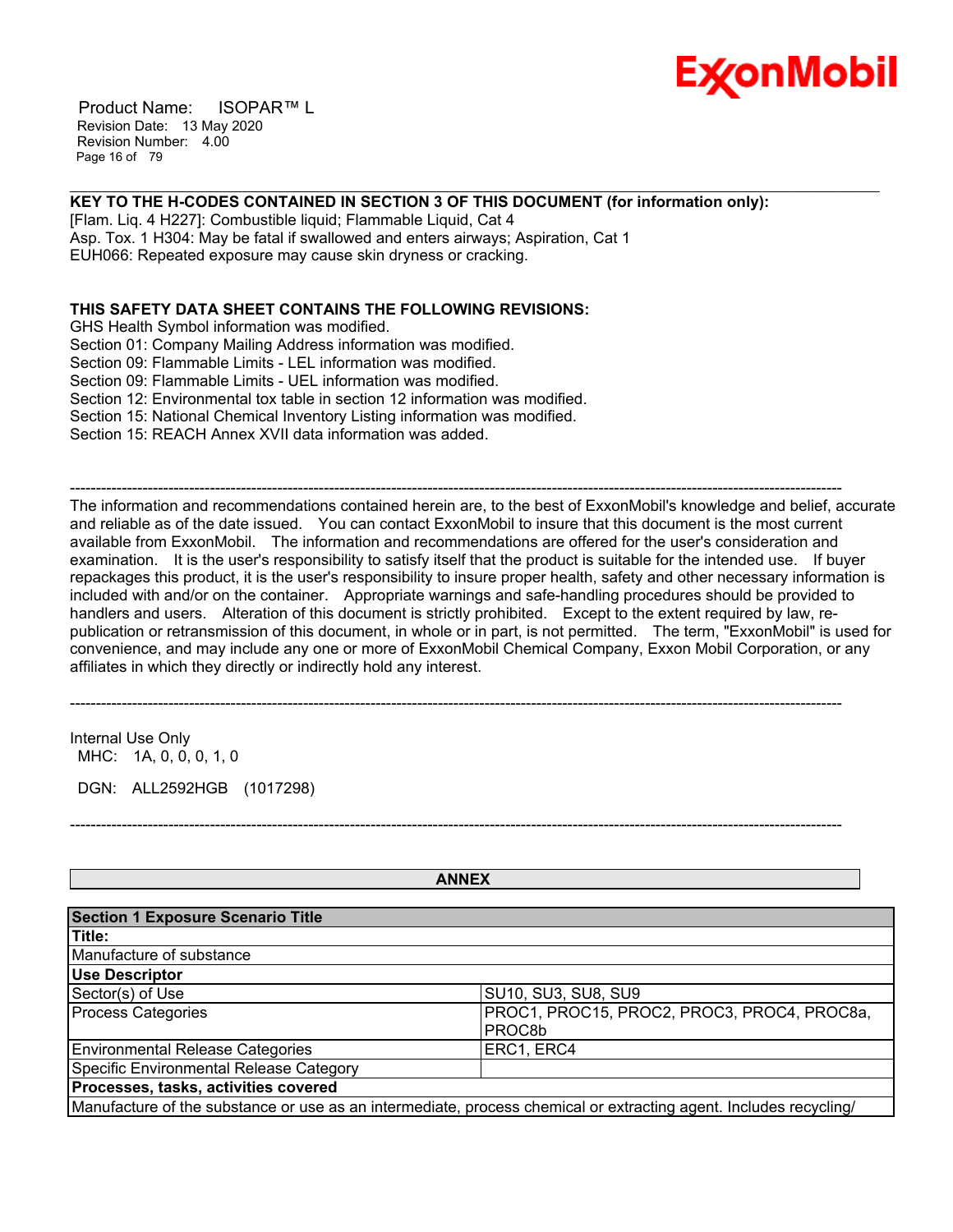**KEY TO THE H-CODES CONTAINED IN SECTION 3 OF THIS DOCUMENT (for information only):**

[Flam. Liq. 4 H227]: Combustible liquid; Flammable Liquid, Cat 4
Asp. Tox. 1 H304: May be fatal if swallowed and enters airways; Aspiration, Cat 1
EUH066: Repeated exposure may cause skin dryness or cracking.

**THIS SAFETY DATA SHEET CONTAINS THE FOLLOWING REVISIONS:**

GHS Health Symbol information was modified.
Section 01: Company Mailing Address information was modified.
Section 09: Flammable Limits - LEL information was modified.
Section 09: Flammable Limits - UEL information was modified.
Section 12: Environmental tox table in section 12 information was modified.
Section 15: National Chemical Inventory Listing information was modified.
Section 15: REACH Annex XVII data information was added.

-----------------------------------------------------------------------------------------------------------------------------------------------

The information and recommendations contained herein are, to the best of ExxonMobil's knowledge and belief, accurate and reliable as of the date issued. You can contact ExxonMobil to insure that this document is the most current available from ExxonMobil. The information and recommendations are offered for the user's consideration and examination. It is the user's responsibility to satisfy itself that the product is suitable for the intended use. If buyer repackages this product, it is the user's responsibility to insure proper health, safety and other necessary information is included with and/or on the container. Appropriate warnings and safe-handling procedures should be provided to handlers and users. Alteration of this document is strictly prohibited. Except to the extent required by law, re-publication or retransmission of this document, in whole or in part, is not permitted. The term, "ExxonMobil" is used for convenience, and may include any one or more of ExxonMobil Chemical Company, Exxon Mobil Corporation, or any affiliates in which they directly or indirectly hold any interest.

-----------------------------------------------------------------------------------------------------------------------------------------------

Internal Use Only
MHC: 1A, 0, 0, 0, 1, 0

DGN: ALL2592HGB (1017298)

-----------------------------------------------------------------------------------------------------------------------------------------------

**ANNEX**

| **Section 1 Exposure Scenario Title** | |
|---|---|
| **Title:** | |
| Manufacture of substance | |
| **Use Descriptor** | |
| Sector(s) of Use | SU10, SU3, SU8, SU9 |
| Process Categories | PROC1, PROC15, PROC2, PROC3, PROC4, PROC8a, PROC8b |
| Environmental Release Categories | ERC1, ERC4 |
| Specific Environmental Release Category | |
| **Processes, tasks, activities covered** | |
| Manufacture of the substance or use as an intermediate, process chemical or extracting agent. Includes recycling/ | |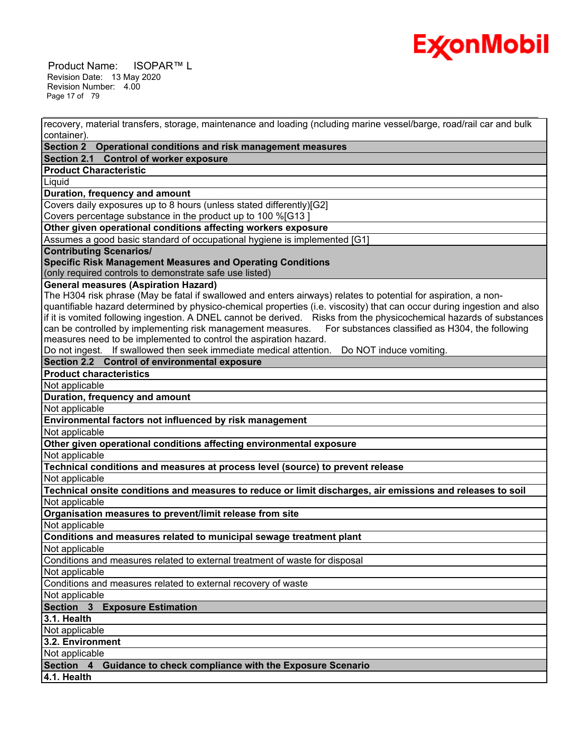recovery, material transfers, storage, maintenance and loading (ncluding marine vessel/barge, road/rail car and bulk container).

| **Section 2 Operational conditions and risk management measures** |
|---|
| **Section 2.1 Control of worker exposure** |
| **Product Characteristic** |
| Liquid |
| **Duration, frequency and amount** |
| Covers daily exposures up to 8 hours (unless stated differently)[G2] |
| Covers percentage substance in the product up to 100 %[G13 ] |
| **Other given operational conditions affecting workers exposure** |
| Assumes a good basic standard of occupational hygiene is implemented [G1] |
| **Contributing Scenarios/ Specific Risk Management Measures and Operating Conditions** (only required controls to demonstrate safe use listed) |
| **General measures (Aspiration Hazard)** The H304 risk phrase (May be fatal if swallowed and enters airways) relates to potential for aspiration, a non-quantifiable hazard determined by physico-chemical properties (i.e. viscosity) that can occur during ingestion and also if it is vomited following ingestion. A DNEL cannot be derived. Risks from the physicochemical hazards of substances can be controlled by implementing risk management measures. For substances classified as H304, the following measures need to be implemented to control the aspiration hazard. Do not ingest. If swallowed then seek immediate medical attention. Do NOT induce vomiting. |
| **Section 2.2 Control of environmental exposure** |
| **Product characteristics** |
| Not applicable |
| **Duration, frequency and amount** |
| Not applicable |
| **Environmental factors not influenced by risk management** |
| Not applicable |
| **Other given operational conditions affecting environmental exposure** |
| Not applicable |
| **Technical conditions and measures at process level (source) to prevent release** |
| Not applicable |
| **Technical onsite conditions and measures to reduce or limit discharges, air emissions and releases to soil** |
| Not applicable |
| **Organisation measures to prevent/limit release from site** |
| Not applicable |
| **Conditions and measures related to municipal sewage treatment plant** |
| Not applicable |
| Conditions and measures related to external treatment of waste for disposal |
| Not applicable |
| Conditions and measures related to external recovery of waste |
| Not applicable |
| **Section 3 Exposure Estimation** |
| **3.1. Health** |
| Not applicable |
| **3.2. Environment** |
| Not applicable |
| **Section 4 Guidance to check compliance with the Exposure Scenario** |
| **4.1. Health** |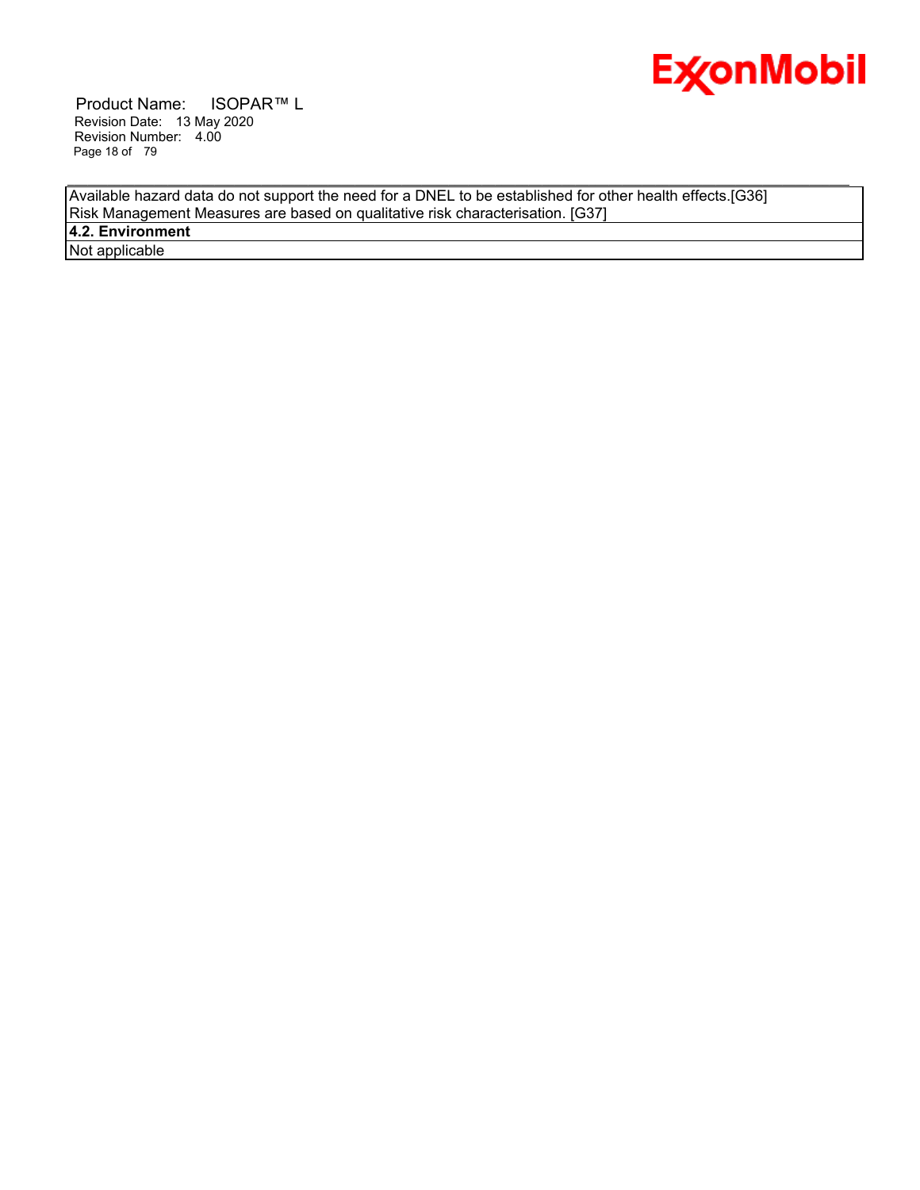Available hazard data do not support the need for a DNEL to be established for other health effects.[G36]
Risk Management Measures are based on qualitative risk characterisation. [G37]

**4.2. Environment**

Not applicable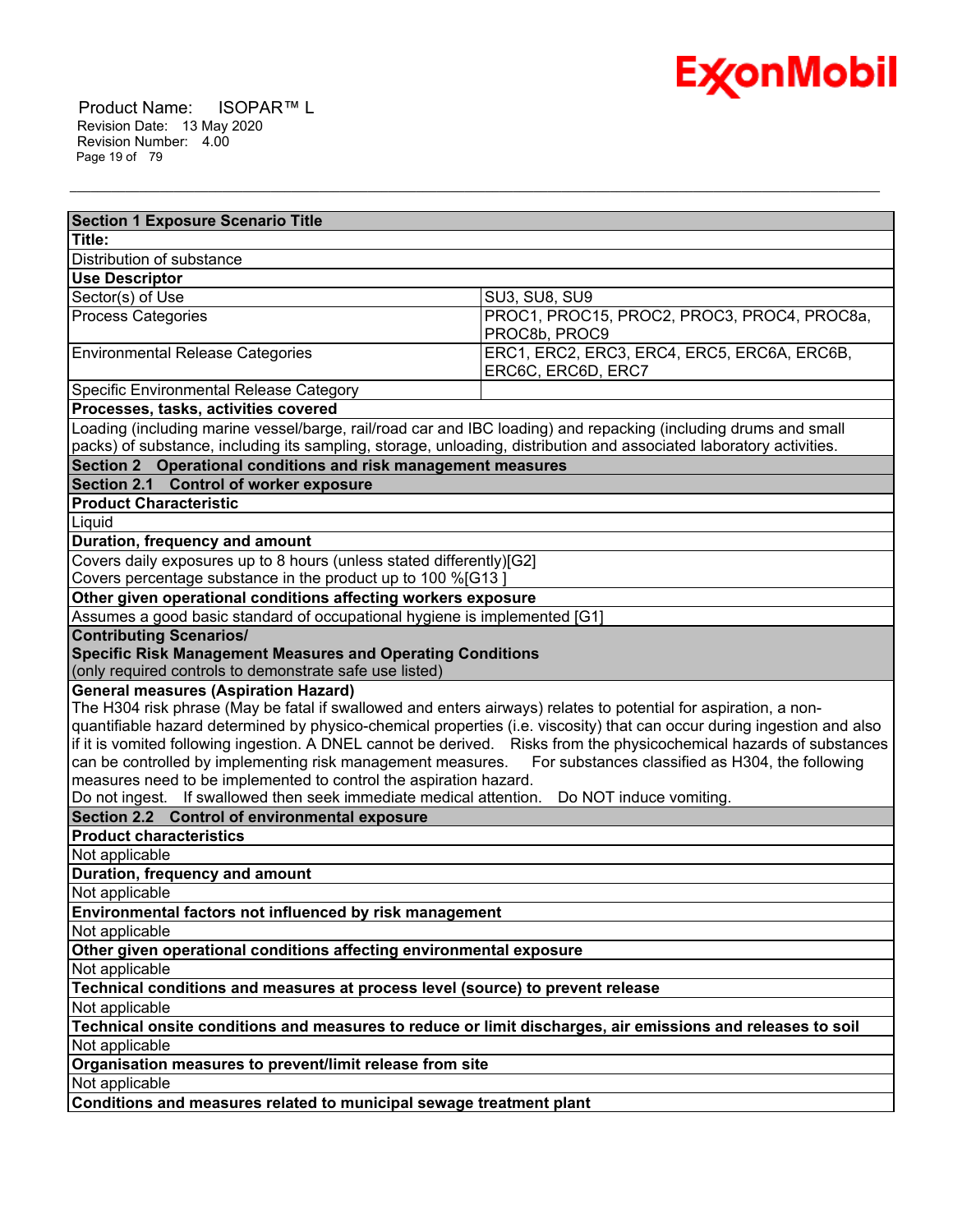| Section 1 Exposure Scenario Title | |
|---|---|
| **Title:** | |
| Distribution of substance | |
| **Use Descriptor** | |
| Sector(s) of Use | SU3, SU8, SU9 |
| Process Categories | PROC1, PROC15, PROC2, PROC3, PROC4, PROC8a, PROC8b, PROC9 |
| Environmental Release Categories | ERC1, ERC2, ERC3, ERC4, ERC5, ERC6A, ERC6B, ERC6C, ERC6D, ERC7 |
| Specific Environmental Release Category | |
| **Processes, tasks, activities covered** | |
| Loading (including marine vessel/barge, rail/road car and IBC loading) and repacking (including drums and small packs) of substance, including its sampling, storage, unloading, distribution and associated laboratory activities. | |
| **Section 2 Operational conditions and risk management measures** | |
| **Section 2.1 Control of worker exposure** | |
| **Product Characteristic** | |
| Liquid | |
| **Duration, frequency and amount** | |
| Covers daily exposures up to 8 hours (unless stated differently)[G2]<br>Covers percentage substance in the product up to 100 %[G13 ] | |
| **Other given operational conditions affecting workers exposure** | |
| Assumes a good basic standard of occupational hygiene is implemented [G1] | |
| **Contributing Scenarios/**<br>**Specific Risk Management Measures and Operating Conditions**<br>(only required controls to demonstrate safe use listed) | |
| **General measures (Aspiration Hazard)**<br>The H304 risk phrase (May be fatal if swallowed and enters airways) relates to potential for aspiration, a non-quantifiable hazard determined by physico-chemical properties (i.e. viscosity) that can occur during ingestion and also if it is vomited following ingestion. A DNEL cannot be derived. Risks from the physicochemical hazards of substances can be controlled by implementing risk management measures. For substances classified as H304, the following measures need to be implemented to control the aspiration hazard.<br>Do not ingest. If swallowed then seek immediate medical attention. Do NOT induce vomiting. | |
| **Section 2.2 Control of environmental exposure** | |
| **Product characteristics** | |
| Not applicable | |
| **Duration, frequency and amount** | |
| Not applicable | |
| **Environmental factors not influenced by risk management** | |
| Not applicable | |
| **Other given operational conditions affecting environmental exposure** | |
| Not applicable | |
| **Technical conditions and measures at process level (source) to prevent release** | |
| Not applicable | |
| **Technical onsite conditions and measures to reduce or limit discharges, air emissions and releases to soil** | |
| Not applicable | |
| **Organisation measures to prevent/limit release from site** | |
| Not applicable | |
| **Conditions and measures related to municipal sewage treatment plant** | |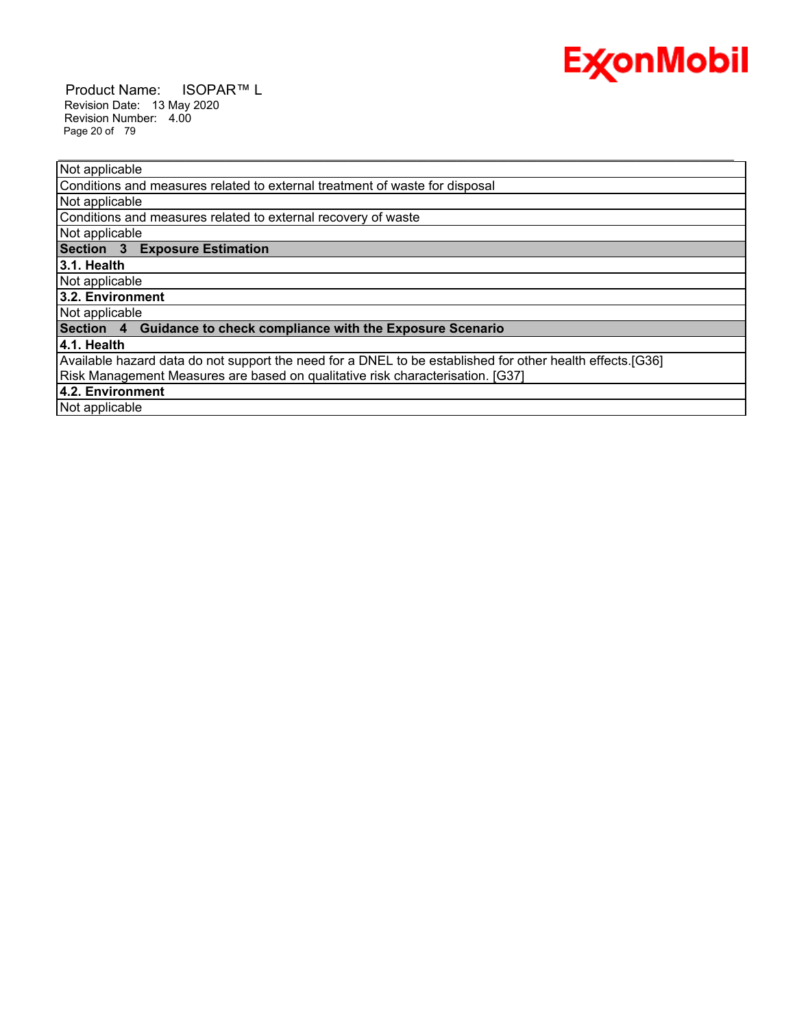| Not applicable |
| --- |
| Conditions and measures related to external treatment of waste for disposal |
| Not applicable |
| Conditions and measures related to external recovery of waste |
| Not applicable |
| **Section 3 Exposure Estimation** |
| **3.1. Health** |
| Not applicable |
| **3.2. Environment** |
| Not applicable |
| **Section 4 Guidance to check compliance with the Exposure Scenario** |
| **4.1. Health** |
| Available hazard data do not support the need for a DNEL to be established for other health effects.[G36] Risk Management Measures are based on qualitative risk characterisation. [G37] |
| **4.2. Environment** |
| Not applicable |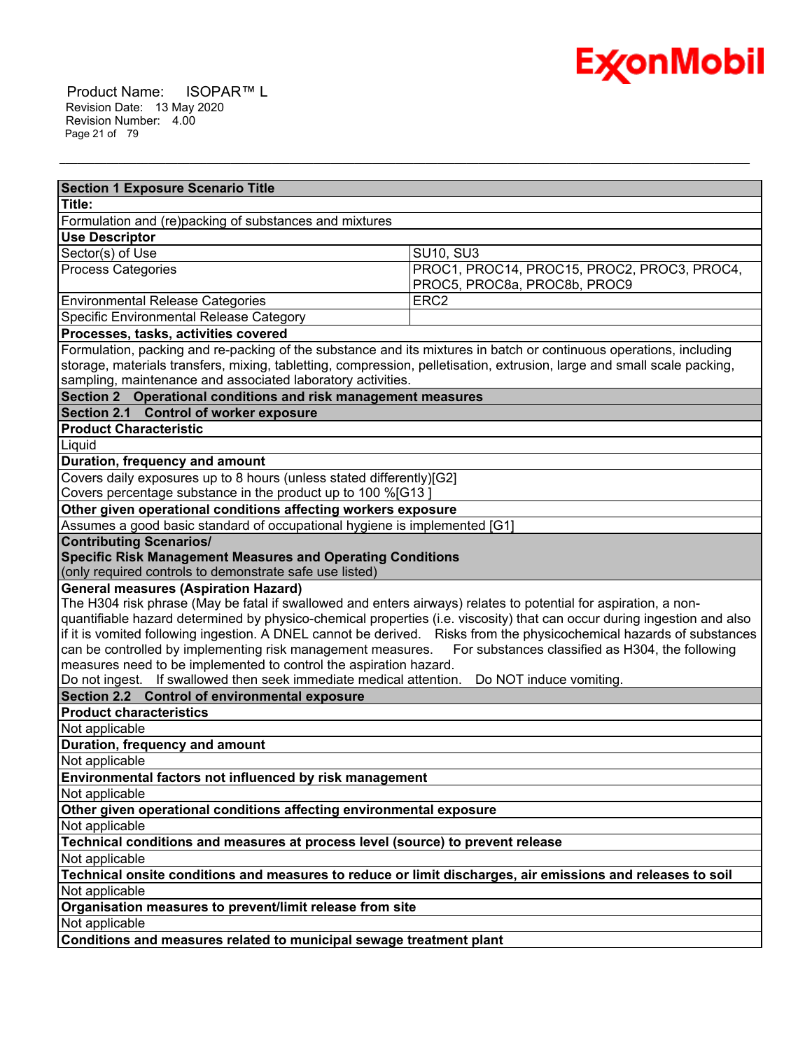| Section 1 Exposure Scenario Title | |
|---|---|
| **Title:** | |
| Formulation and (re)packing of substances and mixtures | |
| **Use Descriptor** | |
| Sector(s) of Use | SU10, SU3 |
| Process Categories | PROC1, PROC14, PROC15, PROC2, PROC3, PROC4, PROC5, PROC8a, PROC8b, PROC9 |
| Environmental Release Categories | ERC2 |
| Specific Environmental Release Category | |
| **Processes, tasks, activities covered** | |
| Formulation, packing and re-packing of the substance and its mixtures in batch or continuous operations, including storage, materials transfers, mixing, tabletting, compression, pelletisation, extrusion, large and small scale packing, sampling, maintenance and associated laboratory activities. | |
| **Section 2 Operational conditions and risk management measures** | |
| **Section 2.1 Control of worker exposure** | |
| **Product Characteristic** | |
| Liquid | |
| **Duration, frequency and amount** | |
| Covers daily exposures up to 8 hours (unless stated differently)[G2]<br>Covers percentage substance in the product up to 100 %[G13 ] | |
| **Other given operational conditions affecting workers exposure** | |
| Assumes a good basic standard of occupational hygiene is implemented [G1] | |
| **Contributing Scenarios/<br>Specific Risk Management Measures and Operating Conditions**<br>(only required controls to demonstrate safe use listed) | |
| **General measures (Aspiration Hazard)**<br>The H304 risk phrase (May be fatal if swallowed and enters airways) relates to potential for aspiration, a non-quantifiable hazard determined by physico-chemical properties (i.e. viscosity) that can occur during ingestion and also if it is vomited following ingestion. A DNEL cannot be derived. Risks from the physicochemical hazards of substances can be controlled by implementing risk management measures. For substances classified as H304, the following measures need to be implemented to control the aspiration hazard.<br>Do not ingest. If swallowed then seek immediate medical attention. Do NOT induce vomiting. | |
| **Section 2.2 Control of environmental exposure** | |
| **Product characteristics** | |
| Not applicable | |
| **Duration, frequency and amount** | |
| Not applicable | |
| **Environmental factors not influenced by risk management** | |
| Not applicable | |
| **Other given operational conditions affecting environmental exposure** | |
| Not applicable | |
| **Technical conditions and measures at process level (source) to prevent release** | |
| Not applicable | |
| **Technical onsite conditions and measures to reduce or limit discharges, air emissions and releases to soil** | |
| Not applicable | |
| **Organisation measures to prevent/limit release from site** | |
| Not applicable | |
| **Conditions and measures related to municipal sewage treatment plant** | |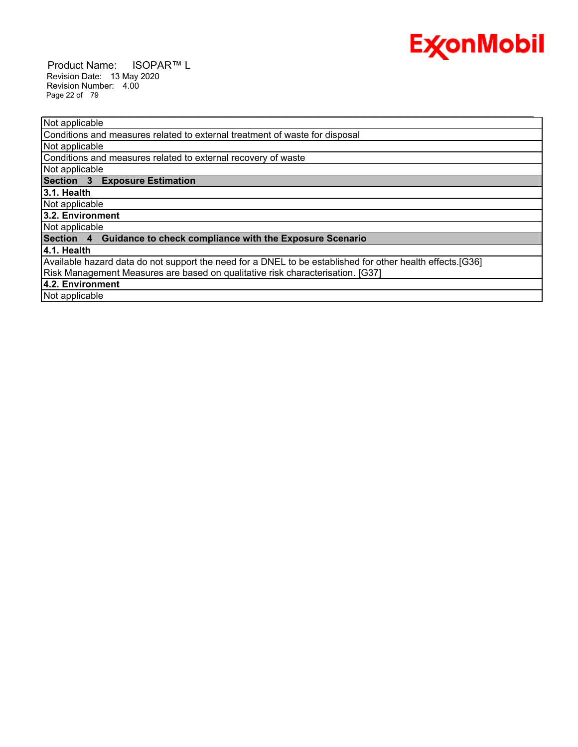| Not applicable |
|---|
| Conditions and measures related to external treatment of waste for disposal |
| Not applicable |
| Conditions and measures related to external recovery of waste |
| Not applicable |
| **Section 3 Exposure Estimation** |
| **3.1. Health** |
| Not applicable |
| **3.2. Environment** |
| Not applicable |
| **Section 4 Guidance to check compliance with the Exposure Scenario** |
| **4.1. Health** |
| Available hazard data do not support the need for a DNEL to be established for other health effects.[G36] Risk Management Measures are based on qualitative risk characterisation. [G37] |
| **4.2. Environment** |
| Not applicable |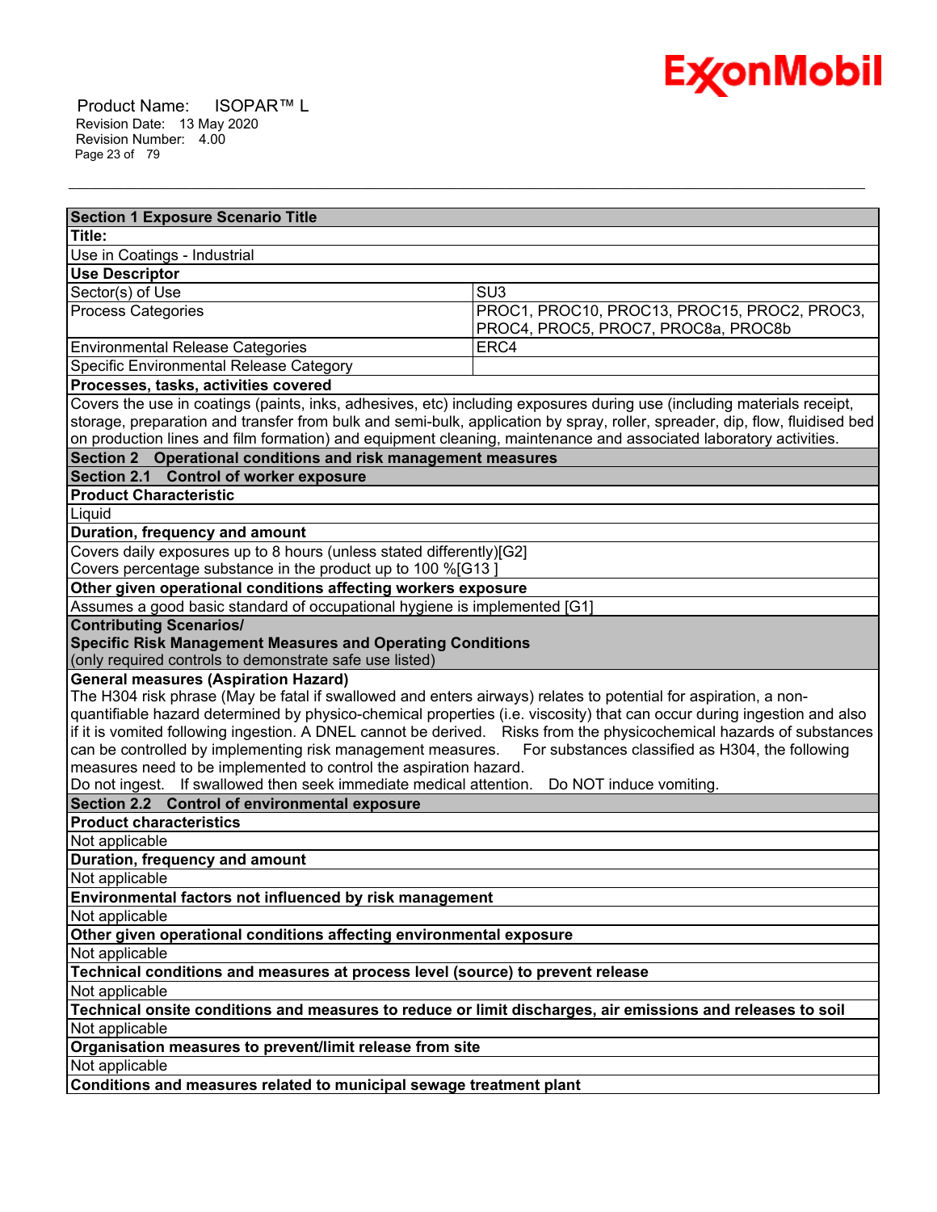| Section 1 Exposure Scenario Title | |
|---|---|
| **Title:** | |
| Use in Coatings - Industrial | |
| **Use Descriptor** | |
| Sector(s) of Use | SU3 |
| Process Categories | PROC1, PROC10, PROC13, PROC15, PROC2, PROC3, PROC4, PROC5, PROC7, PROC8a, PROC8b |
| Environmental Release Categories | ERC4 |
| Specific Environmental Release Category | |
| **Processes, tasks, activities covered** | |
| Covers the use in coatings (paints, inks, adhesives, etc) including exposures during use (including materials receipt, storage, preparation and transfer from bulk and semi-bulk, application by spray, roller, spreader, dip, flow, fluidised bed on production lines and film formation) and equipment cleaning, maintenance and associated laboratory activities. | |
| **Section 2 Operational conditions and risk management measures** | |
| **Section 2.1 Control of worker exposure** | |
| **Product Characteristic** | |
| Liquid | |
| **Duration, frequency and amount** | |
| Covers daily exposures up to 8 hours (unless stated differently)[G2]<br>Covers percentage substance in the product up to 100 %[G13 ] | |
| **Other given operational conditions affecting workers exposure** | |
| Assumes a good basic standard of occupational hygiene is implemented [G1] | |
| **Contributing Scenarios/**<br>**Specific Risk Management Measures and Operating Conditions**<br>(only required controls to demonstrate safe use listed) | |
| **General measures (Aspiration Hazard)**<br>The H304 risk phrase (May be fatal if swallowed and enters airways) relates to potential for aspiration, a non-quantifiable hazard determined by physico-chemical properties (i.e. viscosity) that can occur during ingestion and also if it is vomited following ingestion. A DNEL cannot be derived. Risks from the physicochemical hazards of substances can be controlled by implementing risk management measures. For substances classified as H304, the following measures need to be implemented to control the aspiration hazard.<br>Do not ingest. If swallowed then seek immediate medical attention. Do NOT induce vomiting. | |
| **Section 2.2 Control of environmental exposure** | |
| **Product characteristics** | |
| Not applicable | |
| **Duration, frequency and amount** | |
| Not applicable | |
| **Environmental factors not influenced by risk management** | |
| Not applicable | |
| **Other given operational conditions affecting environmental exposure** | |
| Not applicable | |
| **Technical conditions and measures at process level (source) to prevent release** | |
| Not applicable | |
| **Technical onsite conditions and measures to reduce or limit discharges, air emissions and releases to soil** | |
| Not applicable | |
| **Organisation measures to prevent/limit release from site** | |
| Not applicable | |
| **Conditions and measures related to municipal sewage treatment plant** | |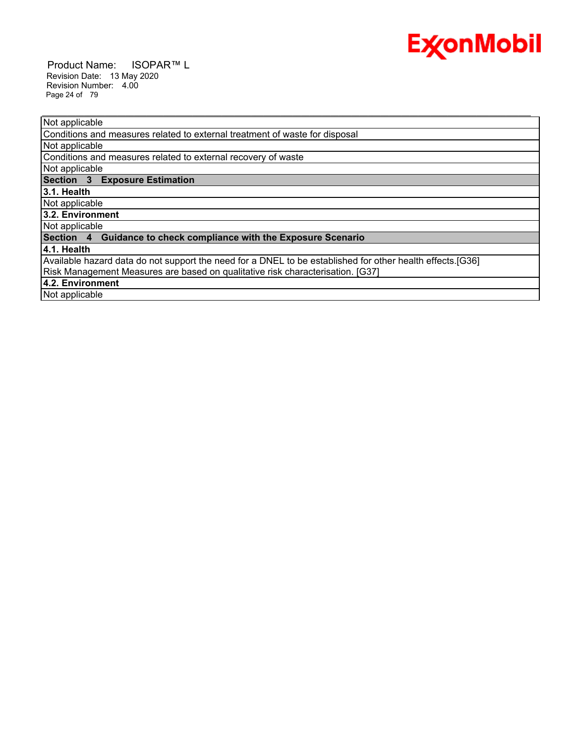Not applicable

Conditions and measures related to external treatment of waste for disposal

Not applicable

Conditions and measures related to external recovery of waste

Not applicable

## Section 3 Exposure Estimation

### 3.1. Health

Not applicable

### 3.2. Environment

Not applicable

## Section 4 Guidance to check compliance with the Exposure Scenario

### 4.1. Health

Available hazard data do not support the need for a DNEL to be established for other health effects.[G36]
Risk Management Measures are based on qualitative risk characterisation. [G37]

### 4.2. Environment

Not applicable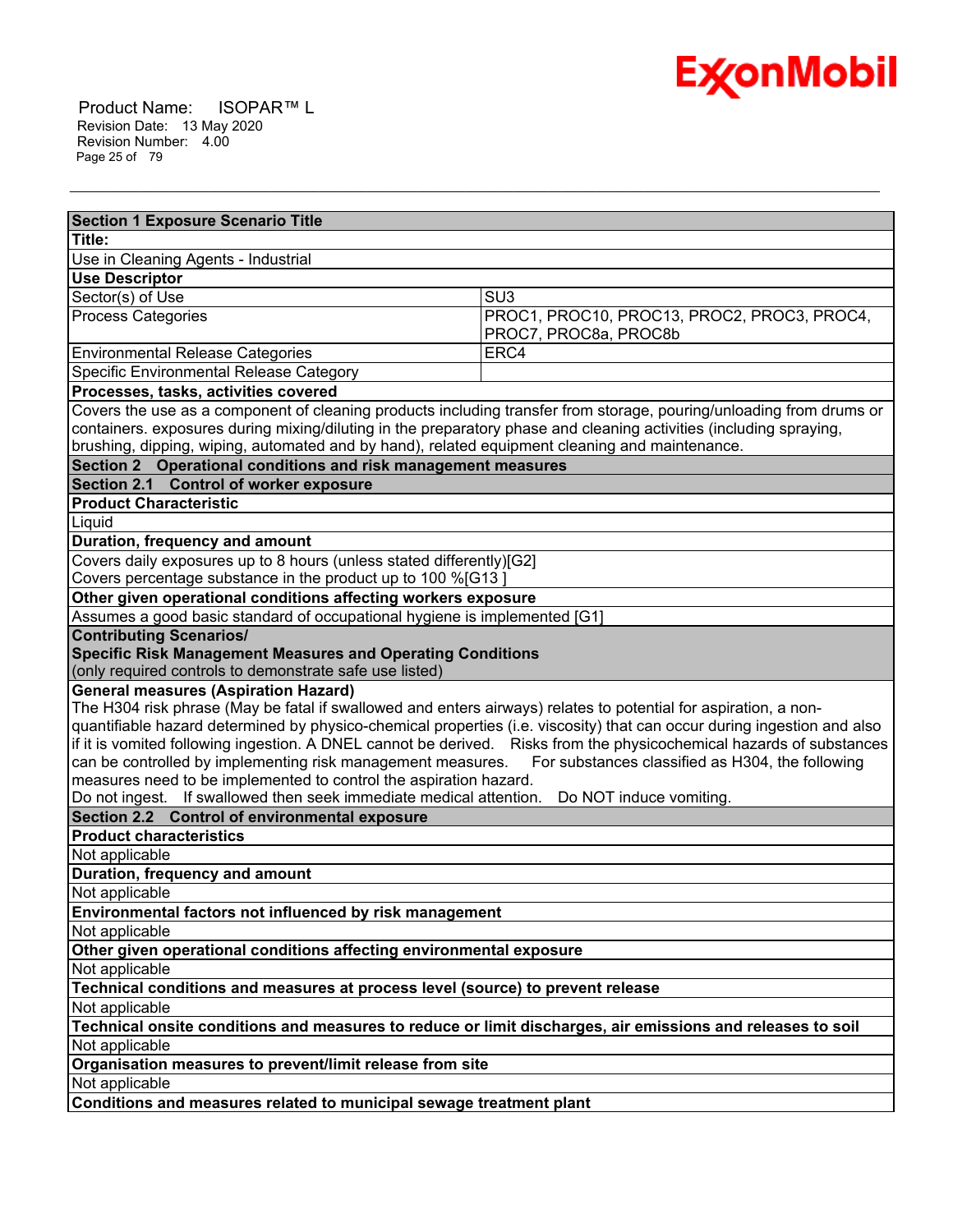| Section 1 Exposure Scenario Title | |
|---|---|
| **Title:** | |
| Use in Cleaning Agents - Industrial | |
| **Use Descriptor** | |
| Sector(s) of Use | SU3 |
| Process Categories | PROC1, PROC10, PROC13, PROC2, PROC3, PROC4, PROC7, PROC8a, PROC8b |
| Environmental Release Categories | ERC4 |
| Specific Environmental Release Category | |
| **Processes, tasks, activities covered** | |
| Covers the use as a component of cleaning products including transfer from storage, pouring/unloading from drums or containers. exposures during mixing/diluting in the preparatory phase and cleaning activities (including spraying, brushing, dipping, wiping, automated and by hand), related equipment cleaning and maintenance. | |
| **Section 2 Operational conditions and risk management measures** | |
| **Section 2.1 Control of worker exposure** | |
| **Product Characteristic** | |
| Liquid | |
| **Duration, frequency and amount** | |
| Covers daily exposures up to 8 hours (unless stated differently)[G2]<br>Covers percentage substance in the product up to 100 %[G13 ] | |
| **Other given operational conditions affecting workers exposure** | |
| Assumes a good basic standard of occupational hygiene is implemented [G1] | |
| **Contributing Scenarios/<br>Specific Risk Management Measures and Operating Conditions**<br>(only required controls to demonstrate safe use listed) | |
| **General measures (Aspiration Hazard)**<br>The H304 risk phrase (May be fatal if swallowed and enters airways) relates to potential for aspiration, a non-quantifiable hazard determined by physico-chemical properties (i.e. viscosity) that can occur during ingestion and also if it is vomited following ingestion. A DNEL cannot be derived. Risks from the physicochemical hazards of substances can be controlled by implementing risk management measures. For substances classified as H304, the following measures need to be implemented to control the aspiration hazard.<br>Do not ingest. If swallowed then seek immediate medical attention. Do NOT induce vomiting. | |
| **Section 2.2 Control of environmental exposure** | |
| **Product characteristics** | |
| Not applicable | |
| **Duration, frequency and amount** | |
| Not applicable | |
| **Environmental factors not influenced by risk management** | |
| Not applicable | |
| **Other given operational conditions affecting environmental exposure** | |
| Not applicable | |
| **Technical conditions and measures at process level (source) to prevent release** | |
| Not applicable | |
| **Technical onsite conditions and measures to reduce or limit discharges, air emissions and releases to soil** | |
| Not applicable | |
| **Organisation measures to prevent/limit release from site** | |
| Not applicable | |
| **Conditions and measures related to municipal sewage treatment plant** | |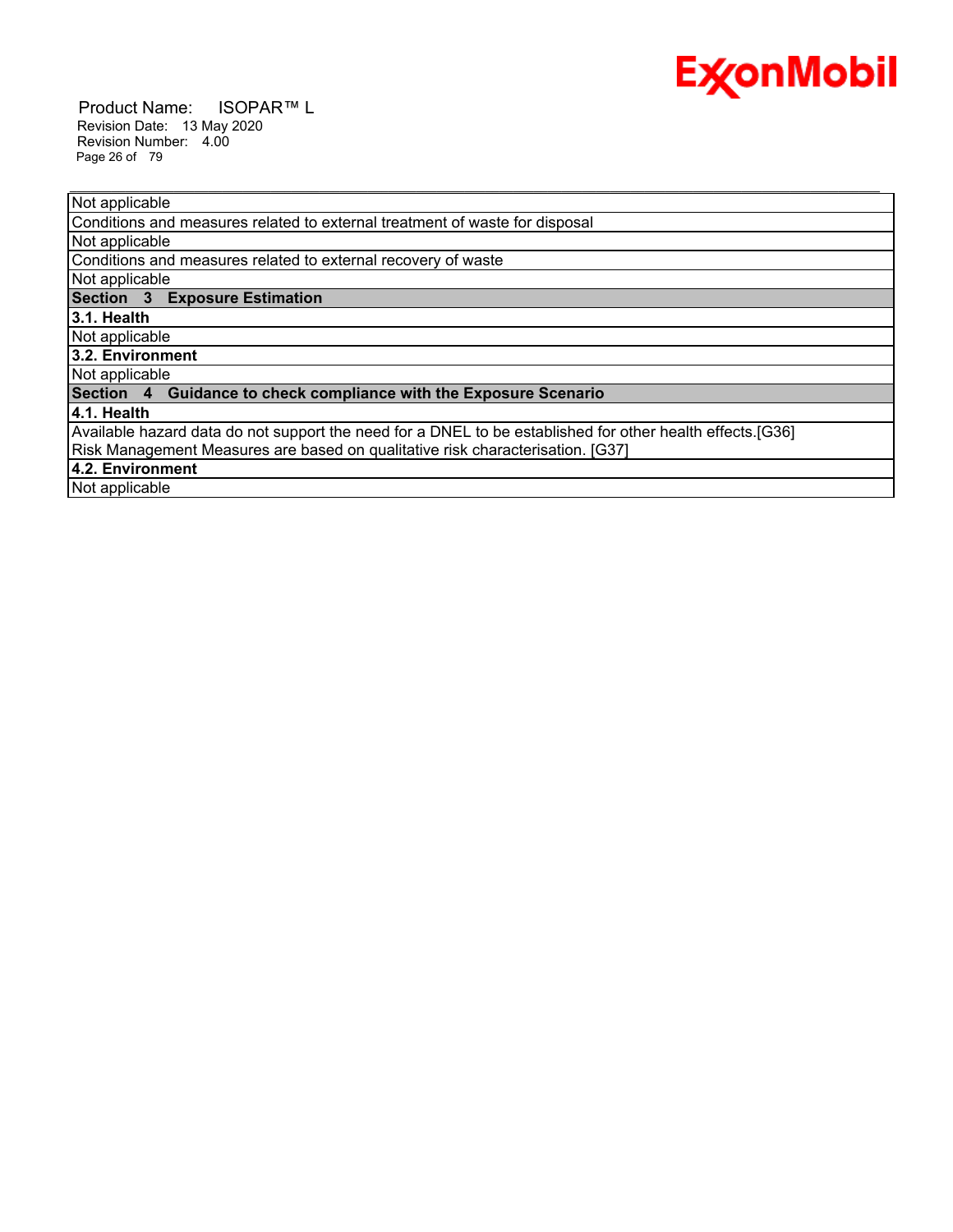| Not applicable |
| --- |
| Conditions and measures related to external treatment of waste for disposal |
| Not applicable |
| Conditions and measures related to external recovery of waste |
| Not applicable |
| **Section 3 Exposure Estimation** |
| **3.1. Health** |
| Not applicable |
| **3.2. Environment** |
| Not applicable |
| **Section 4 Guidance to check compliance with the Exposure Scenario** |
| **4.1. Health** |
| Available hazard data do not support the need for a DNEL to be established for other health effects.[G36] Risk Management Measures are based on qualitative risk characterisation. [G37] |
| **4.2. Environment** |
| Not applicable |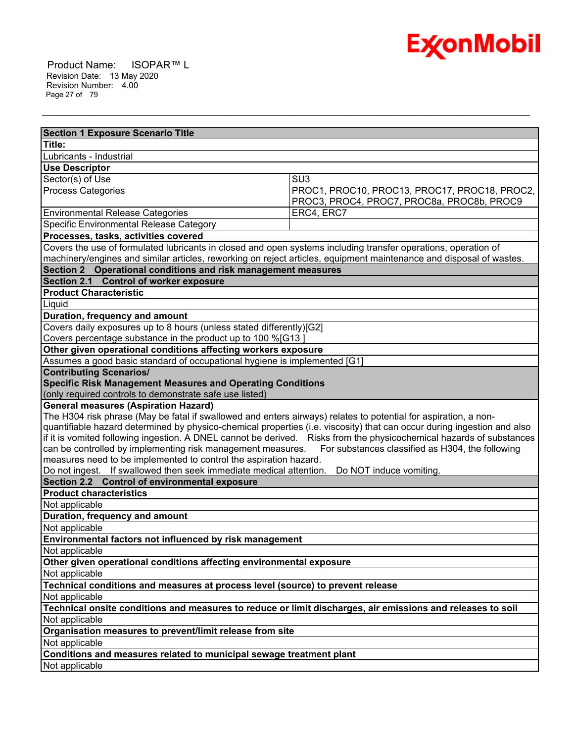| Section 1 Exposure Scenario Title | |
|---|---|
| **Title:** | |
| Lubricants - Industrial | |
| **Use Descriptor** | |
| Sector(s) of Use | SU3 |
| Process Categories | PROC1, PROC10, PROC13, PROC17, PROC18, PROC2, PROC3, PROC4, PROC7, PROC8a, PROC8b, PROC9 |
| Environmental Release Categories | ERC4, ERC7 |
| Specific Environmental Release Category | |
| **Processes, tasks, activities covered** | |
| Covers the use of formulated lubricants in closed and open systems including transfer operations, operation of machinery/engines and similar articles, reworking on reject articles, equipment maintenance and disposal of wastes. | |
| **Section 2 Operational conditions and risk management measures** | |
| **Section 2.1 Control of worker exposure** | |
| **Product Characteristic** | |
| Liquid | |
| **Duration, frequency and amount** | |
| Covers daily exposures up to 8 hours (unless stated differently)[G2]<br>Covers percentage substance in the product up to 100 %[G13 ] | |
| **Other given operational conditions affecting workers exposure** | |
| Assumes a good basic standard of occupational hygiene is implemented [G1] | |
| **Contributing Scenarios/<br>Specific Risk Management Measures and Operating Conditions**<br>(only required controls to demonstrate safe use listed) | |
| **General measures (Aspiration Hazard)**<br>The H304 risk phrase (May be fatal if swallowed and enters airways) relates to potential for aspiration, a non-quantifiable hazard determined by physico-chemical properties (i.e. viscosity) that can occur during ingestion and also if it is vomited following ingestion. A DNEL cannot be derived. Risks from the physicochemical hazards of substances can be controlled by implementing risk management measures. For substances classified as H304, the following measures need to be implemented to control the aspiration hazard.<br>Do not ingest. If swallowed then seek immediate medical attention. Do NOT induce vomiting. | |
| **Section 2.2 Control of environmental exposure** | |
| **Product characteristics** | |
| Not applicable | |
| **Duration, frequency and amount** | |
| Not applicable | |
| **Environmental factors not influenced by risk management** | |
| Not applicable | |
| **Other given operational conditions affecting environmental exposure** | |
| Not applicable | |
| **Technical conditions and measures at process level (source) to prevent release** | |
| Not applicable | |
| **Technical onsite conditions and measures to reduce or limit discharges, air emissions and releases to soil** | |
| Not applicable | |
| **Organisation measures to prevent/limit release from site** | |
| Not applicable | |
| **Conditions and measures related to municipal sewage treatment plant** | |
| Not applicable | |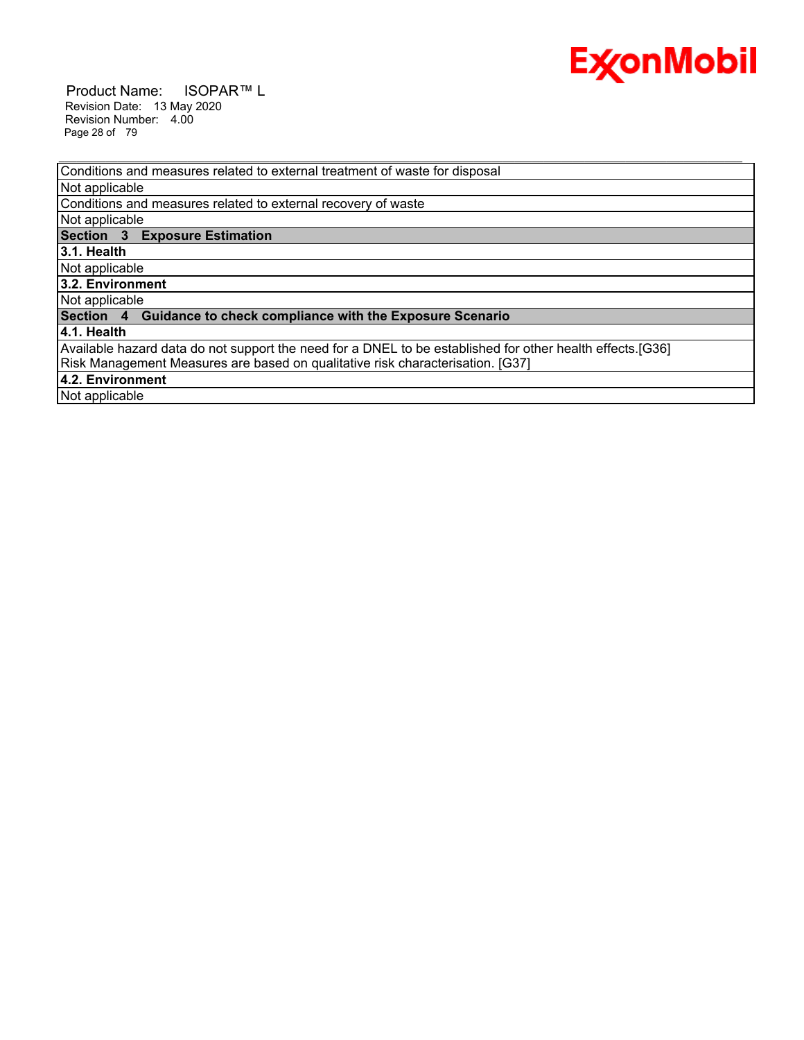| Conditions and measures related to external treatment of waste for disposal |
|---|
| Not applicable |
| Conditions and measures related to external recovery of waste |
| Not applicable |
| **Section 3 Exposure Estimation** |
| **3.1. Health** |
| Not applicable |
| **3.2. Environment** |
| Not applicable |
| **Section 4 Guidance to check compliance with the Exposure Scenario** |
| **4.1. Health** |
| Available hazard data do not support the need for a DNEL to be established for other health effects.[G36] Risk Management Measures are based on qualitative risk characterisation. [G37] |
| **4.2. Environment** |
| Not applicable |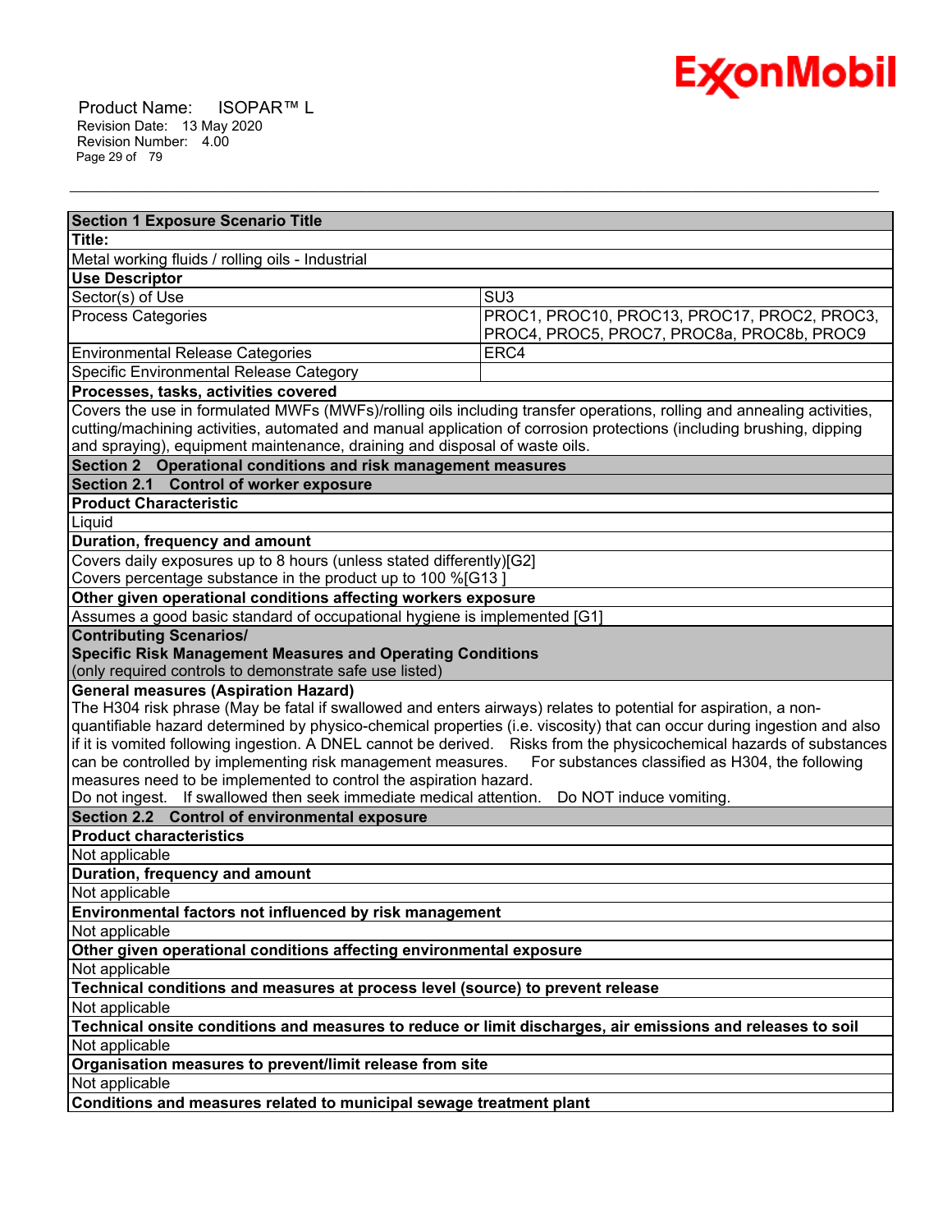| Section 1 Exposure Scenario Title | |
|---|---|
| **Title:** | |
| Metal working fluids / rolling oils - Industrial | |
| **Use Descriptor** | |
| Sector(s) of Use | SU3 |
| Process Categories | PROC1, PROC10, PROC13, PROC17, PROC2, PROC3, PROC4, PROC5, PROC7, PROC8a, PROC8b, PROC9 |
| Environmental Release Categories | ERC4 |
| Specific Environmental Release Category | |
| **Processes, tasks, activities covered** | |
| Covers the use in formulated MWFs (MWFs)/rolling oils including transfer operations, rolling and annealing activities, cutting/machining activities, automated and manual application of corrosion protections (including brushing, dipping and spraying), equipment maintenance, draining and disposal of waste oils. | |
| **Section 2 Operational conditions and risk management measures** | |
| **Section 2.1 Control of worker exposure** | |
| **Product Characteristic** | |
| Liquid | |
| **Duration, frequency and amount** | |
| Covers daily exposures up to 8 hours (unless stated differently)[G2]<br>Covers percentage substance in the product up to 100 %[G13 ] | |
| **Other given operational conditions affecting workers exposure** | |
| Assumes a good basic standard of occupational hygiene is implemented [G1] | |
| **Contributing Scenarios/<br>Specific Risk Management Measures and Operating Conditions**<br>(only required controls to demonstrate safe use listed) | |
| **General measures (Aspiration Hazard)**<br>The H304 risk phrase (May be fatal if swallowed and enters airways) relates to potential for aspiration, a non-quantifiable hazard determined by physico-chemical properties (i.e. viscosity) that can occur during ingestion and also if it is vomited following ingestion. A DNEL cannot be derived. Risks from the physicochemical hazards of substances can be controlled by implementing risk management measures. For substances classified as H304, the following measures need to be implemented to control the aspiration hazard.<br>Do not ingest. If swallowed then seek immediate medical attention. Do NOT induce vomiting. | |
| **Section 2.2 Control of environmental exposure** | |
| **Product characteristics** | |
| Not applicable | |
| **Duration, frequency and amount** | |
| Not applicable | |
| **Environmental factors not influenced by risk management** | |
| Not applicable | |
| **Other given operational conditions affecting environmental exposure** | |
| Not applicable | |
| **Technical conditions and measures at process level (source) to prevent release** | |
| Not applicable | |
| **Technical onsite conditions and measures to reduce or limit discharges, air emissions and releases to soil** | |
| Not applicable | |
| **Organisation measures to prevent/limit release from site** | |
| Not applicable | |
| **Conditions and measures related to municipal sewage treatment plant** | |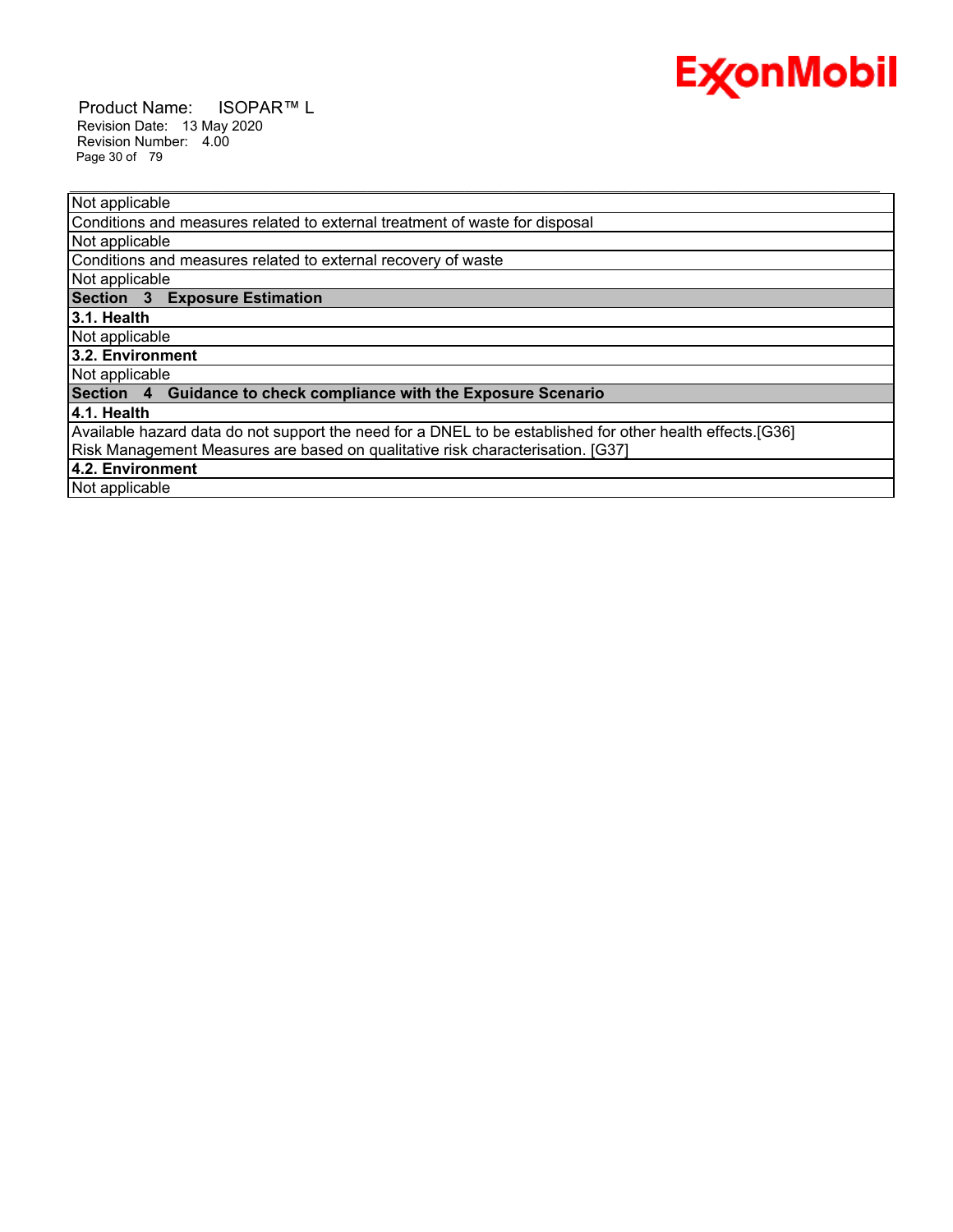| Not applicable |
|---|
| Conditions and measures related to external treatment of waste for disposal |
| Not applicable |
| Conditions and measures related to external recovery of waste |
| Not applicable |
| **Section 3 Exposure Estimation** |
| **3.1. Health** |
| Not applicable |
| **3.2. Environment** |
| Not applicable |
| **Section 4 Guidance to check compliance with the Exposure Scenario** |
| **4.1. Health** |
| Available hazard data do not support the need for a DNEL to be established for other health effects.[G36] Risk Management Measures are based on qualitative risk characterisation. [G37] |
| **4.2. Environment** |
| Not applicable |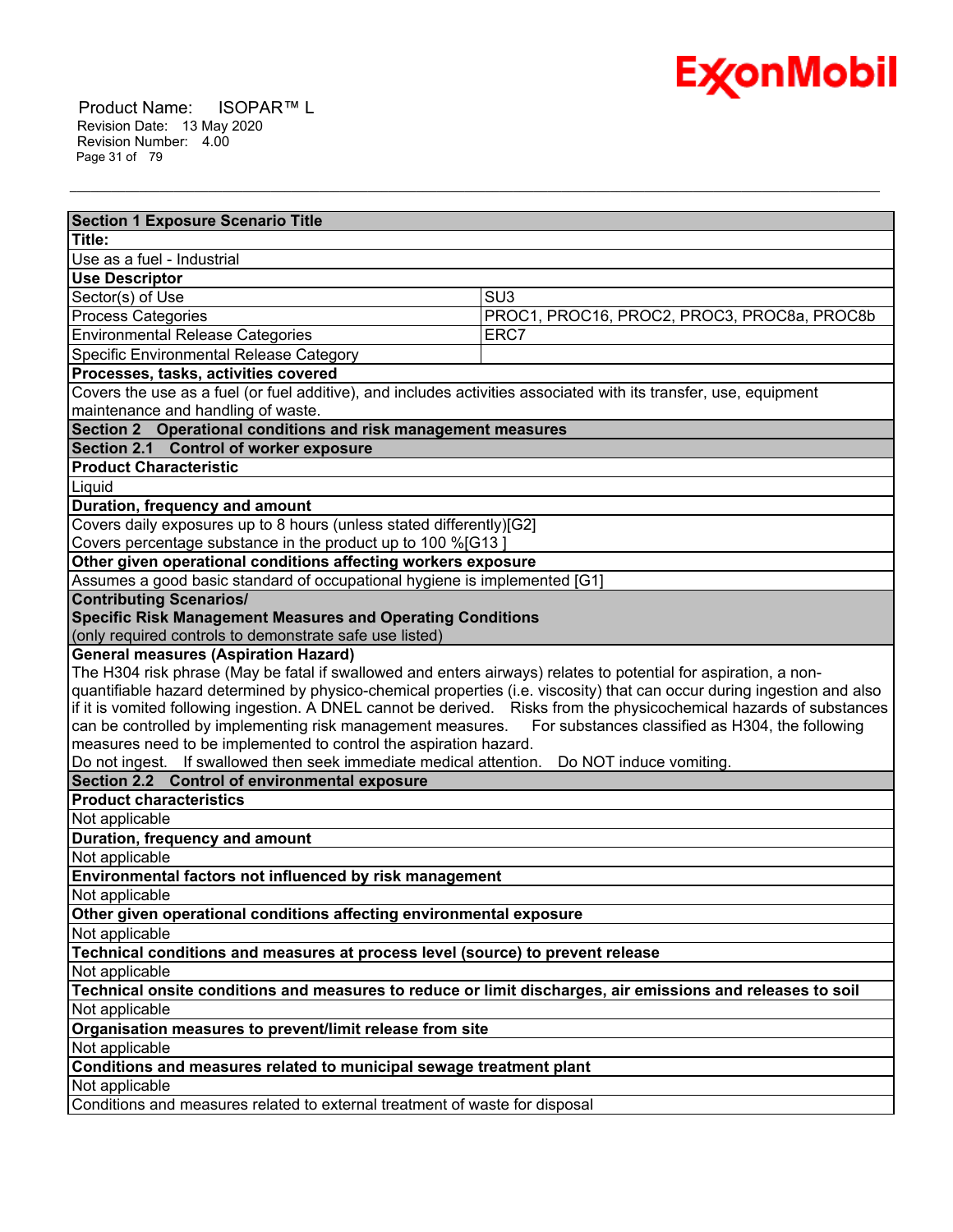| Section 1 Exposure Scenario Title | |
|---|---|
| **Title:** | |
| Use as a fuel - Industrial | |
| **Use Descriptor** | |
| Sector(s) of Use | SU3 |
| Process Categories | PROC1, PROC16, PROC2, PROC3, PROC8a, PROC8b |
| Environmental Release Categories | ERC7 |
| Specific Environmental Release Category | |
| **Processes, tasks, activities covered** | |
| Covers the use as a fuel (or fuel additive), and includes activities associated with its transfer, use, equipment maintenance and handling of waste. | |
| **Section 2 Operational conditions and risk management measures** | |
| **Section 2.1 Control of worker exposure** | |
| **Product Characteristic** | |
| Liquid | |
| **Duration, frequency and amount** | |
| Covers daily exposures up to 8 hours (unless stated differently)[G2]<br>Covers percentage substance in the product up to 100 %[G13 ] | |
| **Other given operational conditions affecting workers exposure** | |
| Assumes a good basic standard of occupational hygiene is implemented [G1] | |
| **Contributing Scenarios/**<br>**Specific Risk Management Measures and Operating Conditions**<br>(only required controls to demonstrate safe use listed) | |
| **General measures (Aspiration Hazard)**<br>The H304 risk phrase (May be fatal if swallowed and enters airways) relates to potential for aspiration, a non-quantifiable hazard determined by physico-chemical properties (i.e. viscosity) that can occur during ingestion and also if it is vomited following ingestion. A DNEL cannot be derived. Risks from the physicochemical hazards of substances can be controlled by implementing risk management measures. For substances classified as H304, the following measures need to be implemented to control the aspiration hazard.<br>Do not ingest. If swallowed then seek immediate medical attention. Do NOT induce vomiting. | |
| **Section 2.2 Control of environmental exposure** | |
| **Product characteristics** | |
| Not applicable | |
| **Duration, frequency and amount** | |
| Not applicable | |
| **Environmental factors not influenced by risk management** | |
| Not applicable | |
| **Other given operational conditions affecting environmental exposure** | |
| Not applicable | |
| **Technical conditions and measures at process level (source) to prevent release** | |
| Not applicable | |
| **Technical onsite conditions and measures to reduce or limit discharges, air emissions and releases to soil** | |
| Not applicable | |
| **Organisation measures to prevent/limit release from site** | |
| Not applicable | |
| **Conditions and measures related to municipal sewage treatment plant** | |
| Not applicable | |
| Conditions and measures related to external treatment of waste for disposal | |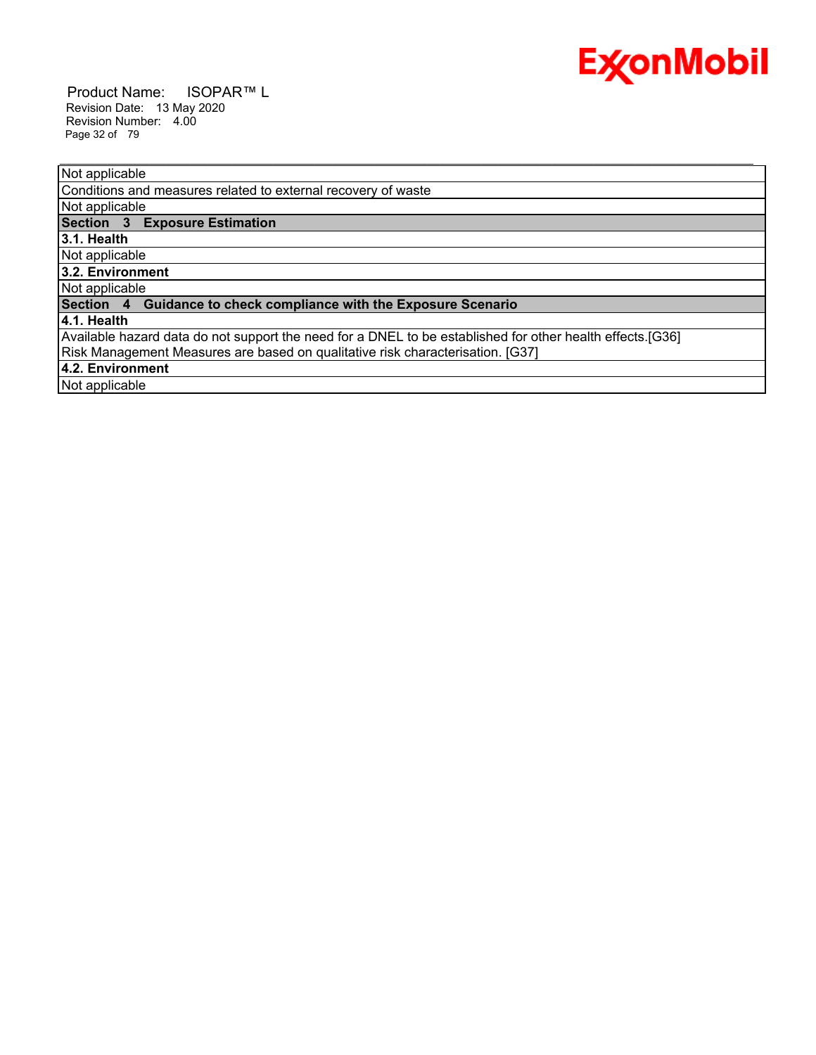| Not applicable |
|---|
| Conditions and measures related to external recovery of waste |
| Not applicable |
| **Section 3 Exposure Estimation** |
| **3.1. Health** |
| Not applicable |
| **3.2. Environment** |
| Not applicable |
| **Section 4 Guidance to check compliance with the Exposure Scenario** |
| **4.1. Health** |
| Available hazard data do not support the need for a DNEL to be established for other health effects.[G36] Risk Management Measures are based on qualitative risk characterisation. [G37] |
| **4.2. Environment** |
| Not applicable |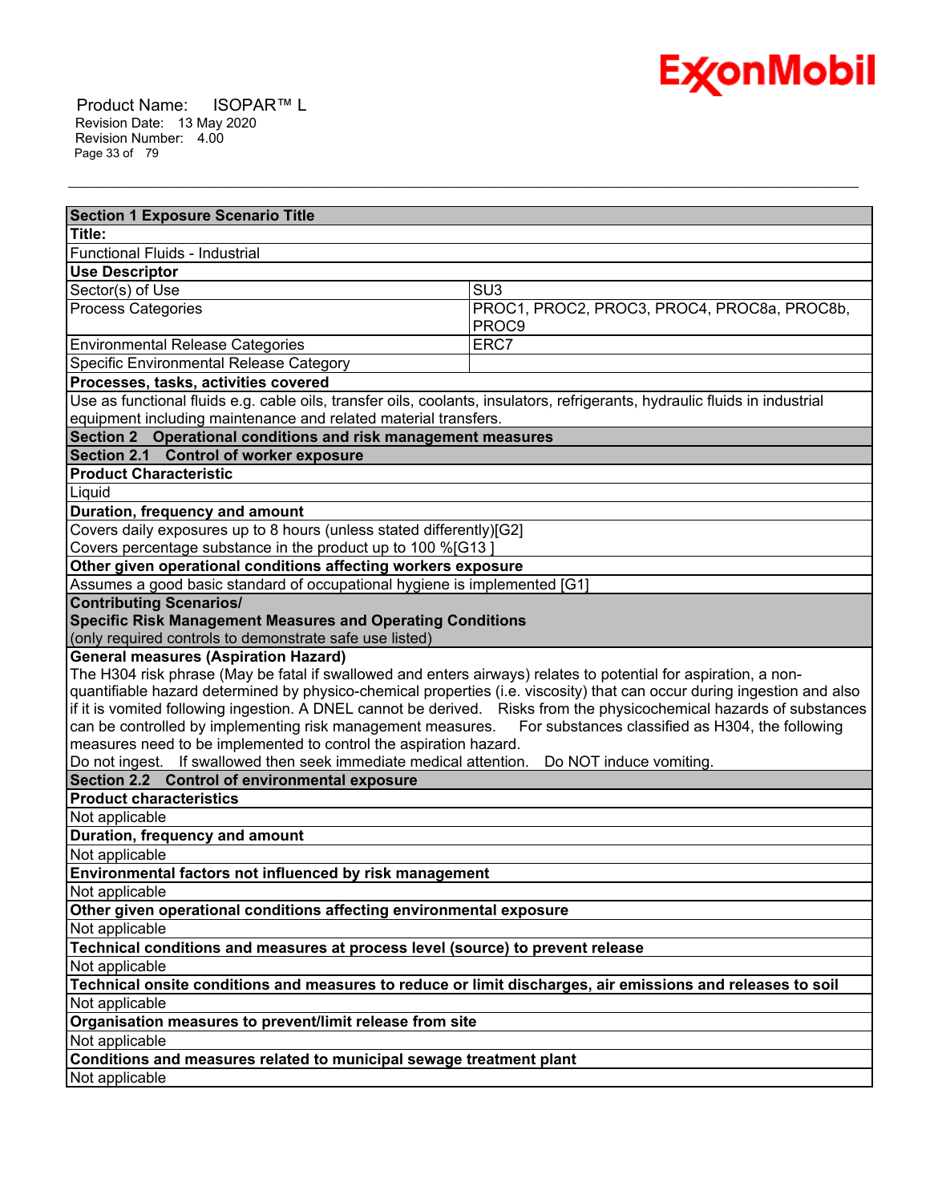| Section 1 Exposure Scenario Title | |
|---|---|
| **Title:** | |
| Functional Fluids - Industrial | |
| **Use Descriptor** | |
| Sector(s) of Use | SU3 |
| Process Categories | PROC1, PROC2, PROC3, PROC4, PROC8a, PROC8b, PROC9 |
| Environmental Release Categories | ERC7 |
| Specific Environmental Release Category | |
| **Processes, tasks, activities covered** | |
| Use as functional fluids e.g. cable oils, transfer oils, coolants, insulators, refrigerants, hydraulic fluids in industrial equipment including maintenance and related material transfers. | |
| **Section 2 Operational conditions and risk management measures** | |
| **Section 2.1 Control of worker exposure** | |
| **Product Characteristic** | |
| Liquid | |
| **Duration, frequency and amount** | |
| Covers daily exposures up to 8 hours (unless stated differently)[G2]<br>Covers percentage substance in the product up to 100 %[G13 ] | |
| **Other given operational conditions affecting workers exposure** | |
| Assumes a good basic standard of occupational hygiene is implemented [G1] | |
| **Contributing Scenarios/<br>Specific Risk Management Measures and Operating Conditions**<br>(only required controls to demonstrate safe use listed) | |
| **General measures (Aspiration Hazard)**<br>The H304 risk phrase (May be fatal if swallowed and enters airways) relates to potential for aspiration, a non-quantifiable hazard determined by physico-chemical properties (i.e. viscosity) that can occur during ingestion and also if it is vomited following ingestion. A DNEL cannot be derived. Risks from the physicochemical hazards of substances can be controlled by implementing risk management measures. For substances classified as H304, the following measures need to be implemented to control the aspiration hazard.<br>Do not ingest. If swallowed then seek immediate medical attention. Do NOT induce vomiting. | |
| **Section 2.2 Control of environmental exposure** | |
| **Product characteristics** | |
| Not applicable | |
| **Duration, frequency and amount** | |
| Not applicable | |
| **Environmental factors not influenced by risk management** | |
| Not applicable | |
| **Other given operational conditions affecting environmental exposure** | |
| Not applicable | |
| **Technical conditions and measures at process level (source) to prevent release** | |
| Not applicable | |
| **Technical onsite conditions and measures to reduce or limit discharges, air emissions and releases to soil** | |
| Not applicable | |
| **Organisation measures to prevent/limit release from site** | |
| Not applicable | |
| **Conditions and measures related to municipal sewage treatment plant** | |
| Not applicable | |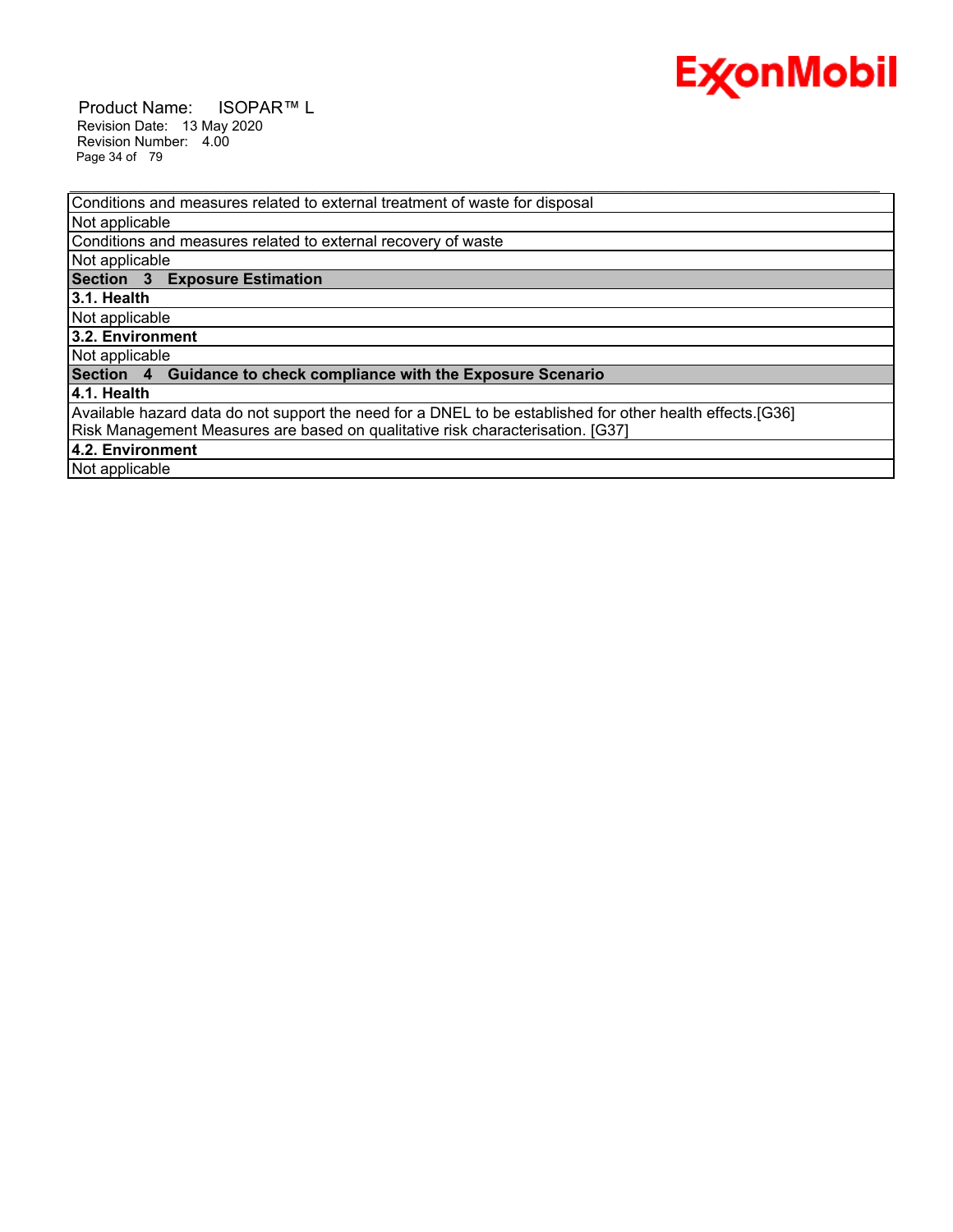| Conditions and measures related to external treatment of waste for disposal |
|---|
| Not applicable |
| Conditions and measures related to external recovery of waste |
| Not applicable |
| **Section 3 Exposure Estimation** |
| **3.1. Health** |
| Not applicable |
| **3.2. Environment** |
| Not applicable |
| **Section 4 Guidance to check compliance with the Exposure Scenario** |
| **4.1. Health** |
| Available hazard data do not support the need for a DNEL to be established for other health effects.[G36] Risk Management Measures are based on qualitative risk characterisation. [G37] |
| **4.2. Environment** |
| Not applicable |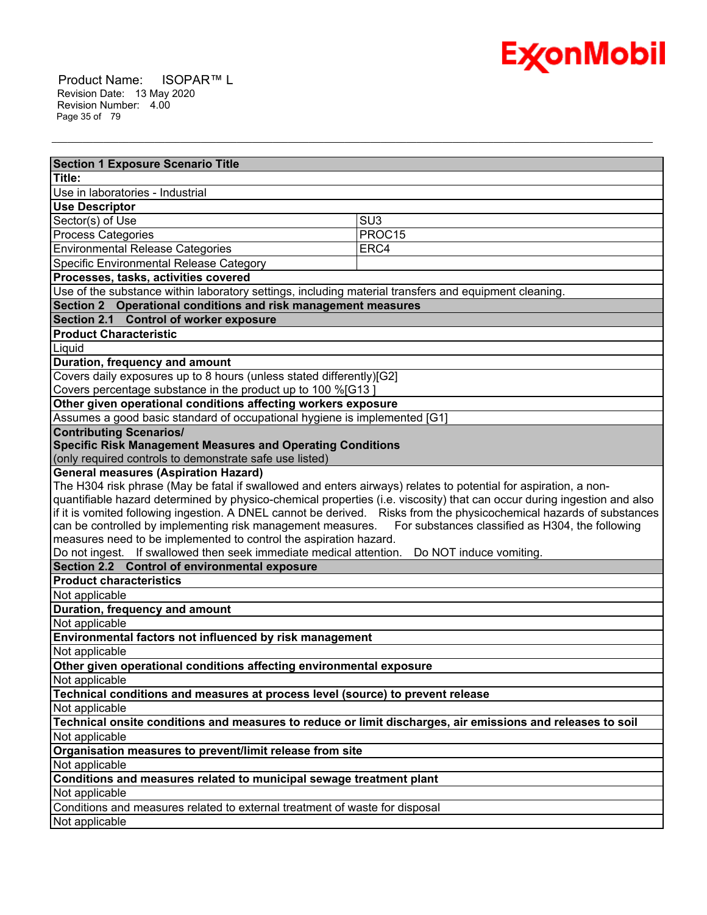| Section 1 Exposure Scenario Title | |
|---|---|
| **Title:** | |
| Use in laboratories - Industrial | |
| **Use Descriptor** | |
| Sector(s) of Use | SU3 |
| Process Categories | PROC15 |
| Environmental Release Categories | ERC4 |
| Specific Environmental Release Category | |
| **Processes, tasks, activities covered** | |
| Use of the substance within laboratory settings, including material transfers and equipment cleaning. | |
| **Section 2 Operational conditions and risk management measures** | |
| **Section 2.1 Control of worker exposure** | |
| **Product Characteristic** | |
| Liquid | |
| **Duration, frequency and amount** | |
| Covers daily exposures up to 8 hours (unless stated differently)[G2]<br>Covers percentage substance in the product up to 100 %[G13 ] | |
| **Other given operational conditions affecting workers exposure** | |
| Assumes a good basic standard of occupational hygiene is implemented [G1] | |
| **Contributing Scenarios/<br>Specific Risk Management Measures and Operating Conditions**<br>(only required controls to demonstrate safe use listed) | |
| **General measures (Aspiration Hazard)**<br>The H304 risk phrase (May be fatal if swallowed and enters airways) relates to potential for aspiration, a non-quantifiable hazard determined by physico-chemical properties (i.e. viscosity) that can occur during ingestion and also if it is vomited following ingestion. A DNEL cannot be derived. Risks from the physicochemical hazards of substances can be controlled by implementing risk management measures. For substances classified as H304, the following measures need to be implemented to control the aspiration hazard.<br>Do not ingest. If swallowed then seek immediate medical attention. Do NOT induce vomiting. | |
| **Section 2.2 Control of environmental exposure** | |
| **Product characteristics** | |
| Not applicable | |
| **Duration, frequency and amount** | |
| Not applicable | |
| **Environmental factors not influenced by risk management** | |
| Not applicable | |
| **Other given operational conditions affecting environmental exposure** | |
| Not applicable | |
| **Technical conditions and measures at process level (source) to prevent release** | |
| Not applicable | |
| **Technical onsite conditions and measures to reduce or limit discharges, air emissions and releases to soil** | |
| Not applicable | |
| **Organisation measures to prevent/limit release from site** | |
| Not applicable | |
| **Conditions and measures related to municipal sewage treatment plant** | |
| Not applicable | |
| Conditions and measures related to external treatment of waste for disposal | |
| Not applicable | |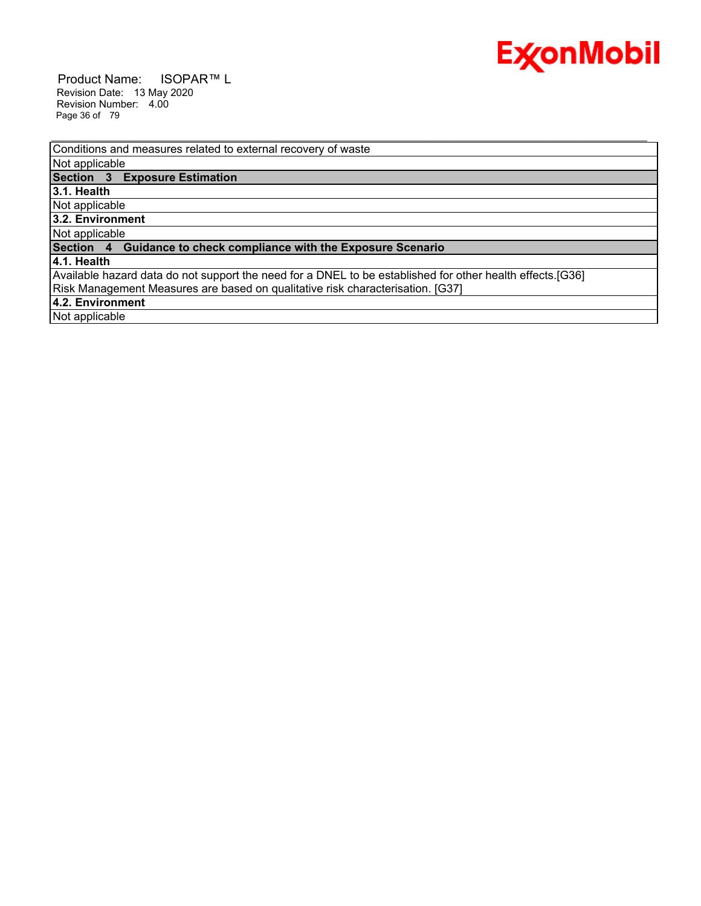| Conditions and measures related to external recovery of waste |
|---|
| Not applicable |
| **Section 3 Exposure Estimation** |
| **3.1. Health** |
| Not applicable |
| **3.2. Environment** |
| Not applicable |
| **Section 4 Guidance to check compliance with the Exposure Scenario** |
| **4.1. Health** |
| Available hazard data do not support the need for a DNEL to be established for other health effects.[G36] Risk Management Measures are based on qualitative risk characterisation. [G37] |
| **4.2. Environment** |
| Not applicable |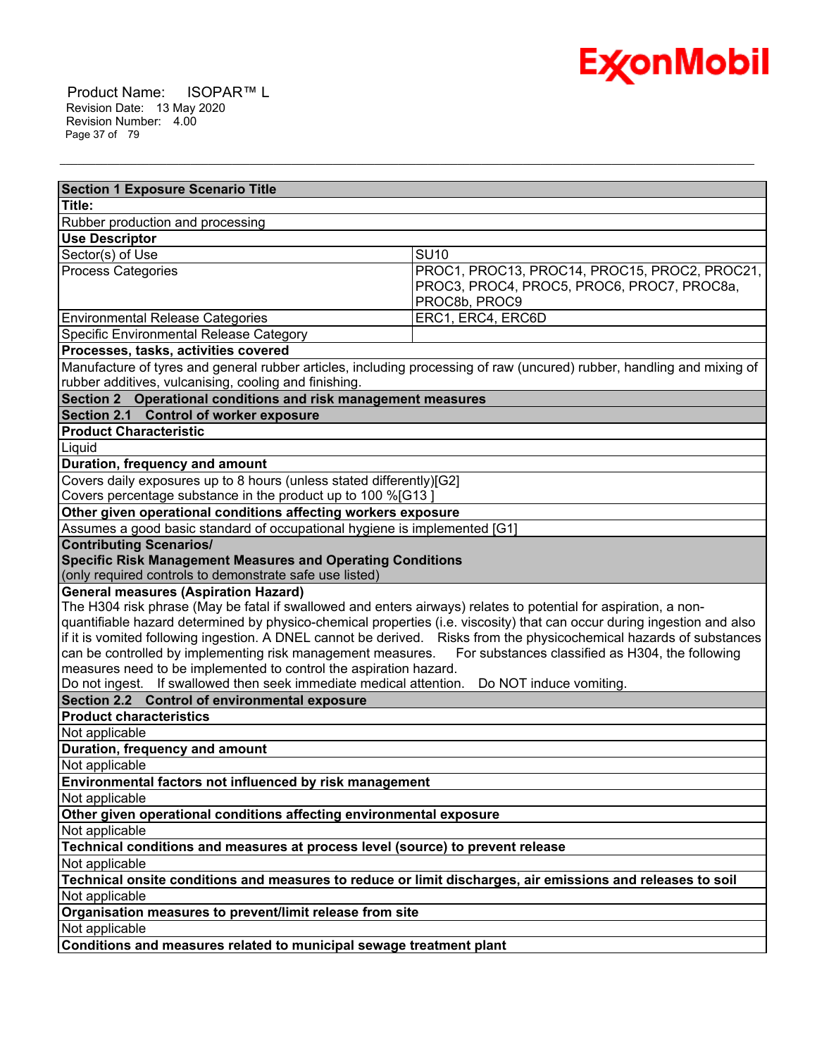| Section 1 Exposure Scenario Title | |
|---|---|
| **Title:** | |
| Rubber production and processing | |
| **Use Descriptor** | |
| Sector(s) of Use | SU10 |
| Process Categories | PROC1, PROC13, PROC14, PROC15, PROC2, PROC21, PROC3, PROC4, PROC5, PROC6, PROC7, PROC8a, PROC8b, PROC9 |
| Environmental Release Categories | ERC1, ERC4, ERC6D |
| Specific Environmental Release Category | |
| **Processes, tasks, activities covered** | |
| Manufacture of tyres and general rubber articles, including processing of raw (uncured) rubber, handling and mixing of rubber additives, vulcanising, cooling and finishing. | |
| **Section 2 Operational conditions and risk management measures** | |
| **Section 2.1 Control of worker exposure** | |
| **Product Characteristic** | |
| Liquid | |
| **Duration, frequency and amount** | |
| Covers daily exposures up to 8 hours (unless stated differently)[G2]<br>Covers percentage substance in the product up to 100 %[G13 ] | |
| **Other given operational conditions affecting workers exposure** | |
| Assumes a good basic standard of occupational hygiene is implemented [G1] | |
| **Contributing Scenarios/<br>Specific Risk Management Measures and Operating Conditions**<br>(only required controls to demonstrate safe use listed) | |
| **General measures (Aspiration Hazard)**<br>The H304 risk phrase (May be fatal if swallowed and enters airways) relates to potential for aspiration, a non-quantifiable hazard determined by physico-chemical properties (i.e. viscosity) that can occur during ingestion and also if it is vomited following ingestion. A DNEL cannot be derived. Risks from the physicochemical hazards of substances can be controlled by implementing risk management measures. For substances classified as H304, the following measures need to be implemented to control the aspiration hazard.<br>Do not ingest. If swallowed then seek immediate medical attention. Do NOT induce vomiting. | |
| **Section 2.2 Control of environmental exposure** | |
| **Product characteristics** | |
| Not applicable | |
| **Duration, frequency and amount** | |
| Not applicable | |
| **Environmental factors not influenced by risk management** | |
| Not applicable | |
| **Other given operational conditions affecting environmental exposure** | |
| Not applicable | |
| **Technical conditions and measures at process level (source) to prevent release** | |
| Not applicable | |
| **Technical onsite conditions and measures to reduce or limit discharges, air emissions and releases to soil** | |
| Not applicable | |
| **Organisation measures to prevent/limit release from site** | |
| Not applicable | |
| **Conditions and measures related to municipal sewage treatment plant** | |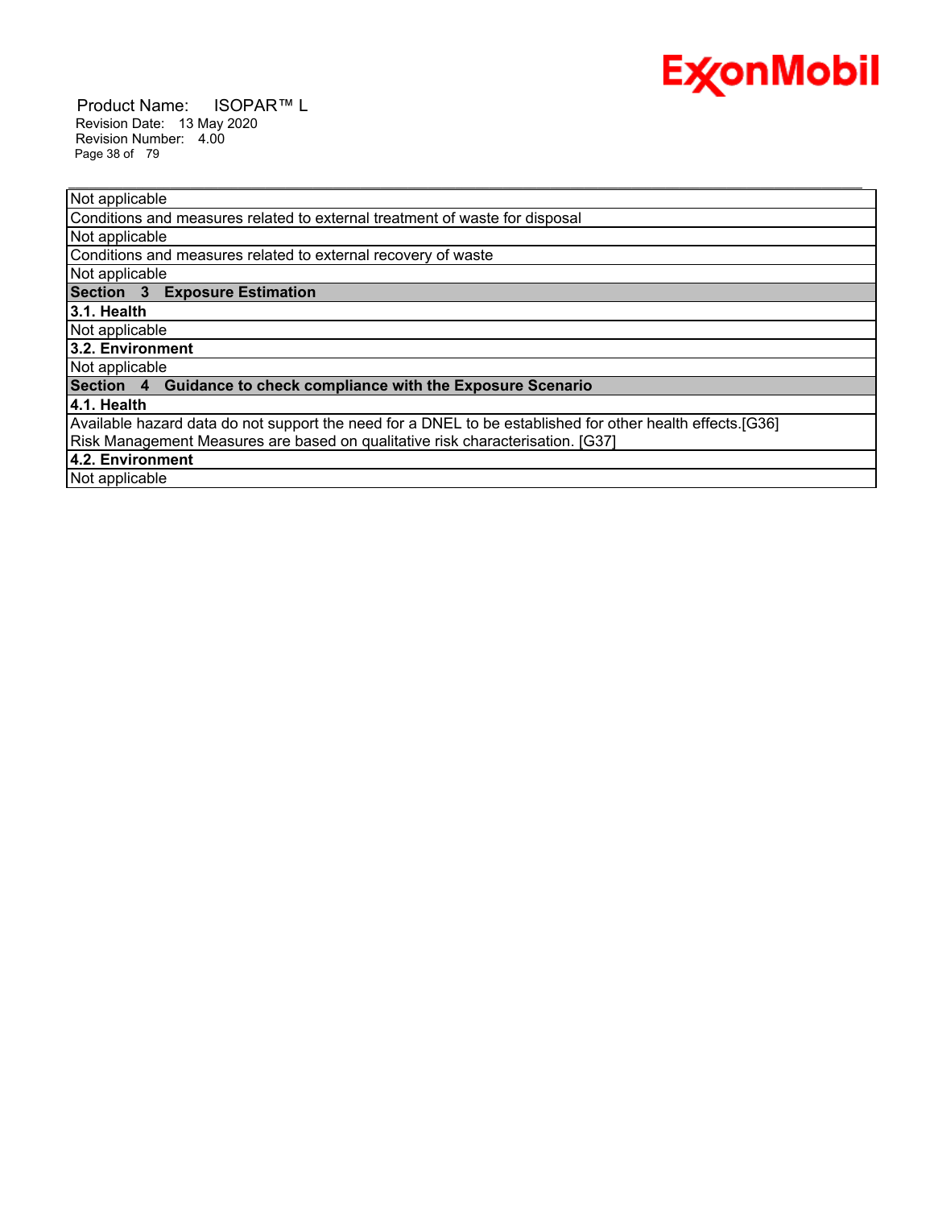| Not applicable |
|---|
| Conditions and measures related to external treatment of waste for disposal |
| Not applicable |
| Conditions and measures related to external recovery of waste |
| Not applicable |
| **Section 3 Exposure Estimation** |
| **3.1. Health** |
| Not applicable |
| **3.2. Environment** |
| Not applicable |
| **Section 4 Guidance to check compliance with the Exposure Scenario** |
| **4.1. Health** |
| Available hazard data do not support the need for a DNEL to be established for other health effects.[G36] Risk Management Measures are based on qualitative risk characterisation. [G37] |
| **4.2. Environment** |
| Not applicable |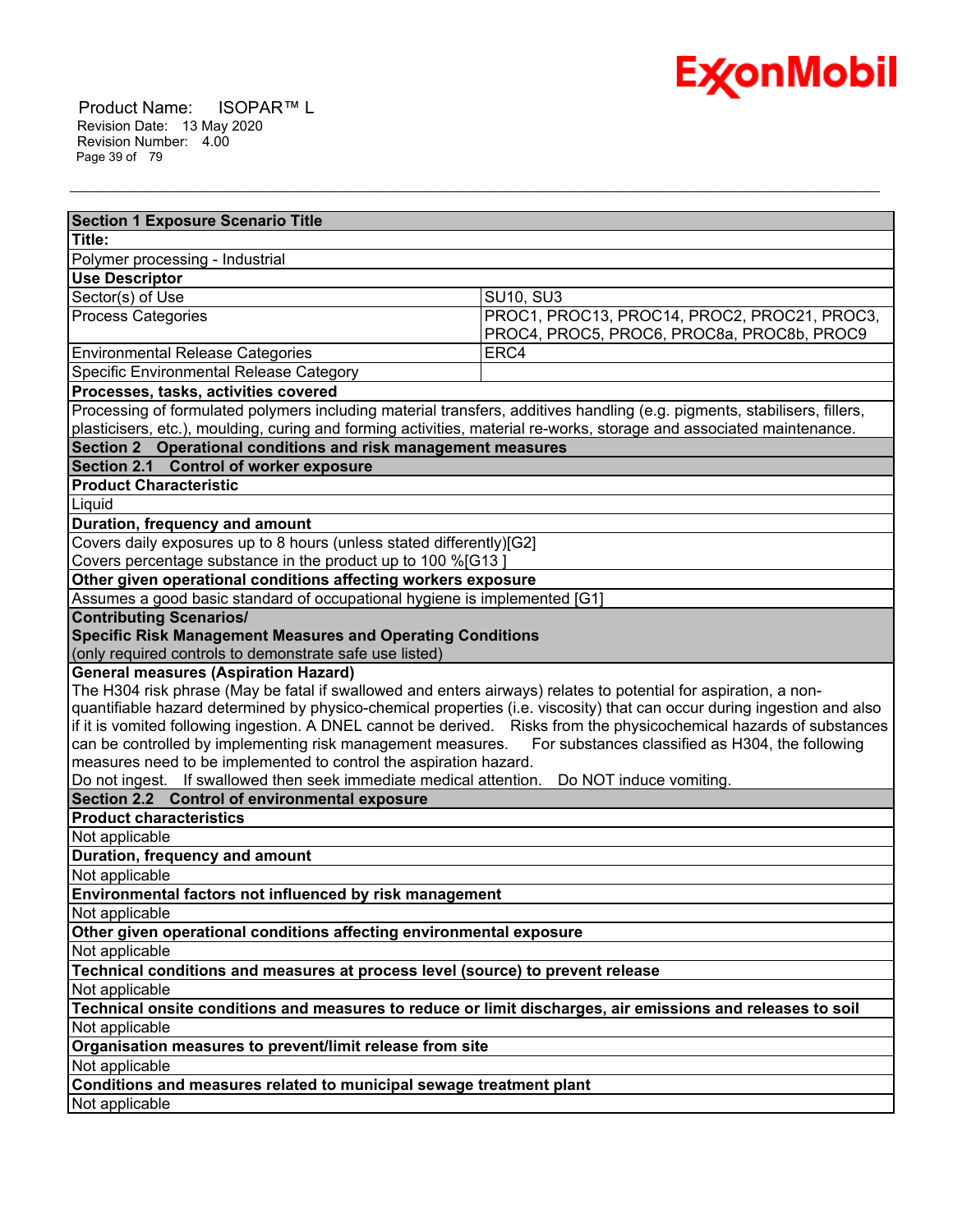| Section 1 Exposure Scenario Title | |
|---|---|
| **Title:** | |
| Polymer processing - Industrial | |
| **Use Descriptor** | |
| Sector(s) of Use | SU10, SU3 |
| Process Categories | PROC1, PROC13, PROC14, PROC2, PROC21, PROC3, PROC4, PROC5, PROC6, PROC8a, PROC8b, PROC9 |
| Environmental Release Categories | ERC4 |
| Specific Environmental Release Category | |
| **Processes, tasks, activities covered** | |
| Processing of formulated polymers including material transfers, additives handling (e.g. pigments, stabilisers, fillers, plasticisers, etc.), moulding, curing and forming activities, material re-works, storage and associated maintenance. | |

| Section 2 Operational conditions and risk management measures |
|---|
| **Section 2.1 Control of worker exposure** |
| **Product Characteristic** |
| Liquid |
| **Duration, frequency and amount** |
| Covers daily exposures up to 8 hours (unless stated differently)[G2] |
| Covers percentage substance in the product up to 100 %[G13 ] |
| **Other given operational conditions affecting workers exposure** |
| Assumes a good basic standard of occupational hygiene is implemented [G1] |
| **Contributing Scenarios/ Specific Risk Management Measures and Operating Conditions** (only required controls to demonstrate safe use listed) |
| **General measures (Aspiration Hazard)** |
| The H304 risk phrase (May be fatal if swallowed and enters airways) relates to potential for aspiration, a non-quantifiable hazard determined by physico-chemical properties (i.e. viscosity) that can occur during ingestion and also if it is vomited following ingestion. A DNEL cannot be derived. Risks from the physicochemical hazards of substances can be controlled by implementing risk management measures. For substances classified as H304, the following measures need to be implemented to control the aspiration hazard. Do not ingest. If swallowed then seek immediate medical attention. Do NOT induce vomiting. |
| **Section 2.2 Control of environmental exposure** |
| **Product characteristics** |
| Not applicable |
| **Duration, frequency and amount** |
| Not applicable |
| **Environmental factors not influenced by risk management** |
| Not applicable |
| **Other given operational conditions affecting environmental exposure** |
| Not applicable |
| **Technical conditions and measures at process level (source) to prevent release** |
| Not applicable |
| **Technical onsite conditions and measures to reduce or limit discharges, air emissions and releases to soil** |
| Not applicable |
| **Organisation measures to prevent/limit release from site** |
| Not applicable |
| **Conditions and measures related to municipal sewage treatment plant** |
| Not applicable |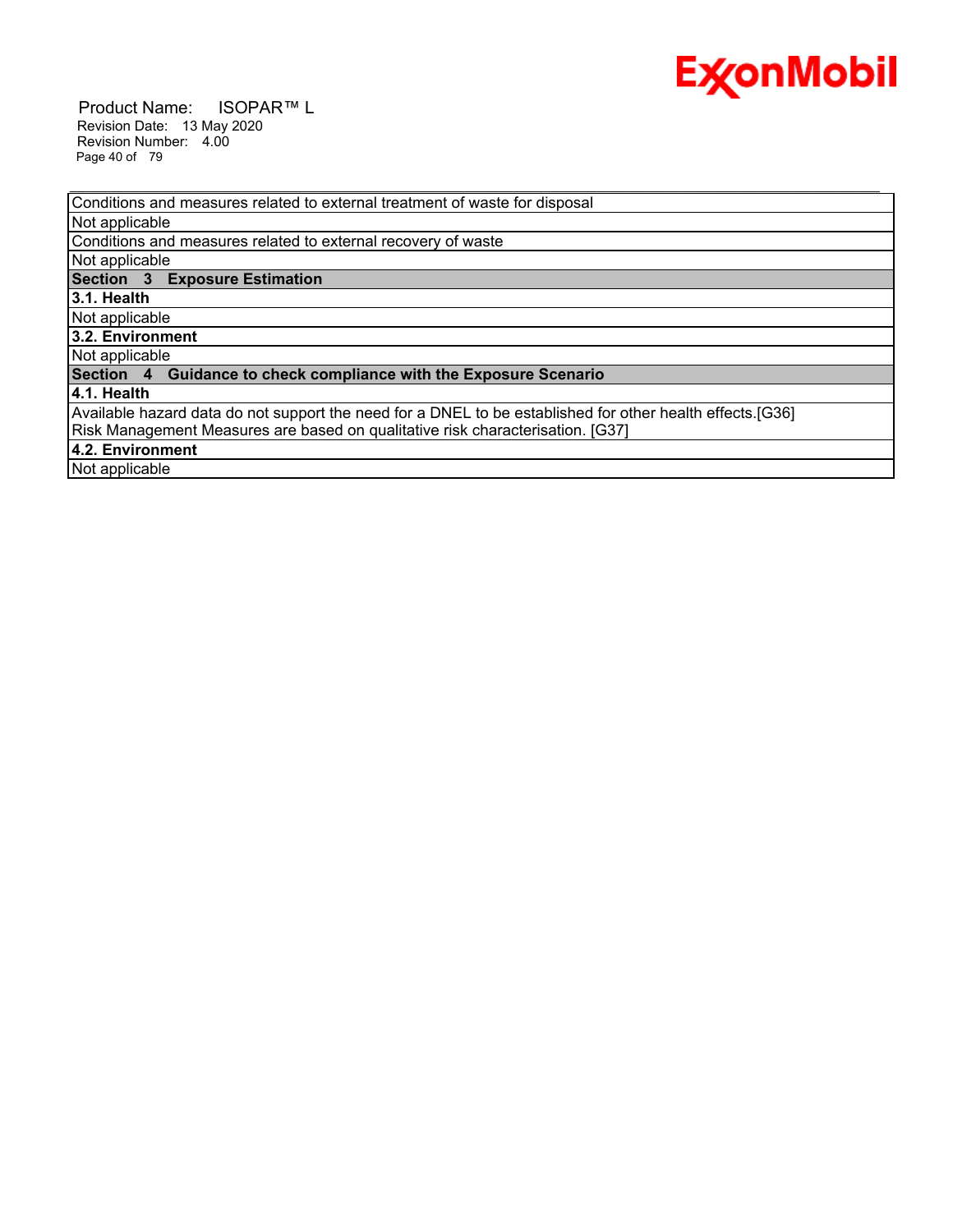| Conditions and measures related to external treatment of waste for disposal |
|---|
| Not applicable |
| Conditions and measures related to external recovery of waste |
| Not applicable |
| **Section 3 Exposure Estimation** |
| **3.1. Health** |
| Not applicable |
| **3.2. Environment** |
| Not applicable |
| **Section 4 Guidance to check compliance with the Exposure Scenario** |
| **4.1. Health** |
| Available hazard data do not support the need for a DNEL to be established for other health effects.[G36] Risk Management Measures are based on qualitative risk characterisation. [G37] |
| **4.2. Environment** |
| Not applicable |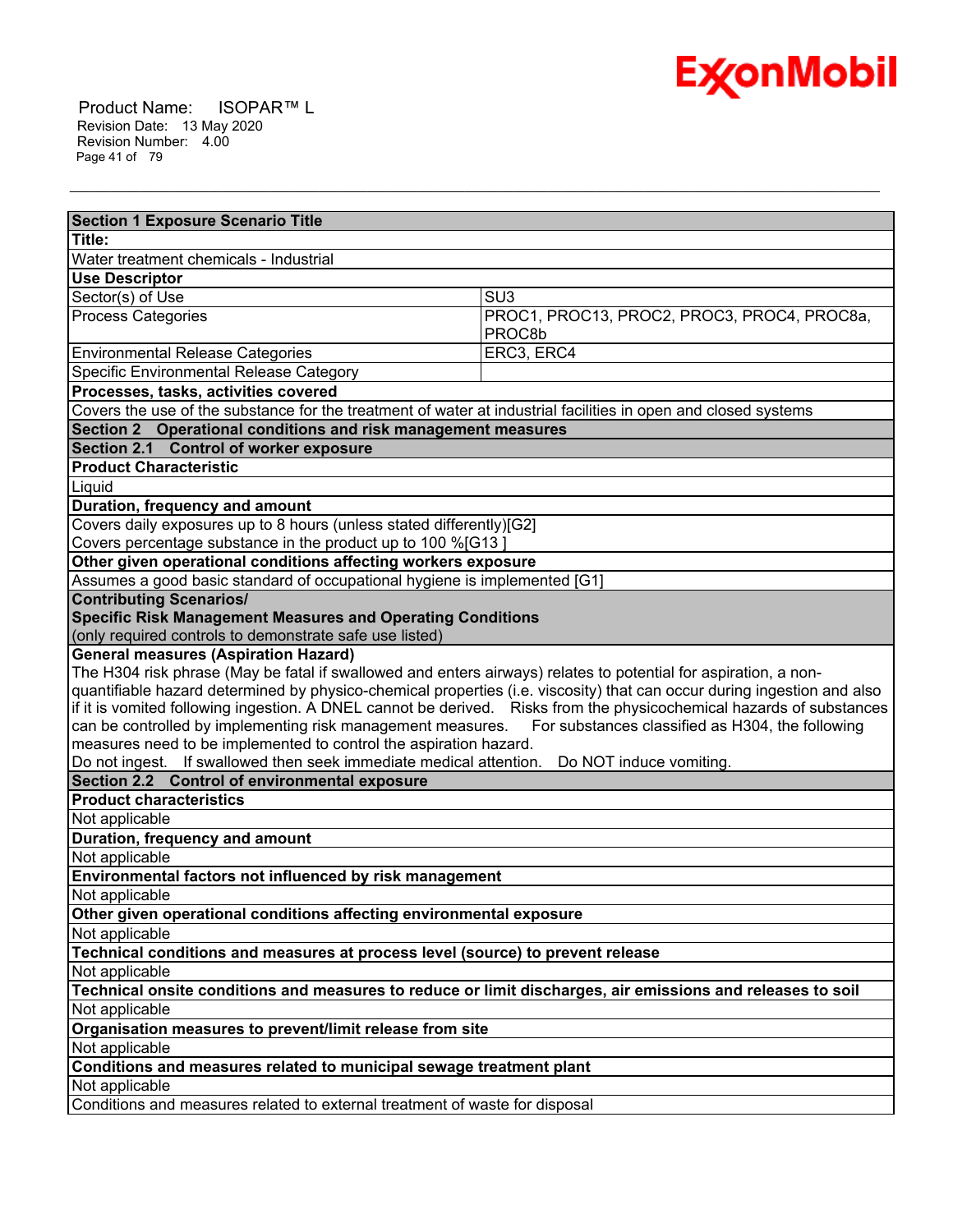| Section 1 Exposure Scenario Title | |
|---|---|
| **Title:** | |
| Water treatment chemicals - Industrial | |
| **Use Descriptor** | |
| Sector(s) of Use | SU3 |
| Process Categories | PROC1, PROC13, PROC2, PROC3, PROC4, PROC8a, PROC8b |
| Environmental Release Categories | ERC3, ERC4 |
| Specific Environmental Release Category | |
| **Processes, tasks, activities covered** | |
| Covers the use of the substance for the treatment of water at industrial facilities in open and closed systems | |
| **Section 2 Operational conditions and risk management measures** | |
| **Section 2.1 Control of worker exposure** | |
| **Product Characteristic** | |
| Liquid | |
| **Duration, frequency and amount** | |
| Covers daily exposures up to 8 hours (unless stated differently)[G2]<br>Covers percentage substance in the product up to 100 %[G13 ] | |
| **Other given operational conditions affecting workers exposure** | |
| Assumes a good basic standard of occupational hygiene is implemented [G1] | |
| **Contributing Scenarios/<br>Specific Risk Management Measures and Operating Conditions**<br>(only required controls to demonstrate safe use listed) | |
| **General measures (Aspiration Hazard)**<br>The H304 risk phrase (May be fatal if swallowed and enters airways) relates to potential for aspiration, a non-quantifiable hazard determined by physico-chemical properties (i.e. viscosity) that can occur during ingestion and also if it is vomited following ingestion. A DNEL cannot be derived. Risks from the physicochemical hazards of substances can be controlled by implementing risk management measures. For substances classified as H304, the following measures need to be implemented to control the aspiration hazard.<br>Do not ingest. If swallowed then seek immediate medical attention. Do NOT induce vomiting. | |
| **Section 2.2 Control of environmental exposure** | |
| **Product characteristics** | |
| Not applicable | |
| **Duration, frequency and amount** | |
| Not applicable | |
| **Environmental factors not influenced by risk management** | |
| Not applicable | |
| **Other given operational conditions affecting environmental exposure** | |
| Not applicable | |
| **Technical conditions and measures at process level (source) to prevent release** | |
| Not applicable | |
| **Technical onsite conditions and measures to reduce or limit discharges, air emissions and releases to soil** | |
| Not applicable | |
| **Organisation measures to prevent/limit release from site** | |
| Not applicable | |
| **Conditions and measures related to municipal sewage treatment plant** | |
| Not applicable | |
| Conditions and measures related to external treatment of waste for disposal | |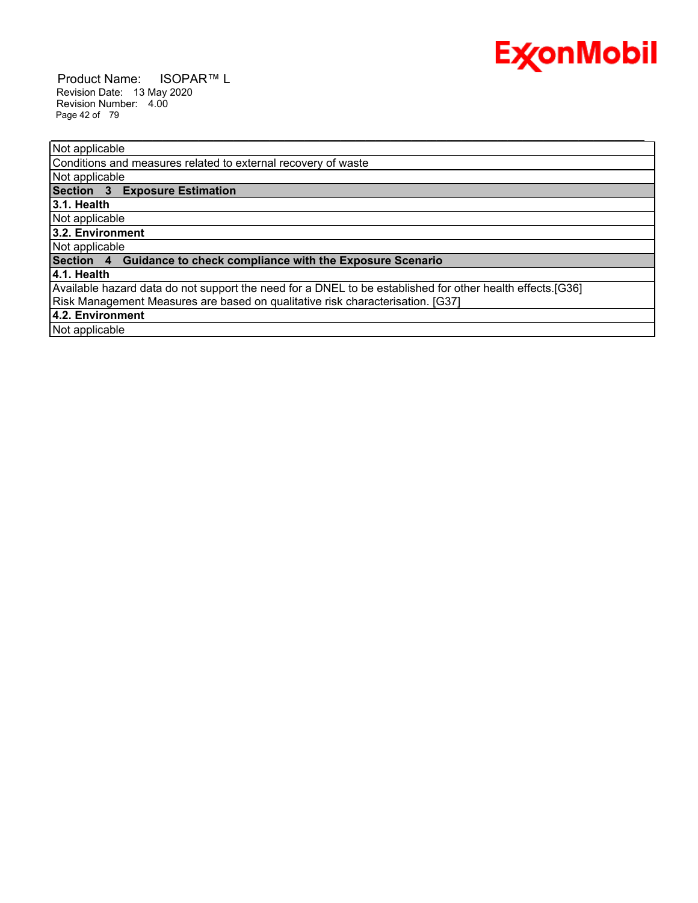| Not applicable |
|---|
| Conditions and measures related to external recovery of waste |
| Not applicable |
| **Section 3 Exposure Estimation** |
| **3.1. Health** |
| Not applicable |
| **3.2. Environment** |
| Not applicable |
| **Section 4 Guidance to check compliance with the Exposure Scenario** |
| **4.1. Health** |
| Available hazard data do not support the need for a DNEL to be established for other health effects.[G36] Risk Management Measures are based on qualitative risk characterisation. [G37] |
| **4.2. Environment** |
| Not applicable |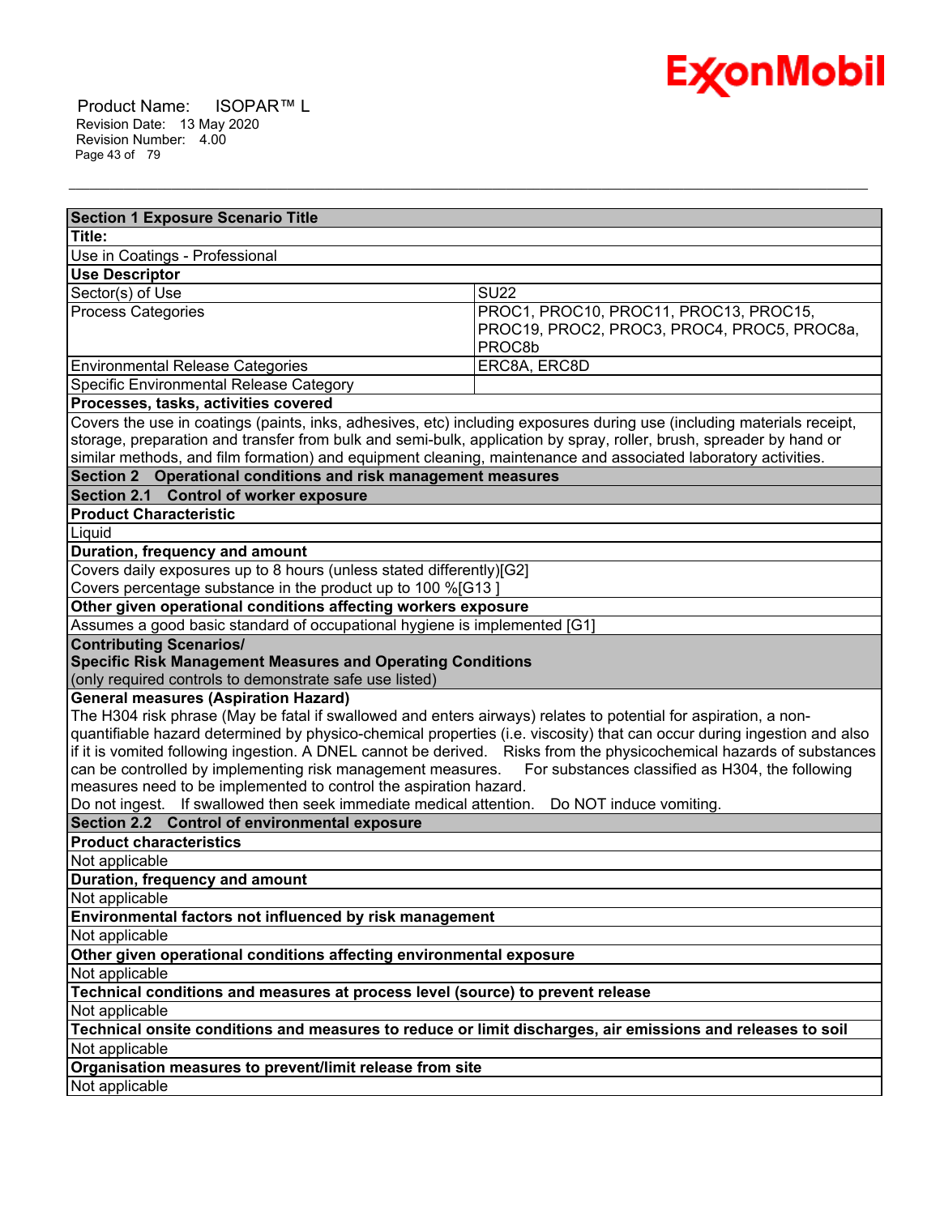| Section 1 Exposure Scenario Title | |
|---|---|
| **Title:** | |
| Use in Coatings - Professional | |
| **Use Descriptor** | |
| Sector(s) of Use | SU22 |
| Process Categories | PROC1, PROC10, PROC11, PROC13, PROC15, PROC19, PROC2, PROC3, PROC4, PROC5, PROC8a, PROC8b |
| Environmental Release Categories | ERC8A, ERC8D |
| Specific Environmental Release Category | |
| **Processes, tasks, activities covered** | |
| Covers the use in coatings (paints, inks, adhesives, etc) including exposures during use (including materials receipt, storage, preparation and transfer from bulk and semi-bulk, application by spray, roller, brush, spreader by hand or similar methods, and film formation) and equipment cleaning, maintenance and associated laboratory activities. | |
| **Section 2 Operational conditions and risk management measures** | |
| **Section 2.1 Control of worker exposure** | |
| **Product Characteristic** | |
| Liquid | |
| **Duration, frequency and amount** | |
| Covers daily exposures up to 8 hours (unless stated differently)[G2]<br>Covers percentage substance in the product up to 100 %[G13 ] | |
| **Other given operational conditions affecting workers exposure** | |
| Assumes a good basic standard of occupational hygiene is implemented [G1] | |
| **Contributing Scenarios/**<br>**Specific Risk Management Measures and Operating Conditions**<br>(only required controls to demonstrate safe use listed) | |
| **General measures (Aspiration Hazard)**<br>The H304 risk phrase (May be fatal if swallowed and enters airways) relates to potential for aspiration, a non-quantifiable hazard determined by physico-chemical properties (i.e. viscosity) that can occur during ingestion and also if it is vomited following ingestion. A DNEL cannot be derived. Risks from the physicochemical hazards of substances can be controlled by implementing risk management measures. For substances classified as H304, the following measures need to be implemented to control the aspiration hazard.<br>Do not ingest. If swallowed then seek immediate medical attention. Do NOT induce vomiting. | |
| **Section 2.2 Control of environmental exposure** | |
| **Product characteristics** | |
| Not applicable | |
| **Duration, frequency and amount** | |
| Not applicable | |
| **Environmental factors not influenced by risk management** | |
| Not applicable | |
| **Other given operational conditions affecting environmental exposure** | |
| Not applicable | |
| **Technical conditions and measures at process level (source) to prevent release** | |
| Not applicable | |
| **Technical onsite conditions and measures to reduce or limit discharges, air emissions and releases to soil** | |
| Not applicable | |
| **Organisation measures to prevent/limit release from site** | |
| Not applicable | |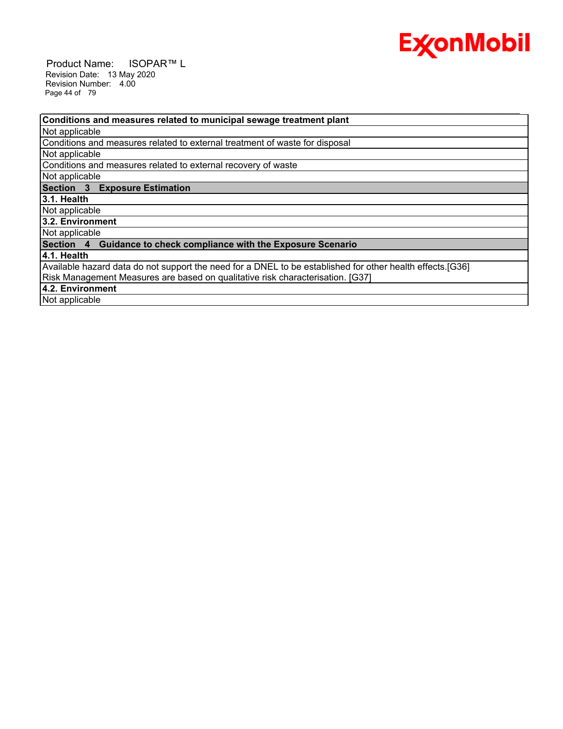| **Conditions and measures related to municipal sewage treatment plant** |
|---|
| Not applicable |
| Conditions and measures related to external treatment of waste for disposal |
| Not applicable |
| Conditions and measures related to external recovery of waste |
| Not applicable |
| **Section 3 Exposure Estimation** |
| **3.1. Health** |
| Not applicable |
| **3.2. Environment** |
| Not applicable |
| **Section 4 Guidance to check compliance with the Exposure Scenario** |
| **4.1. Health** |
| Available hazard data do not support the need for a DNEL to be established for other health effects.[G36] Risk Management Measures are based on qualitative risk characterisation. [G37] |
| **4.2. Environment** |
| Not applicable |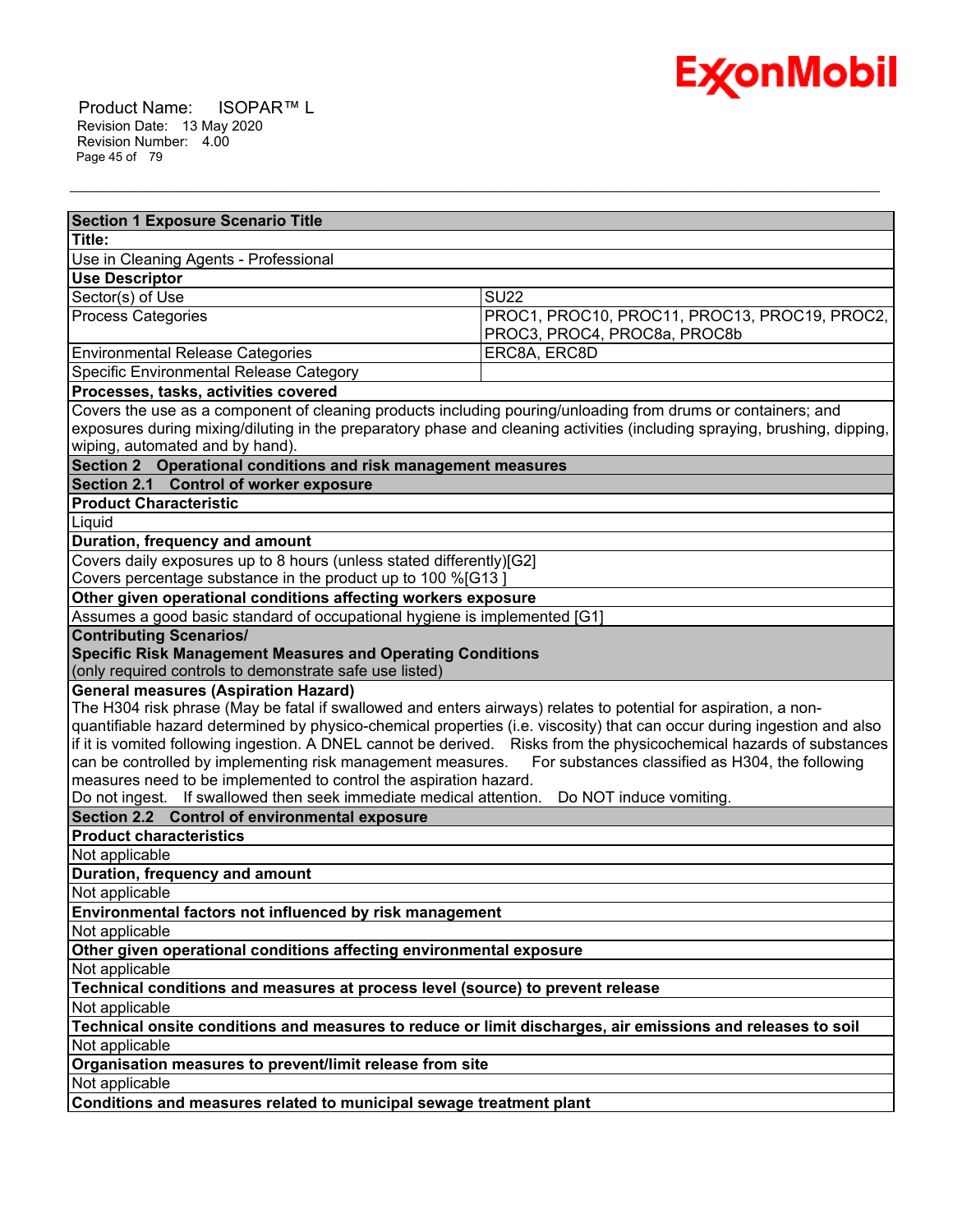| Section 1 Exposure Scenario Title | |
|---|---|
| **Title:** | |
| Use in Cleaning Agents - Professional | |
| **Use Descriptor** | |
| Sector(s) of Use | SU22 |
| Process Categories | PROC1, PROC10, PROC11, PROC13, PROC19, PROC2, PROC3, PROC4, PROC8a, PROC8b |
| Environmental Release Categories | ERC8A, ERC8D |
| Specific Environmental Release Category | |
| **Processes, tasks, activities covered** | |
| Covers the use as a component of cleaning products including pouring/unloading from drums or containers; and exposures during mixing/diluting in the preparatory phase and cleaning activities (including spraying, brushing, dipping, wiping, automated and by hand). | |
| **Section 2 Operational conditions and risk management measures** | |
| **Section 2.1 Control of worker exposure** | |
| **Product Characteristic** | |
| Liquid | |
| **Duration, frequency and amount** | |
| Covers daily exposures up to 8 hours (unless stated differently)[G2]<br>Covers percentage substance in the product up to 100 %[G13 ] | |
| **Other given operational conditions affecting workers exposure** | |
| Assumes a good basic standard of occupational hygiene is implemented [G1] | |
| **Contributing Scenarios/<br>Specific Risk Management Measures and Operating Conditions**<br>(only required controls to demonstrate safe use listed) | |
| **General measures (Aspiration Hazard)**<br>The H304 risk phrase (May be fatal if swallowed and enters airways) relates to potential for aspiration, a non-quantifiable hazard determined by physico-chemical properties (i.e. viscosity) that can occur during ingestion and also if it is vomited following ingestion. A DNEL cannot be derived. Risks from the physicochemical hazards of substances can be controlled by implementing risk management measures. For substances classified as H304, the following measures need to be implemented to control the aspiration hazard.<br>Do not ingest. If swallowed then seek immediate medical attention. Do NOT induce vomiting. | |
| **Section 2.2 Control of environmental exposure** | |
| **Product characteristics** | |
| Not applicable | |
| **Duration, frequency and amount** | |
| Not applicable | |
| **Environmental factors not influenced by risk management** | |
| Not applicable | |
| **Other given operational conditions affecting environmental exposure** | |
| Not applicable | |
| **Technical conditions and measures at process level (source) to prevent release** | |
| Not applicable | |
| **Technical onsite conditions and measures to reduce or limit discharges, air emissions and releases to soil** | |
| Not applicable | |
| **Organisation measures to prevent/limit release from site** | |
| Not applicable | |
| **Conditions and measures related to municipal sewage treatment plant** | |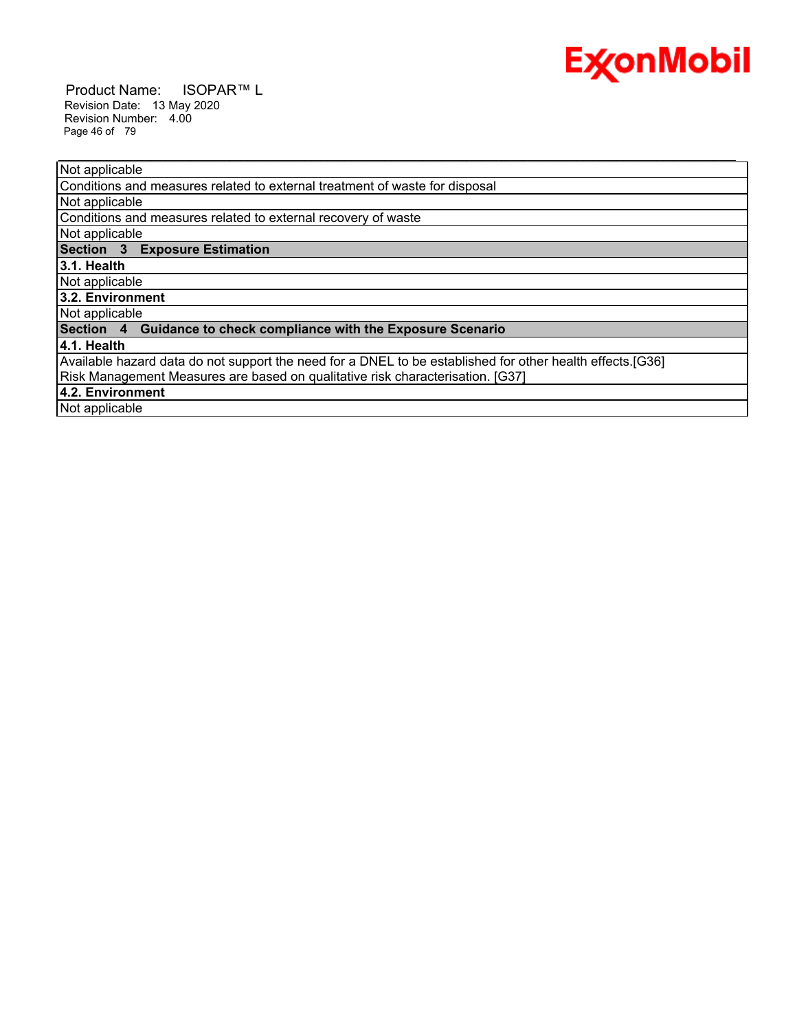| Not applicable |
|---|
| Conditions and measures related to external treatment of waste for disposal |
| Not applicable |
| Conditions and measures related to external recovery of waste |
| Not applicable |
| **Section 3 Exposure Estimation** |
| **3.1. Health** |
| Not applicable |
| **3.2. Environment** |
| Not applicable |
| **Section 4 Guidance to check compliance with the Exposure Scenario** |
| **4.1. Health** |
| Available hazard data do not support the need for a DNEL to be established for other health effects.[G36]<br>Risk Management Measures are based on qualitative risk characterisation. [G37] |
| **4.2. Environment** |
| Not applicable |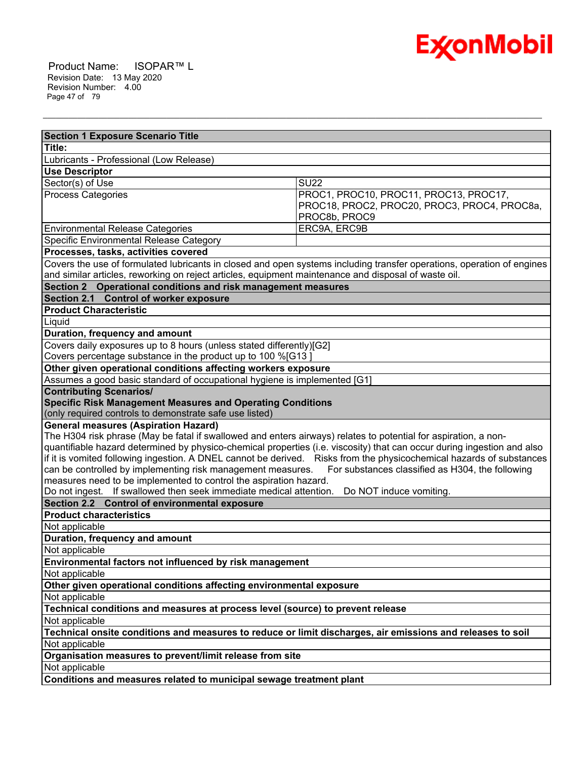| Section 1 Exposure Scenario Title | |
|---|---|
| **Title:** | |
| Lubricants - Professional (Low Release) | |
| **Use Descriptor** | |
| Sector(s) of Use | SU22 |
| Process Categories | PROC1, PROC10, PROC11, PROC13, PROC17, PROC18, PROC2, PROC20, PROC3, PROC4, PROC8a, PROC8b, PROC9 |
| Environmental Release Categories | ERC9A, ERC9B |
| Specific Environmental Release Category | |
| **Processes, tasks, activities covered** | |
| Covers the use of formulated lubricants in closed and open systems including transfer operations, operation of engines and similar articles, reworking on reject articles, equipment maintenance and disposal of waste oil. | |
| **Section 2 Operational conditions and risk management measures** | |
| **Section 2.1 Control of worker exposure** | |
| **Product Characteristic** | |
| Liquid | |
| **Duration, frequency and amount** | |
| Covers daily exposures up to 8 hours (unless stated differently)[G2]<br>Covers percentage substance in the product up to 100 %[G13 ] | |
| **Other given operational conditions affecting workers exposure** | |
| Assumes a good basic standard of occupational hygiene is implemented [G1] | |
| **Contributing Scenarios/<br>Specific Risk Management Measures and Operating Conditions**<br>(only required controls to demonstrate safe use listed) | |
| **General measures (Aspiration Hazard)**<br>The H304 risk phrase (May be fatal if swallowed and enters airways) relates to potential for aspiration, a non-quantifiable hazard determined by physico-chemical properties (i.e. viscosity) that can occur during ingestion and also if it is vomited following ingestion. A DNEL cannot be derived. Risks from the physicochemical hazards of substances can be controlled by implementing risk management measures. For substances classified as H304, the following measures need to be implemented to control the aspiration hazard.<br>Do not ingest. If swallowed then seek immediate medical attention. Do NOT induce vomiting. | |
| **Section 2.2 Control of environmental exposure** | |
| **Product characteristics** | |
| Not applicable | |
| **Duration, frequency and amount** | |
| Not applicable | |
| **Environmental factors not influenced by risk management** | |
| Not applicable | |
| **Other given operational conditions affecting environmental exposure** | |
| Not applicable | |
| **Technical conditions and measures at process level (source) to prevent release** | |
| Not applicable | |
| **Technical onsite conditions and measures to reduce or limit discharges, air emissions and releases to soil** | |
| Not applicable | |
| **Organisation measures to prevent/limit release from site** | |
| Not applicable | |
| **Conditions and measures related to municipal sewage treatment plant** | |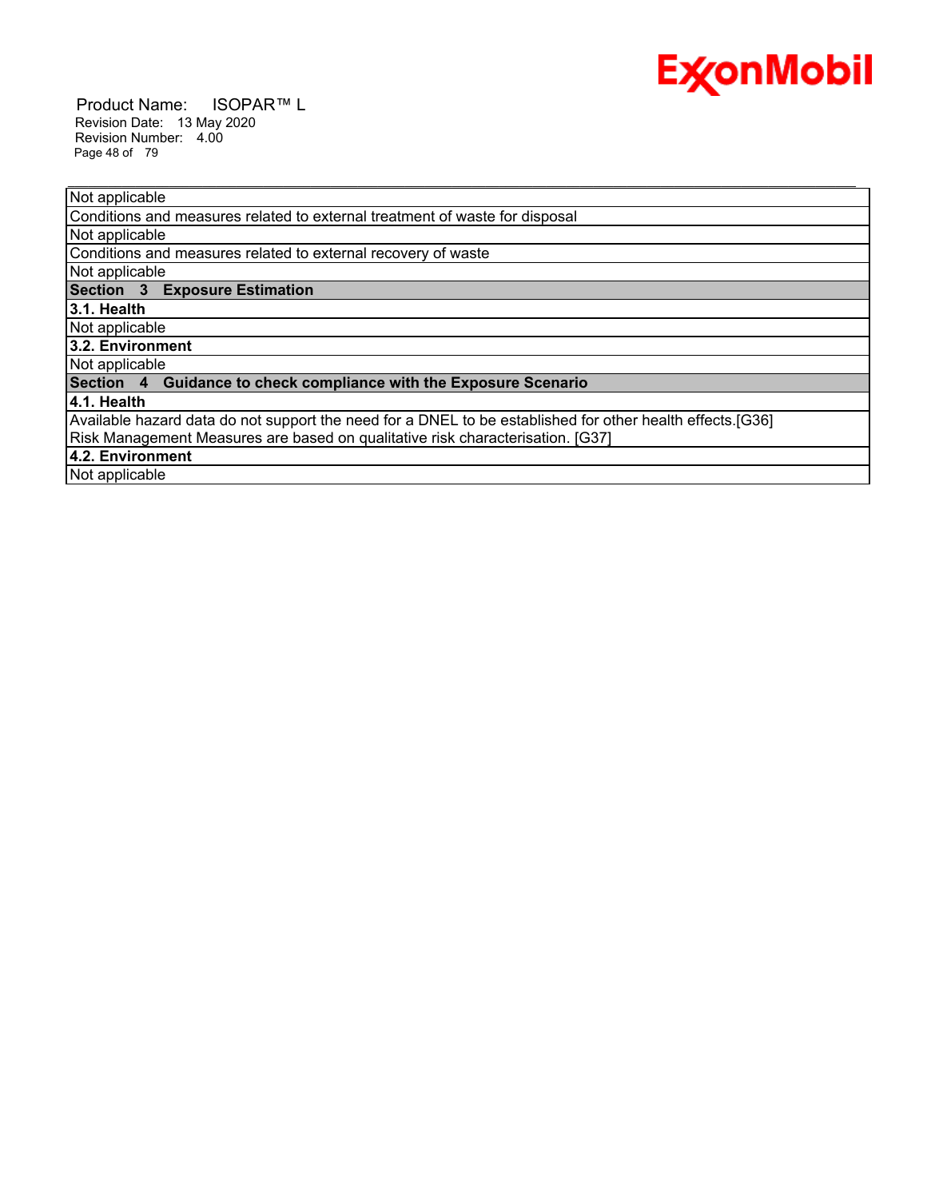| Not applicable |
| --- |
| Conditions and measures related to external treatment of waste for disposal |
| Not applicable |
| Conditions and measures related to external recovery of waste |
| Not applicable |
| **Section 3 Exposure Estimation** |
| **3.1. Health** |
| Not applicable |
| **3.2. Environment** |
| Not applicable |
| **Section 4 Guidance to check compliance with the Exposure Scenario** |
| **4.1. Health** |
| Available hazard data do not support the need for a DNEL to be established for other health effects.[G36] Risk Management Measures are based on qualitative risk characterisation. [G37] |
| **4.2. Environment** |
| Not applicable |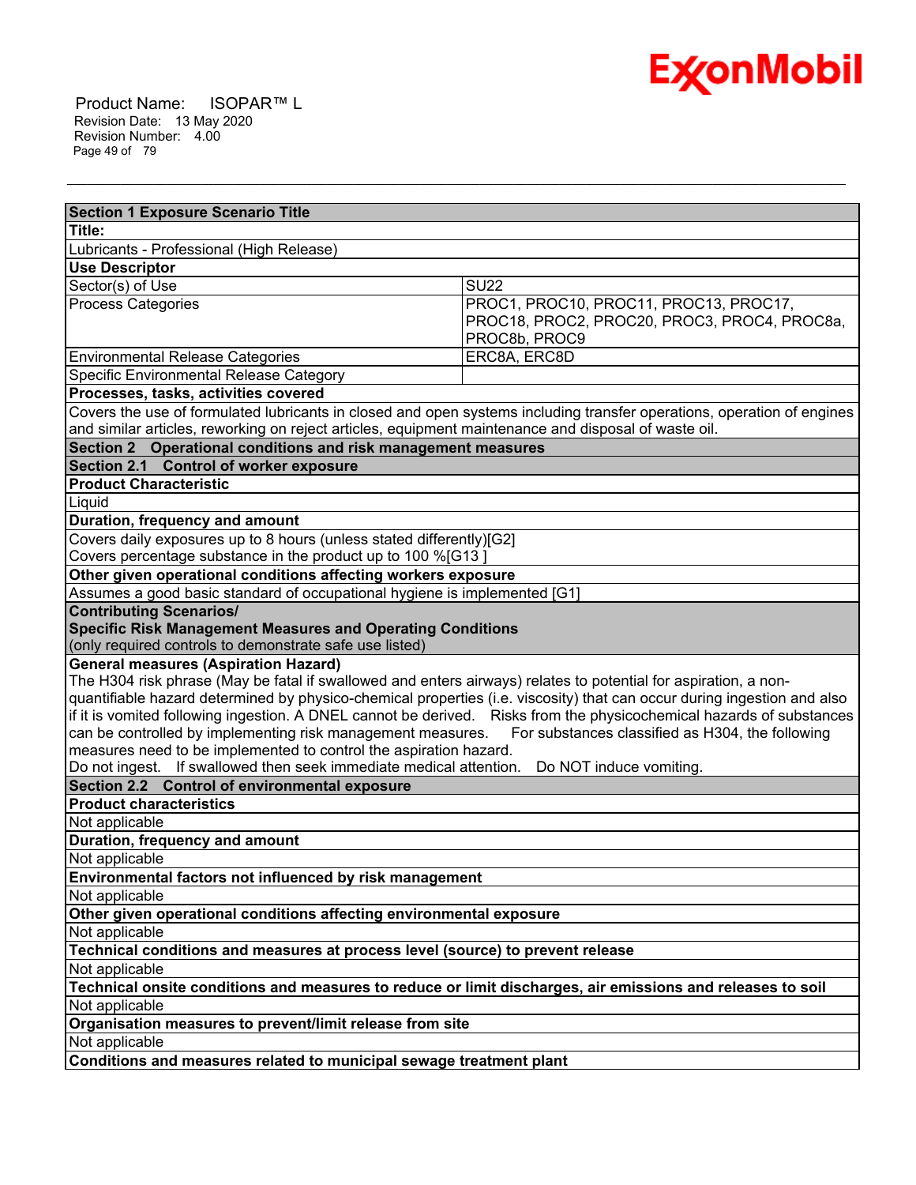| Section 1 Exposure Scenario Title | |
|---|---|
| **Title:** | |
| Lubricants - Professional (High Release) | |
| **Use Descriptor** | |
| Sector(s) of Use | SU22 |
| Process Categories | PROC1, PROC10, PROC11, PROC13, PROC17, PROC18, PROC2, PROC20, PROC3, PROC4, PROC8a, PROC8b, PROC9 |
| Environmental Release Categories | ERC8A, ERC8D |
| Specific Environmental Release Category | |
| **Processes, tasks, activities covered** | |
| Covers the use of formulated lubricants in closed and open systems including transfer operations, operation of engines and similar articles, reworking on reject articles, equipment maintenance and disposal of waste oil. | |
| **Section 2 Operational conditions and risk management measures** | |
| **Section 2.1 Control of worker exposure** | |
| **Product Characteristic** | |
| Liquid | |
| **Duration, frequency and amount** | |
| Covers daily exposures up to 8 hours (unless stated differently)[G2]<br>Covers percentage substance in the product up to 100 %[G13 ] | |
| **Other given operational conditions affecting workers exposure** | |
| Assumes a good basic standard of occupational hygiene is implemented [G1] | |
| **Contributing Scenarios/**<br>**Specific Risk Management Measures and Operating Conditions**<br>(only required controls to demonstrate safe use listed) | |
| **General measures (Aspiration Hazard)**<br>The H304 risk phrase (May be fatal if swallowed and enters airways) relates to potential for aspiration, a non-quantifiable hazard determined by physico-chemical properties (i.e. viscosity) that can occur during ingestion and also if it is vomited following ingestion. A DNEL cannot be derived. Risks from the physicochemical hazards of substances can be controlled by implementing risk management measures. For substances classified as H304, the following measures need to be implemented to control the aspiration hazard.<br>Do not ingest. If swallowed then seek immediate medical attention. Do NOT induce vomiting. | |
| **Section 2.2 Control of environmental exposure** | |
| **Product characteristics** | |
| Not applicable | |
| **Duration, frequency and amount** | |
| Not applicable | |
| **Environmental factors not influenced by risk management** | |
| Not applicable | |
| **Other given operational conditions affecting environmental exposure** | |
| Not applicable | |
| **Technical conditions and measures at process level (source) to prevent release** | |
| Not applicable | |
| **Technical onsite conditions and measures to reduce or limit discharges, air emissions and releases to soil** | |
| Not applicable | |
| **Organisation measures to prevent/limit release from site** | |
| Not applicable | |
| **Conditions and measures related to municipal sewage treatment plant** | |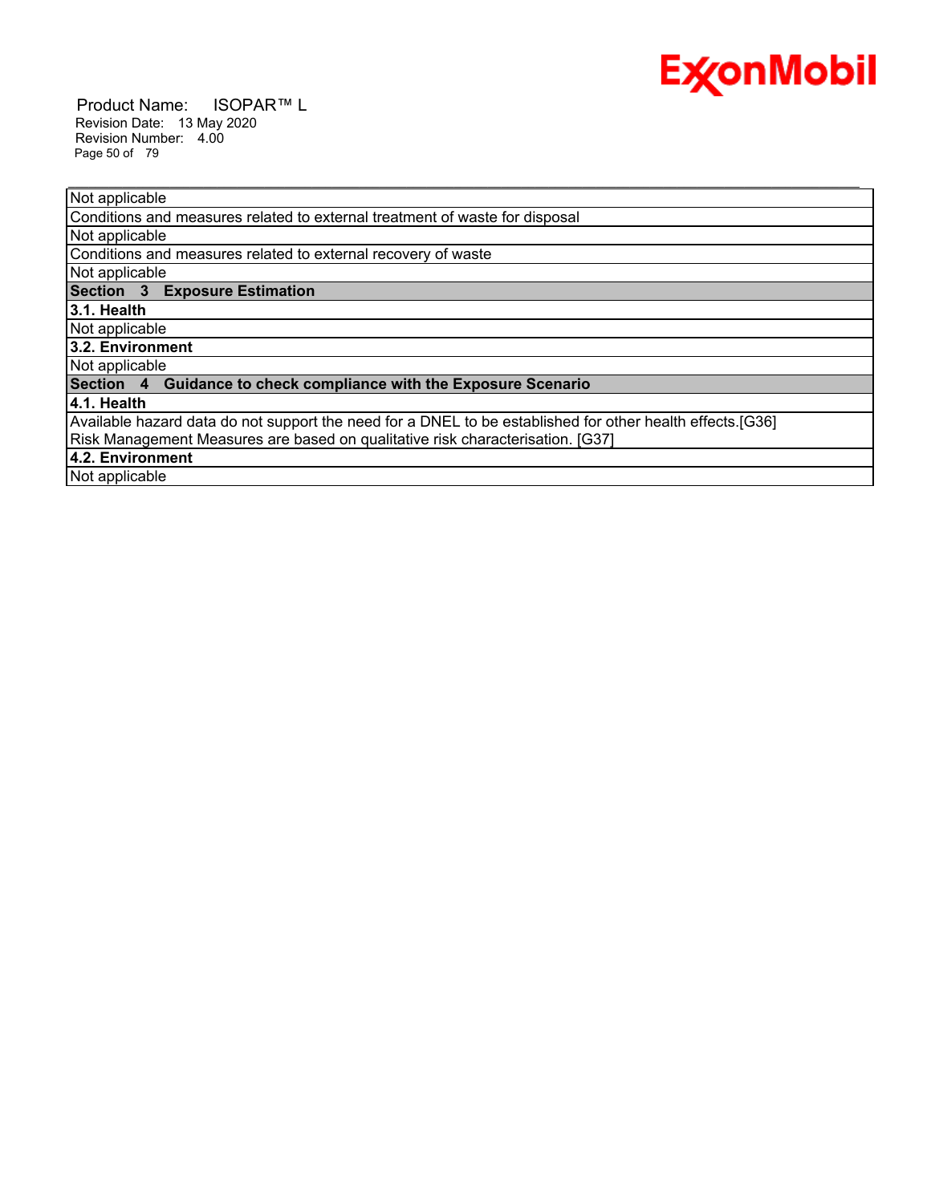Not applicable

Conditions and measures related to external treatment of waste for disposal

Not applicable

Conditions and measures related to external recovery of waste

Not applicable

## Section 3 Exposure Estimation

### 3.1. Health

Not applicable

### 3.2. Environment

Not applicable

## Section 4 Guidance to check compliance with the Exposure Scenario

### 4.1. Health

Available hazard data do not support the need for a DNEL to be established for other health effects.[G36]
Risk Management Measures are based on qualitative risk characterisation. [G37]

### 4.2. Environment

Not applicable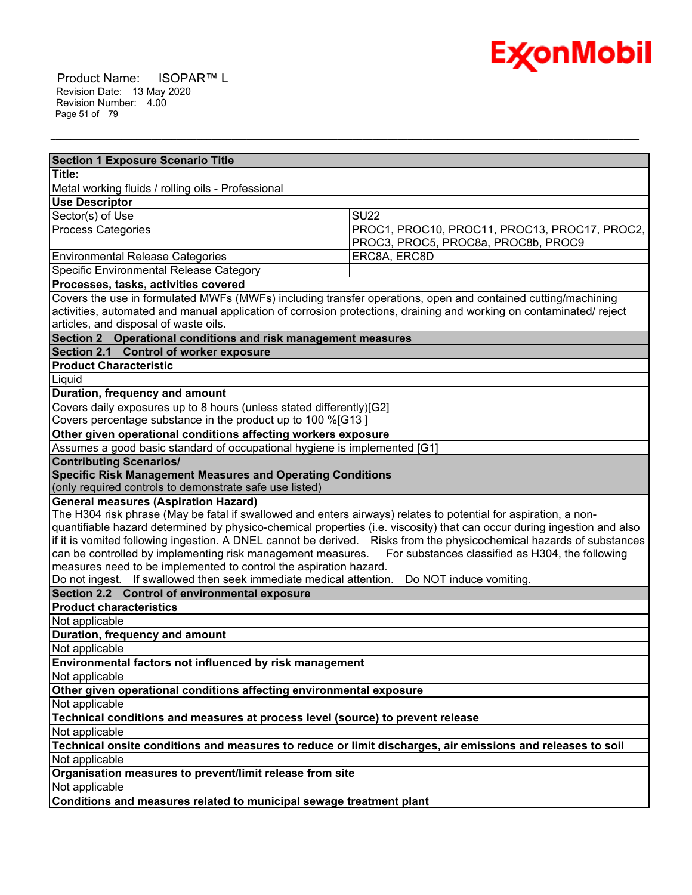| Section 1 Exposure Scenario Title | |
|---|---|
| **Title:** | |
| Metal working fluids / rolling oils - Professional | |
| **Use Descriptor** | |
| Sector(s) of Use | SU22 |
| Process Categories | PROC1, PROC10, PROC11, PROC13, PROC17, PROC2, PROC3, PROC5, PROC8a, PROC8b, PROC9 |
| Environmental Release Categories | ERC8A, ERC8D |
| Specific Environmental Release Category | |
| **Processes, tasks, activities covered** | |
| Covers the use in formulated MWFs (MWFs) including transfer operations, open and contained cutting/machining activities, automated and manual application of corrosion protections, draining and working on contaminated/ reject articles, and disposal of waste oils. | |
| **Section 2 Operational conditions and risk management measures** | |
| **Section 2.1 Control of worker exposure** | |
| **Product Characteristic** | |
| Liquid | |
| **Duration, frequency and amount** | |
| Covers daily exposures up to 8 hours (unless stated differently)[G2]<br>Covers percentage substance in the product up to 100 %[G13 ] | |
| **Other given operational conditions affecting workers exposure** | |
| Assumes a good basic standard of occupational hygiene is implemented [G1] | |
| **Contributing Scenarios/<br>Specific Risk Management Measures and Operating Conditions**<br>(only required controls to demonstrate safe use listed) | |
| **General measures (Aspiration Hazard)**<br>The H304 risk phrase (May be fatal if swallowed and enters airways) relates to potential for aspiration, a non-quantifiable hazard determined by physico-chemical properties (i.e. viscosity) that can occur during ingestion and also if it is vomited following ingestion. A DNEL cannot be derived. Risks from the physicochemical hazards of substances can be controlled by implementing risk management measures. For substances classified as H304, the following measures need to be implemented to control the aspiration hazard.<br>Do not ingest. If swallowed then seek immediate medical attention. Do NOT induce vomiting. | |
| **Section 2.2 Control of environmental exposure** | |
| **Product characteristics** | |
| Not applicable | |
| **Duration, frequency and amount** | |
| Not applicable | |
| **Environmental factors not influenced by risk management** | |
| Not applicable | |
| **Other given operational conditions affecting environmental exposure** | |
| Not applicable | |
| **Technical conditions and measures at process level (source) to prevent release** | |
| Not applicable | |
| **Technical onsite conditions and measures to reduce or limit discharges, air emissions and releases to soil** | |
| Not applicable | |
| **Organisation measures to prevent/limit release from site** | |
| Not applicable | |
| **Conditions and measures related to municipal sewage treatment plant** | |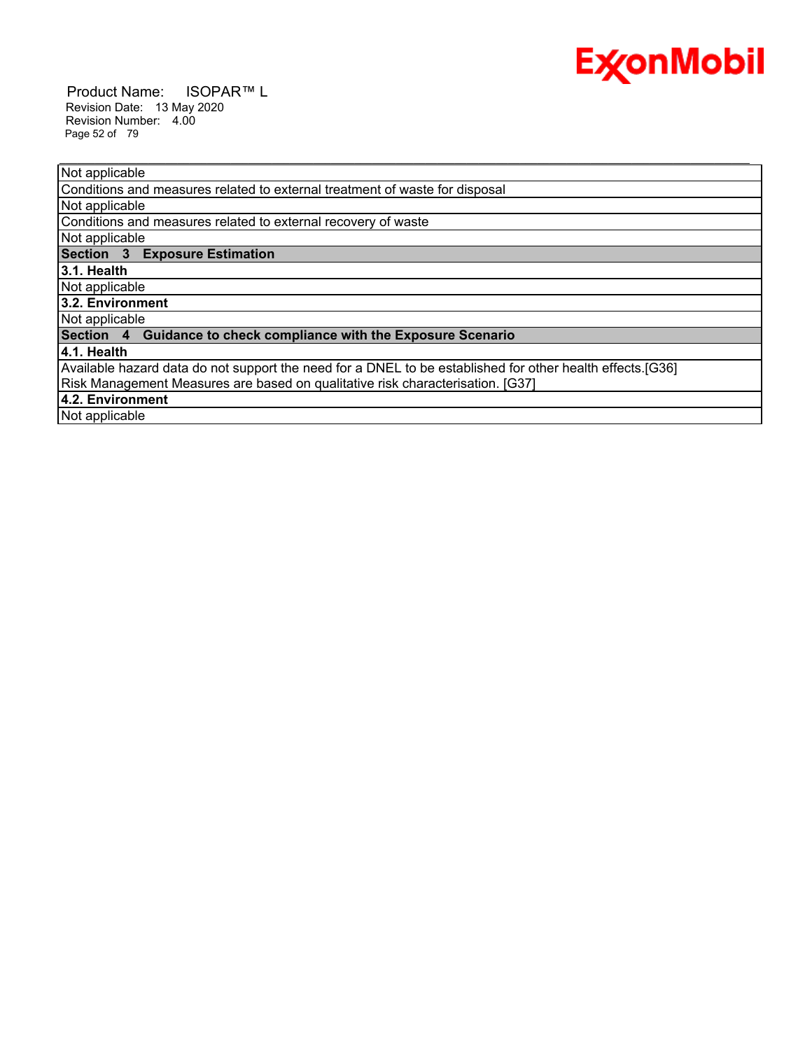| Not applicable |
| --- |
| Conditions and measures related to external treatment of waste for disposal |
| Not applicable |
| Conditions and measures related to external recovery of waste |
| Not applicable |
| **Section 3 Exposure Estimation** |
| **3.1. Health** |
| Not applicable |
| **3.2. Environment** |
| Not applicable |
| **Section 4 Guidance to check compliance with the Exposure Scenario** |
| **4.1. Health** |
| Available hazard data do not support the need for a DNEL to be established for other health effects.[G36]<br>Risk Management Measures are based on qualitative risk characterisation. [G37] |
| **4.2. Environment** |
| Not applicable |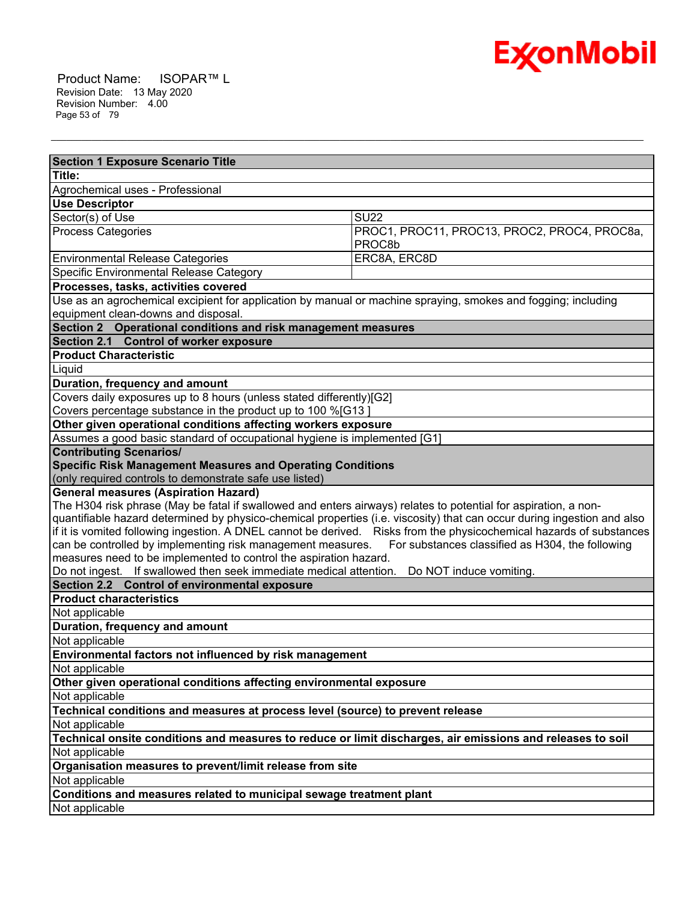| Section 1 Exposure Scenario Title | |
|---|---|
| **Title:** | |
| Agrochemical uses - Professional | |
| **Use Descriptor** | |
| Sector(s) of Use | SU22 |
| Process Categories | PROC1, PROC11, PROC13, PROC2, PROC4, PROC8a, PROC8b |
| Environmental Release Categories | ERC8A, ERC8D |
| Specific Environmental Release Category | |
| **Processes, tasks, activities covered** | |
| Use as an agrochemical excipient for application by manual or machine spraying, smokes and fogging; including equipment clean-downs and disposal. | |
| **Section 2 Operational conditions and risk management measures** | |
| **Section 2.1 Control of worker exposure** | |
| **Product Characteristic** | |
| Liquid | |
| **Duration, frequency and amount** | |
| Covers daily exposures up to 8 hours (unless stated differently)[G2]<br>Covers percentage substance in the product up to 100 %[G13 ] | |
| **Other given operational conditions affecting workers exposure** | |
| Assumes a good basic standard of occupational hygiene is implemented [G1] | |
| **Contributing Scenarios/ Specific Risk Management Measures and Operating Conditions** (only required controls to demonstrate safe use listed) | |
| **General measures (Aspiration Hazard)**<br>The H304 risk phrase (May be fatal if swallowed and enters airways) relates to potential for aspiration, a non-quantifiable hazard determined by physico-chemical properties (i.e. viscosity) that can occur during ingestion and also if it is vomited following ingestion. A DNEL cannot be derived. Risks from the physicochemical hazards of substances can be controlled by implementing risk management measures. For substances classified as H304, the following measures need to be implemented to control the aspiration hazard.<br>Do not ingest. If swallowed then seek immediate medical attention. Do NOT induce vomiting. | |
| **Section 2.2 Control of environmental exposure** | |
| **Product characteristics** | |
| Not applicable | |
| **Duration, frequency and amount** | |
| Not applicable | |
| **Environmental factors not influenced by risk management** | |
| Not applicable | |
| **Other given operational conditions affecting environmental exposure** | |
| Not applicable | |
| **Technical conditions and measures at process level (source) to prevent release** | |
| Not applicable | |
| **Technical onsite conditions and measures to reduce or limit discharges, air emissions and releases to soil** | |
| Not applicable | |
| **Organisation measures to prevent/limit release from site** | |
| Not applicable | |
| **Conditions and measures related to municipal sewage treatment plant** | |
| Not applicable | |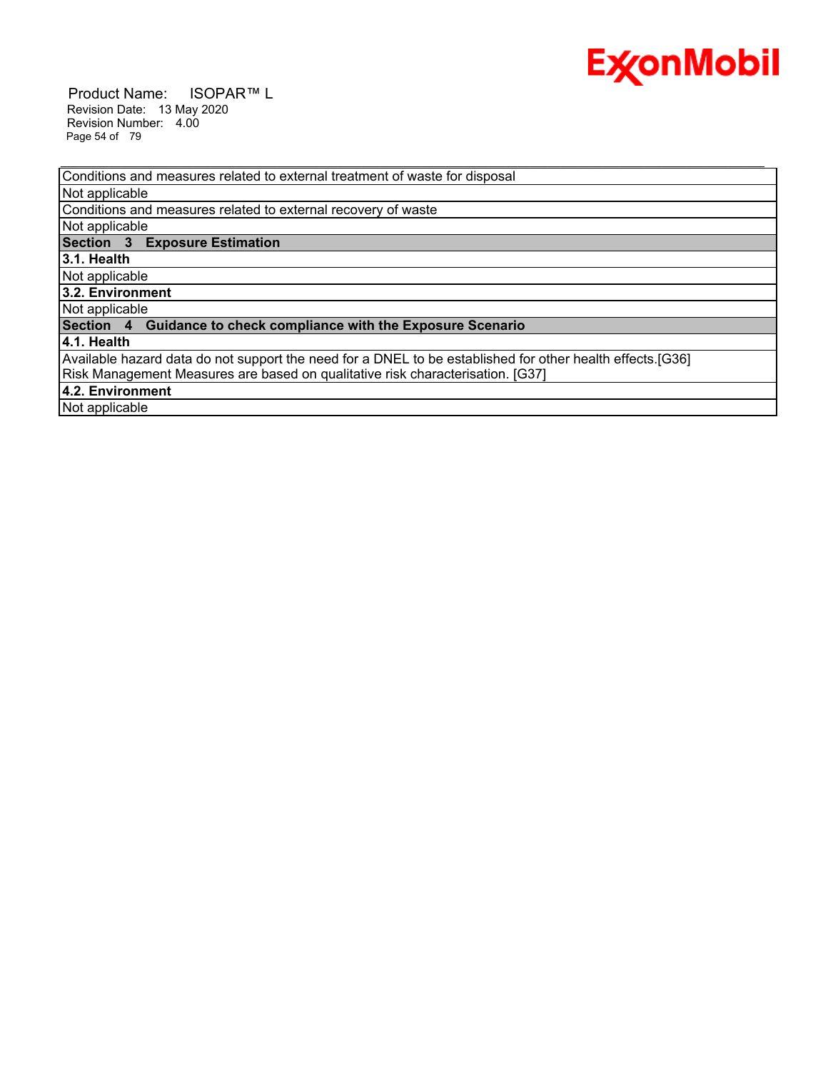| Conditions and measures related to external treatment of waste for disposal |
|---|
| Not applicable |
| Conditions and measures related to external recovery of waste |
| Not applicable |
| **Section 3 Exposure Estimation** |
| **3.1. Health** |
| Not applicable |
| **3.2. Environment** |
| Not applicable |
| **Section 4 Guidance to check compliance with the Exposure Scenario** |
| **4.1. Health** |
| Available hazard data do not support the need for a DNEL to be established for other health effects.[G36] Risk Management Measures are based on qualitative risk characterisation. [G37] |
| **4.2. Environment** |
| Not applicable |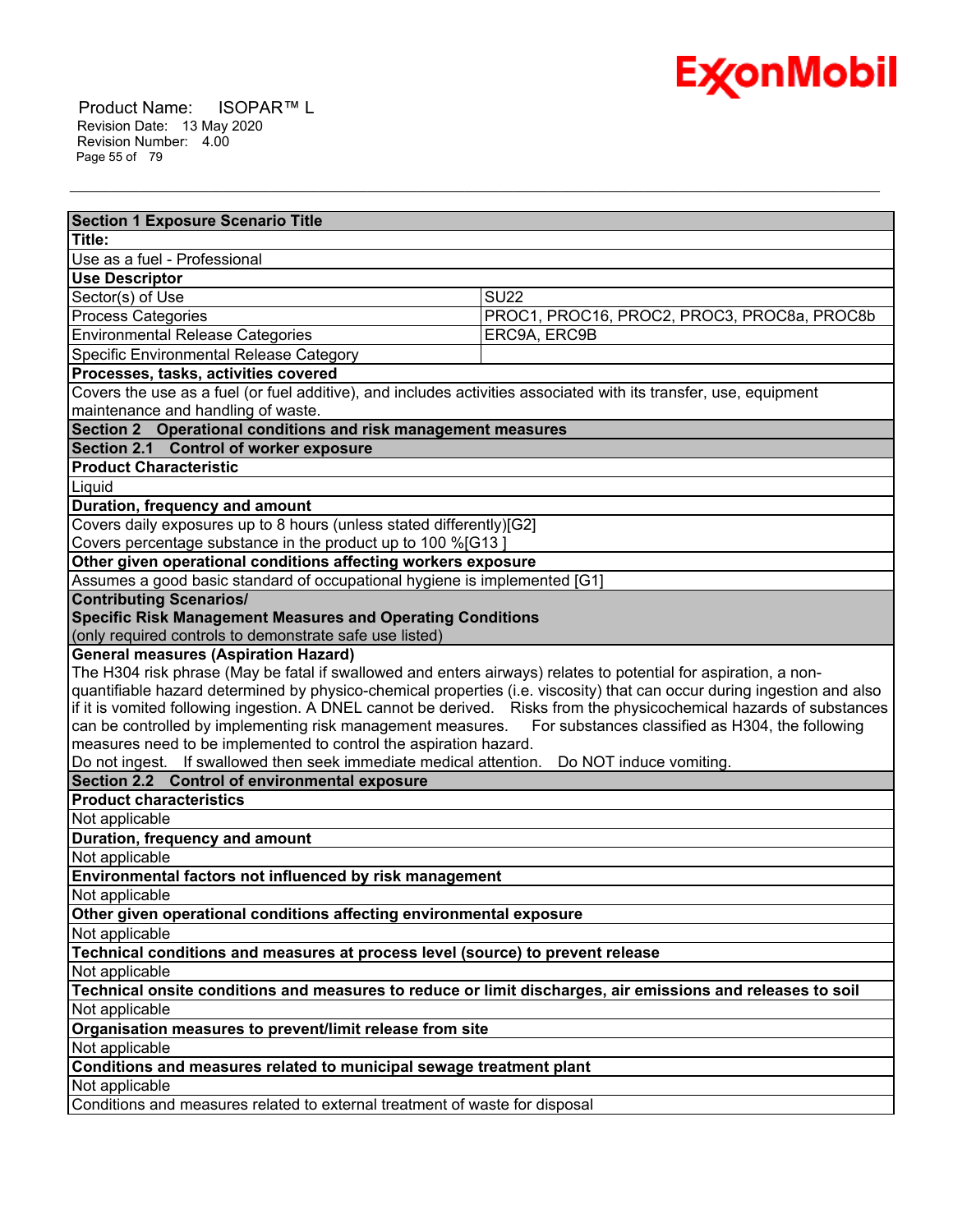| **Section 1 Exposure Scenario Title** | |
|---|---|
| **Title:** | |
| Use as a fuel - Professional | |
| **Use Descriptor** | |
| Sector(s) of Use | SU22 |
| Process Categories | PROC1, PROC16, PROC2, PROC3, PROC8a, PROC8b |
| Environmental Release Categories | ERC9A, ERC9B |
| Specific Environmental Release Category | |
| **Processes, tasks, activities covered** | |
| Covers the use as a fuel (or fuel additive), and includes activities associated with its transfer, use, equipment maintenance and handling of waste. | |
| **Section 2 Operational conditions and risk management measures** | |
| **Section 2.1 Control of worker exposure** | |
| **Product Characteristic** | |
| Liquid | |
| **Duration, frequency and amount** | |
| Covers daily exposures up to 8 hours (unless stated differently)[G2]<br>Covers percentage substance in the product up to 100 %[G13 ] | |
| **Other given operational conditions affecting workers exposure** | |
| Assumes a good basic standard of occupational hygiene is implemented [G1] | |
| **Contributing Scenarios/<br>Specific Risk Management Measures and Operating Conditions**<br>(only required controls to demonstrate safe use listed) | |
| **General measures (Aspiration Hazard)**<br>The H304 risk phrase (May be fatal if swallowed and enters airways) relates to potential for aspiration, a non-quantifiable hazard determined by physico-chemical properties (i.e. viscosity) that can occur during ingestion and also if it is vomited following ingestion. A DNEL cannot be derived. Risks from the physicochemical hazards of substances can be controlled by implementing risk management measures. For substances classified as H304, the following measures need to be implemented to control the aspiration hazard.<br>Do not ingest. If swallowed then seek immediate medical attention. Do NOT induce vomiting. | |
| **Section 2.2 Control of environmental exposure** | |
| **Product characteristics** | |
| Not applicable | |
| **Duration, frequency and amount** | |
| Not applicable | |
| **Environmental factors not influenced by risk management** | |
| Not applicable | |
| **Other given operational conditions affecting environmental exposure** | |
| Not applicable | |
| **Technical conditions and measures at process level (source) to prevent release** | |
| Not applicable | |
| **Technical onsite conditions and measures to reduce or limit discharges, air emissions and releases to soil** | |
| Not applicable | |
| **Organisation measures to prevent/limit release from site** | |
| Not applicable | |
| **Conditions and measures related to municipal sewage treatment plant** | |
| Not applicable | |
| Conditions and measures related to external treatment of waste for disposal | |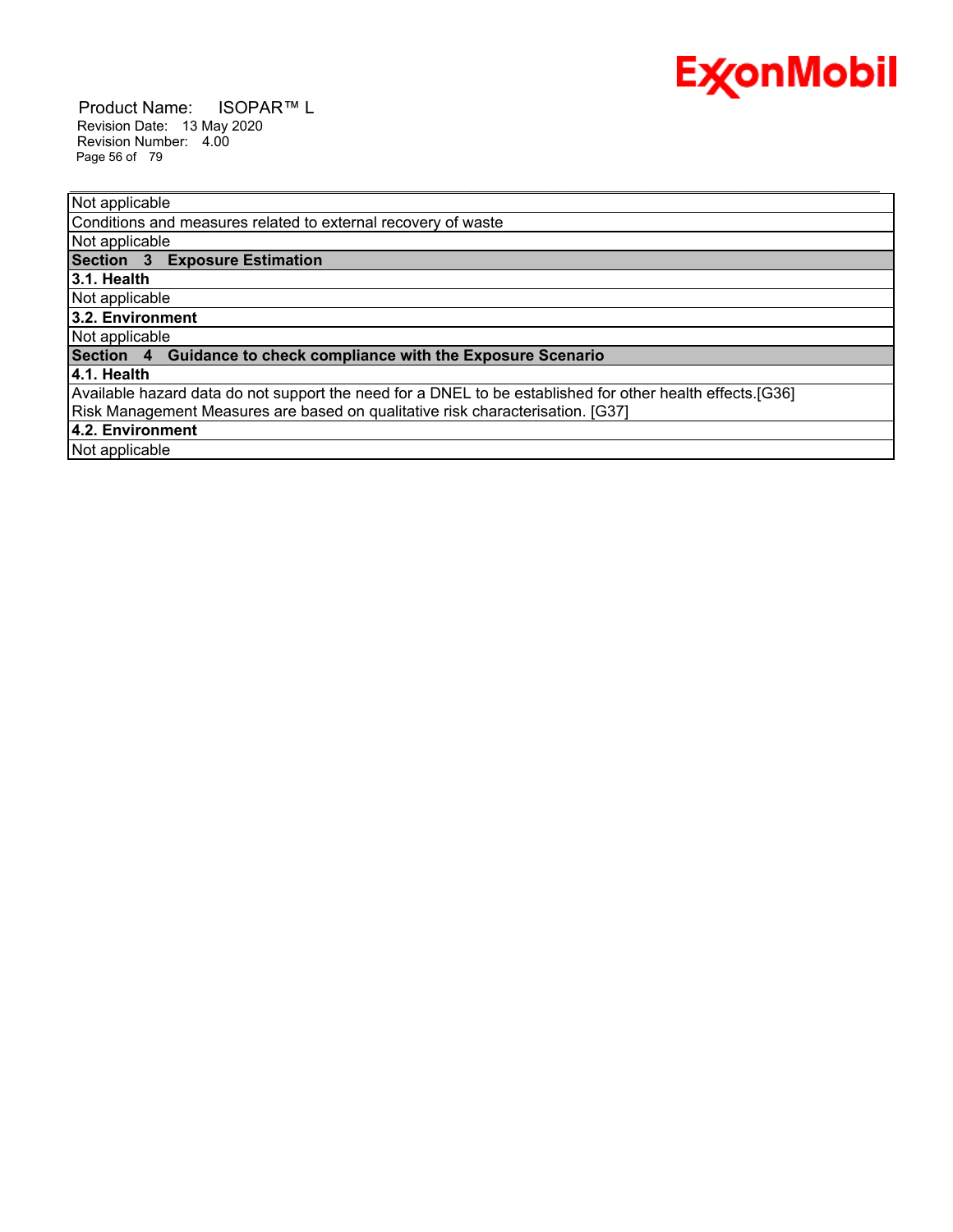| Not applicable |
|---|
| Conditions and measures related to external recovery of waste |
| Not applicable |
| **Section 3 Exposure Estimation** |
| **3.1. Health** |
| Not applicable |
| **3.2. Environment** |
| Not applicable |
| **Section 4 Guidance to check compliance with the Exposure Scenario** |
| **4.1. Health** |
| Available hazard data do not support the need for a DNEL to be established for other health effects.[G36] Risk Management Measures are based on qualitative risk characterisation. [G37] |
| **4.2. Environment** |
| Not applicable |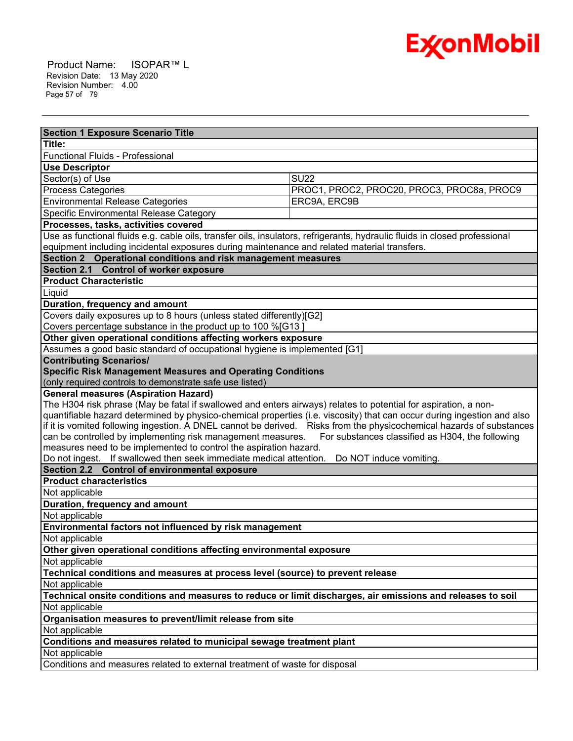| Section 1 Exposure Scenario Title | |
|---|---|
| **Title:** | |
| Functional Fluids - Professional | |
| **Use Descriptor** | |
| Sector(s) of Use | SU22 |
| Process Categories | PROC1, PROC2, PROC20, PROC3, PROC8a, PROC9 |
| Environmental Release Categories | ERC9A, ERC9B |
| Specific Environmental Release Category | |
| **Processes, tasks, activities covered** | |
| Use as functional fluids e.g. cable oils, transfer oils, insulators, refrigerants, hydraulic fluids in closed professional equipment including incidental exposures during maintenance and related material transfers. | |
| **Section 2 Operational conditions and risk management measures** | |
| **Section 2.1 Control of worker exposure** | |
| **Product Characteristic** | |
| Liquid | |
| **Duration, frequency and amount** | |
| Covers daily exposures up to 8 hours (unless stated differently)[G2]<br>Covers percentage substance in the product up to 100 %[G13 ] | |
| **Other given operational conditions affecting workers exposure** | |
| Assumes a good basic standard of occupational hygiene is implemented [G1] | |
| **Contributing Scenarios/ Specific Risk Management Measures and Operating Conditions** (only required controls to demonstrate safe use listed) | |
| **General measures (Aspiration Hazard)**<br>The H304 risk phrase (May be fatal if swallowed and enters airways) relates to potential for aspiration, a non-quantifiable hazard determined by physico-chemical properties (i.e. viscosity) that can occur during ingestion and also if it is vomited following ingestion. A DNEL cannot be derived. Risks from the physicochemical hazards of substances can be controlled by implementing risk management measures. For substances classified as H304, the following measures need to be implemented to control the aspiration hazard.<br>Do not ingest. If swallowed then seek immediate medical attention. Do NOT induce vomiting. | |
| **Section 2.2 Control of environmental exposure** | |
| **Product characteristics** | |
| Not applicable | |
| **Duration, frequency and amount** | |
| Not applicable | |
| **Environmental factors not influenced by risk management** | |
| Not applicable | |
| **Other given operational conditions affecting environmental exposure** | |
| Not applicable | |
| **Technical conditions and measures at process level (source) to prevent release** | |
| Not applicable | |
| **Technical onsite conditions and measures to reduce or limit discharges, air emissions and releases to soil** | |
| Not applicable | |
| **Organisation measures to prevent/limit release from site** | |
| Not applicable | |
| **Conditions and measures related to municipal sewage treatment plant** | |
| Not applicable | |
| Conditions and measures related to external treatment of waste for disposal | |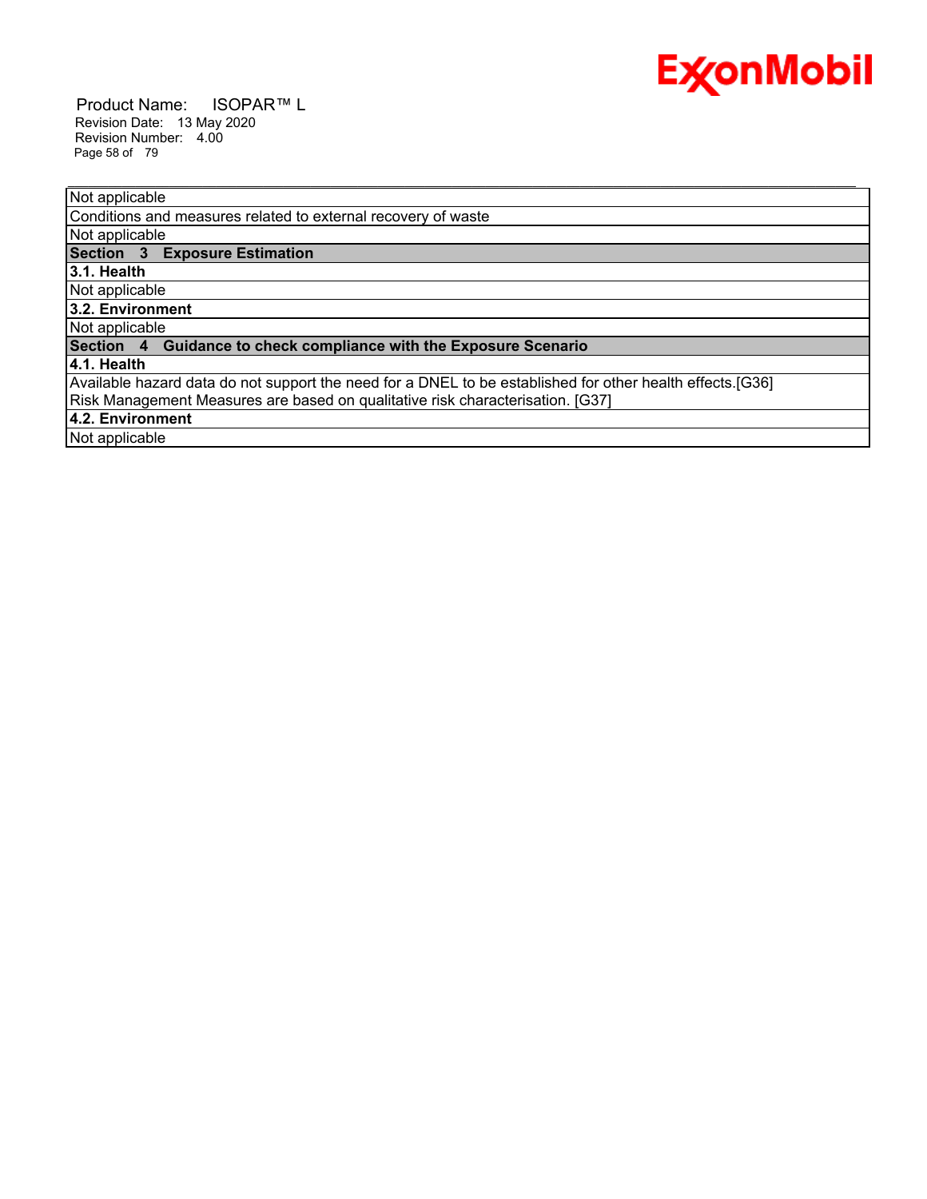| Not applicable |
| --- |
| Conditions and measures related to external recovery of waste |
| Not applicable |
| **Section 3 Exposure Estimation** |
| **3.1. Health** |
| Not applicable |
| **3.2. Environment** |
| Not applicable |
| **Section 4 Guidance to check compliance with the Exposure Scenario** |
| **4.1. Health** |
| Available hazard data do not support the need for a DNEL to be established for other health effects.[G36] Risk Management Measures are based on qualitative risk characterisation. [G37] |
| **4.2. Environment** |
| Not applicable |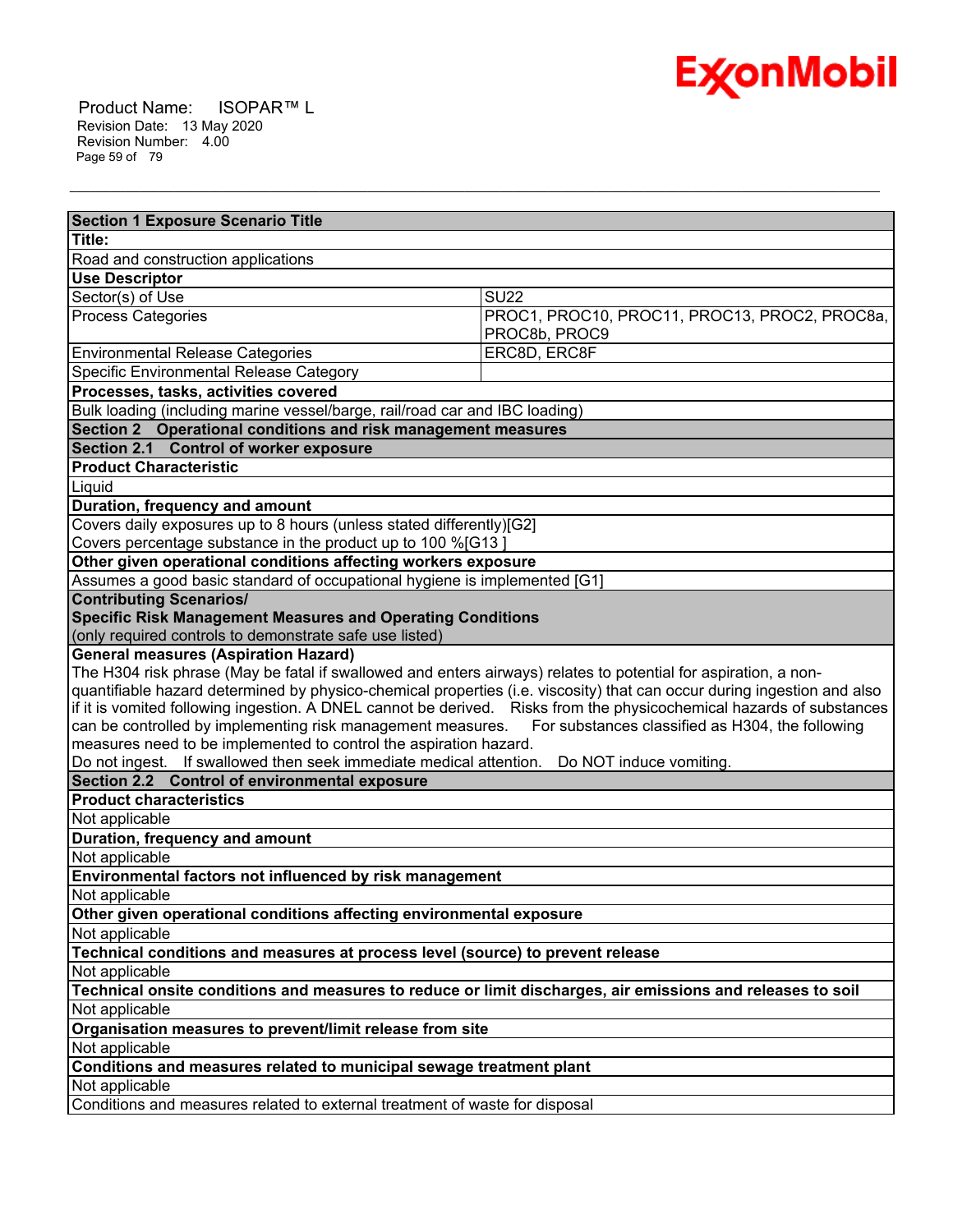| Section 1 Exposure Scenario Title | |
|---|---|
| **Title:** | |
| Road and construction applications | |
| **Use Descriptor** | |
| Sector(s) of Use | SU22 |
| Process Categories | PROC1, PROC10, PROC11, PROC13, PROC2, PROC8a, PROC8b, PROC9 |
| Environmental Release Categories | ERC8D, ERC8F |
| Specific Environmental Release Category | |
| **Processes, tasks, activities covered** | |
| Bulk loading (including marine vessel/barge, rail/road car and IBC loading) | |
| **Section 2 Operational conditions and risk management measures** | |
| **Section 2.1 Control of worker exposure** | |
| **Product Characteristic** | |
| Liquid | |
| **Duration, frequency and amount** | |
| Covers daily exposures up to 8 hours (unless stated differently)[G2]<br>Covers percentage substance in the product up to 100 %[G13 ] | |
| **Other given operational conditions affecting workers exposure** | |
| Assumes a good basic standard of occupational hygiene is implemented [G1] | |
| **Contributing Scenarios/ Specific Risk Management Measures and Operating Conditions** (only required controls to demonstrate safe use listed) | |
| **General measures (Aspiration Hazard)**<br>The H304 risk phrase (May be fatal if swallowed and enters airways) relates to potential for aspiration, a non-quantifiable hazard determined by physico-chemical properties (i.e. viscosity) that can occur during ingestion and also if it is vomited following ingestion. A DNEL cannot be derived. Risks from the physicochemical hazards of substances can be controlled by implementing risk management measures. For substances classified as H304, the following measures need to be implemented to control the aspiration hazard.<br>Do not ingest. If swallowed then seek immediate medical attention. Do NOT induce vomiting. | |
| **Section 2.2 Control of environmental exposure** | |
| **Product characteristics** | |
| Not applicable | |
| **Duration, frequency and amount** | |
| Not applicable | |
| **Environmental factors not influenced by risk management** | |
| Not applicable | |
| **Other given operational conditions affecting environmental exposure** | |
| Not applicable | |
| **Technical conditions and measures at process level (source) to prevent release** | |
| Not applicable | |
| **Technical onsite conditions and measures to reduce or limit discharges, air emissions and releases to soil** | |
| Not applicable | |
| **Organisation measures to prevent/limit release from site** | |
| Not applicable | |
| **Conditions and measures related to municipal sewage treatment plant** | |
| Not applicable | |
| Conditions and measures related to external treatment of waste for disposal | |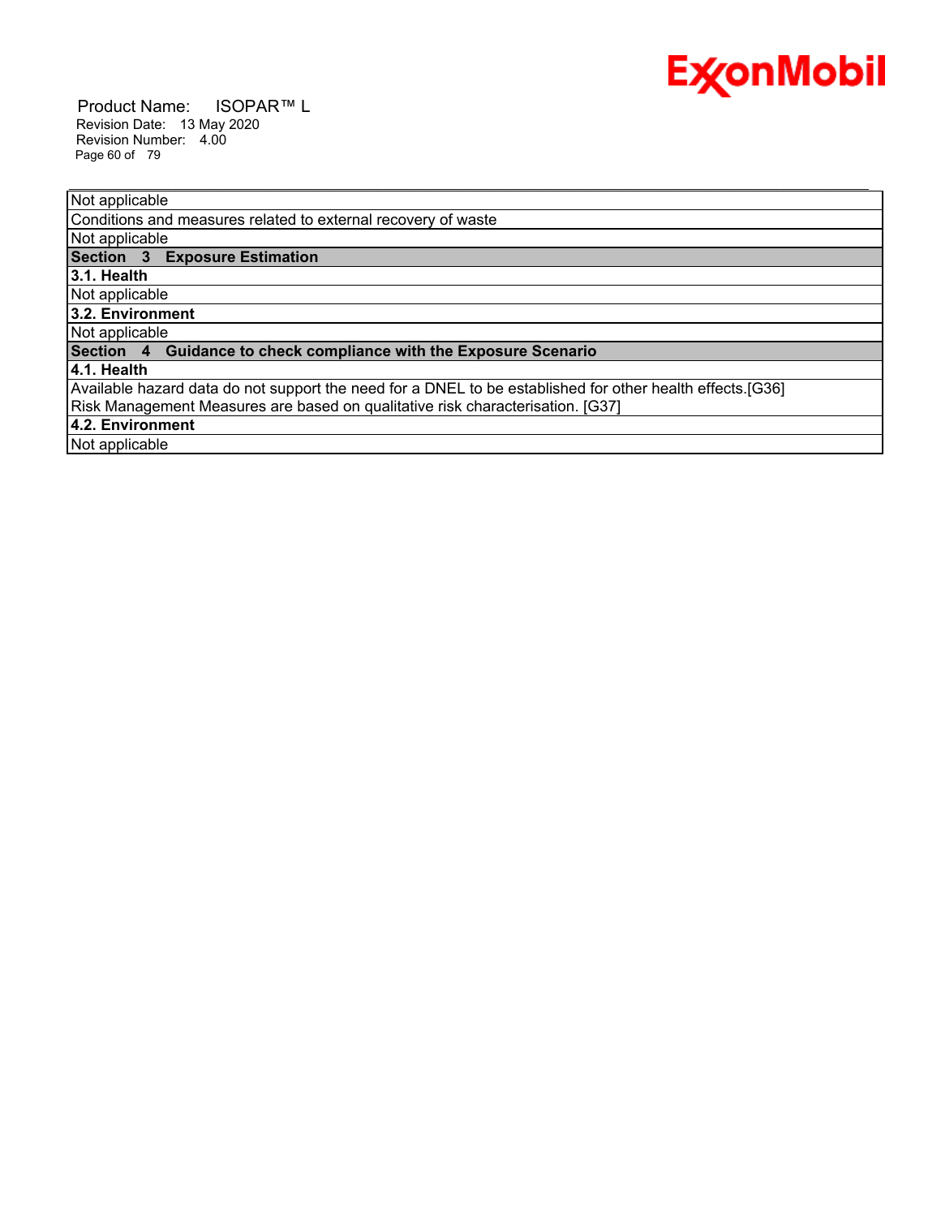| Not applicable |
|---|
| Conditions and measures related to external recovery of waste |
| Not applicable |
| **Section 3 Exposure Estimation** |
| **3.1. Health** |
| Not applicable |
| **3.2. Environment** |
| Not applicable |
| **Section 4 Guidance to check compliance with the Exposure Scenario** |
| **4.1. Health** |
| Available hazard data do not support the need for a DNEL to be established for other health effects.[G36] Risk Management Measures are based on qualitative risk characterisation. [G37] |
| **4.2. Environment** |
| Not applicable |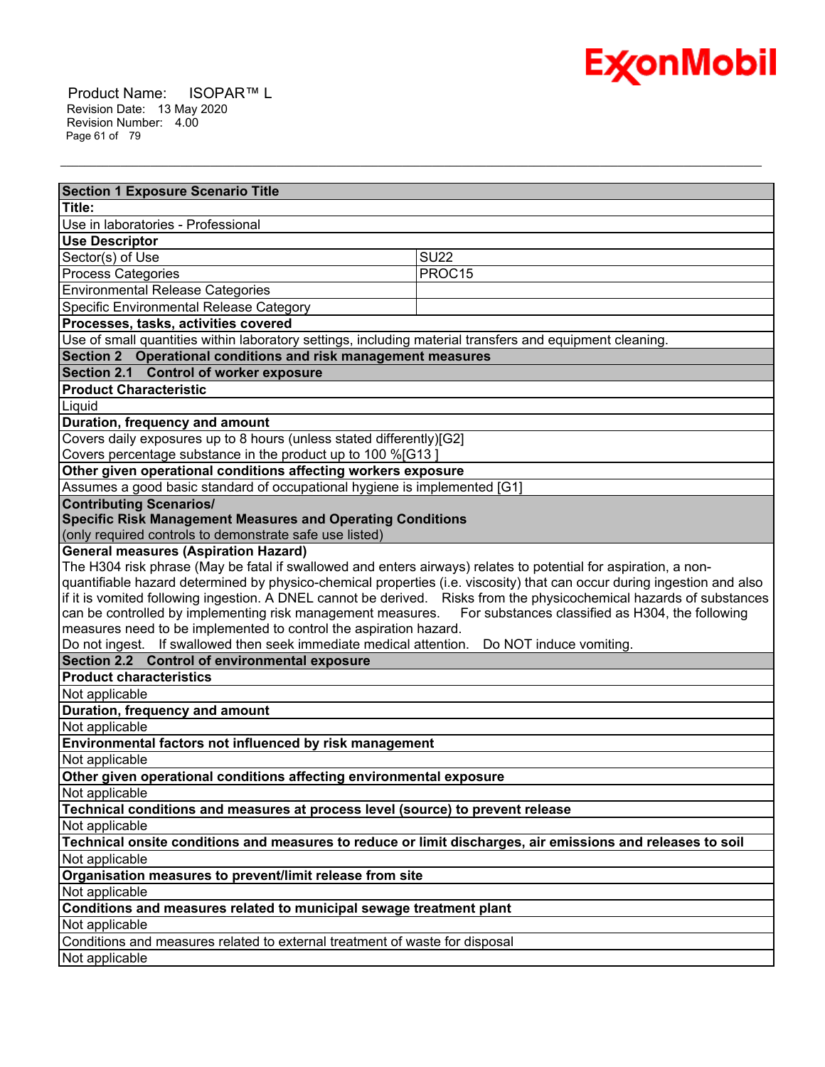| Section 1 Exposure Scenario Title | |
|---|---|
| **Title:** | |
| Use in laboratories - Professional | |
| **Use Descriptor** | |
| Sector(s) of Use | SU22 |
| Process Categories | PROC15 |
| Environmental Release Categories | |
| Specific Environmental Release Category | |
| **Processes, tasks, activities covered** | |
| Use of small quantities within laboratory settings, including material transfers and equipment cleaning. | |
| **Section 2 Operational conditions and risk management measures** | |
| **Section 2.1 Control of worker exposure** | |
| **Product Characteristic** | |
| Liquid | |
| **Duration, frequency and amount** | |
| Covers daily exposures up to 8 hours (unless stated differently)[G2]<br>Covers percentage substance in the product up to 100 %[G13 ] | |
| **Other given operational conditions affecting workers exposure** | |
| Assumes a good basic standard of occupational hygiene is implemented [G1] | |
| **Contributing Scenarios/<br>Specific Risk Management Measures and Operating Conditions**<br>(only required controls to demonstrate safe use listed) | |
| **General measures (Aspiration Hazard)**<br>The H304 risk phrase (May be fatal if swallowed and enters airways) relates to potential for aspiration, a non-quantifiable hazard determined by physico-chemical properties (i.e. viscosity) that can occur during ingestion and also if it is vomited following ingestion. A DNEL cannot be derived. Risks from the physicochemical hazards of substances can be controlled by implementing risk management measures. For substances classified as H304, the following measures need to be implemented to control the aspiration hazard.<br>Do not ingest. If swallowed then seek immediate medical attention. Do NOT induce vomiting. | |
| **Section 2.2 Control of environmental exposure** | |
| **Product characteristics** | |
| Not applicable | |
| **Duration, frequency and amount** | |
| Not applicable | |
| **Environmental factors not influenced by risk management** | |
| Not applicable | |
| **Other given operational conditions affecting environmental exposure** | |
| Not applicable | |
| **Technical conditions and measures at process level (source) to prevent release** | |
| Not applicable | |
| **Technical onsite conditions and measures to reduce or limit discharges, air emissions and releases to soil** | |
| Not applicable | |
| **Organisation measures to prevent/limit release from site** | |
| Not applicable | |
| **Conditions and measures related to municipal sewage treatment plant** | |
| Not applicable | |
| Conditions and measures related to external treatment of waste for disposal | |
| Not applicable | |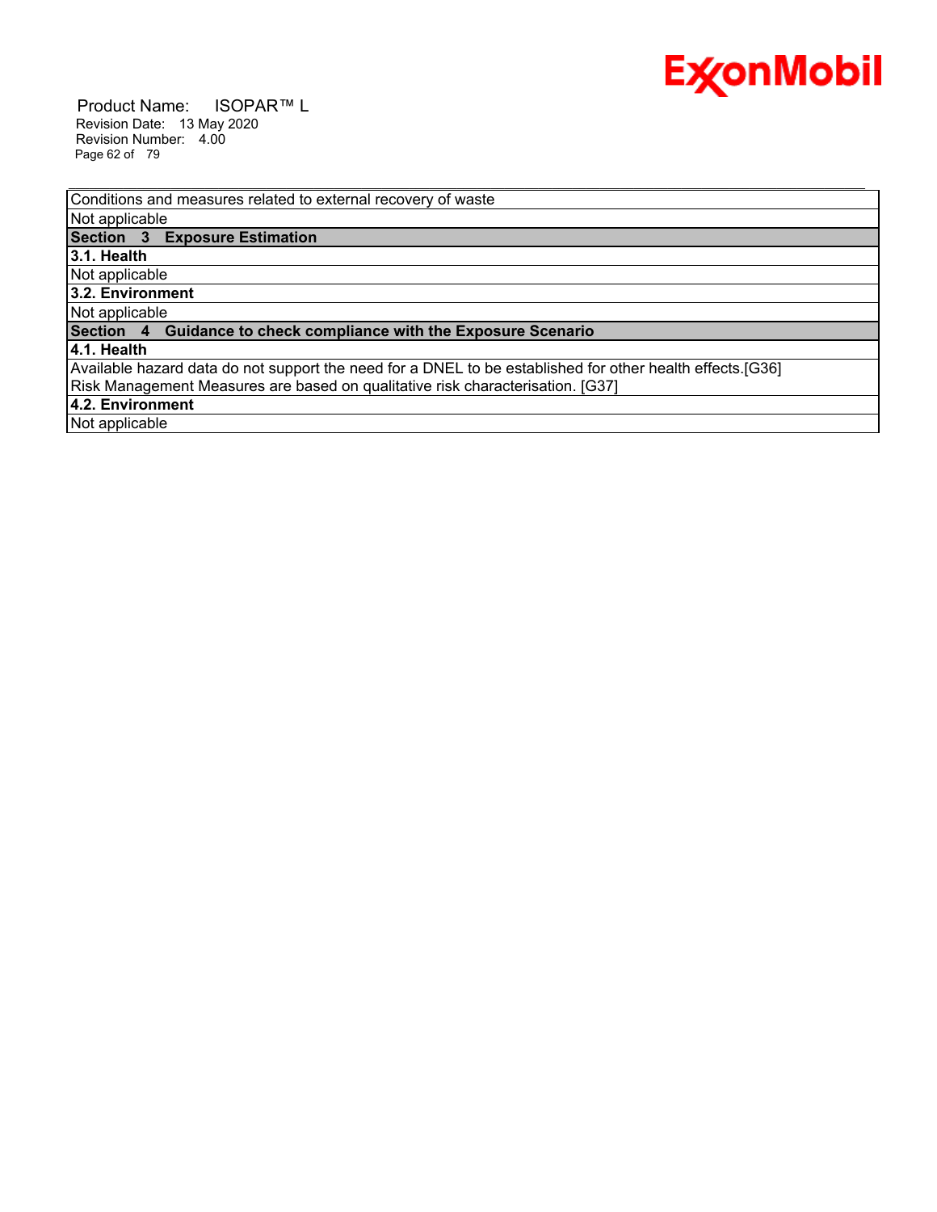| Conditions and measures related to external recovery of waste |
|---|
| Not applicable |
| **Section 3 Exposure Estimation** |
| **3.1. Health** |
| Not applicable |
| **3.2. Environment** |
| Not applicable |
| **Section 4 Guidance to check compliance with the Exposure Scenario** |
| **4.1. Health** |
| Available hazard data do not support the need for a DNEL to be established for other health effects.[G36]<br>Risk Management Measures are based on qualitative risk characterisation. [G37] |
| **4.2. Environment** |
| Not applicable |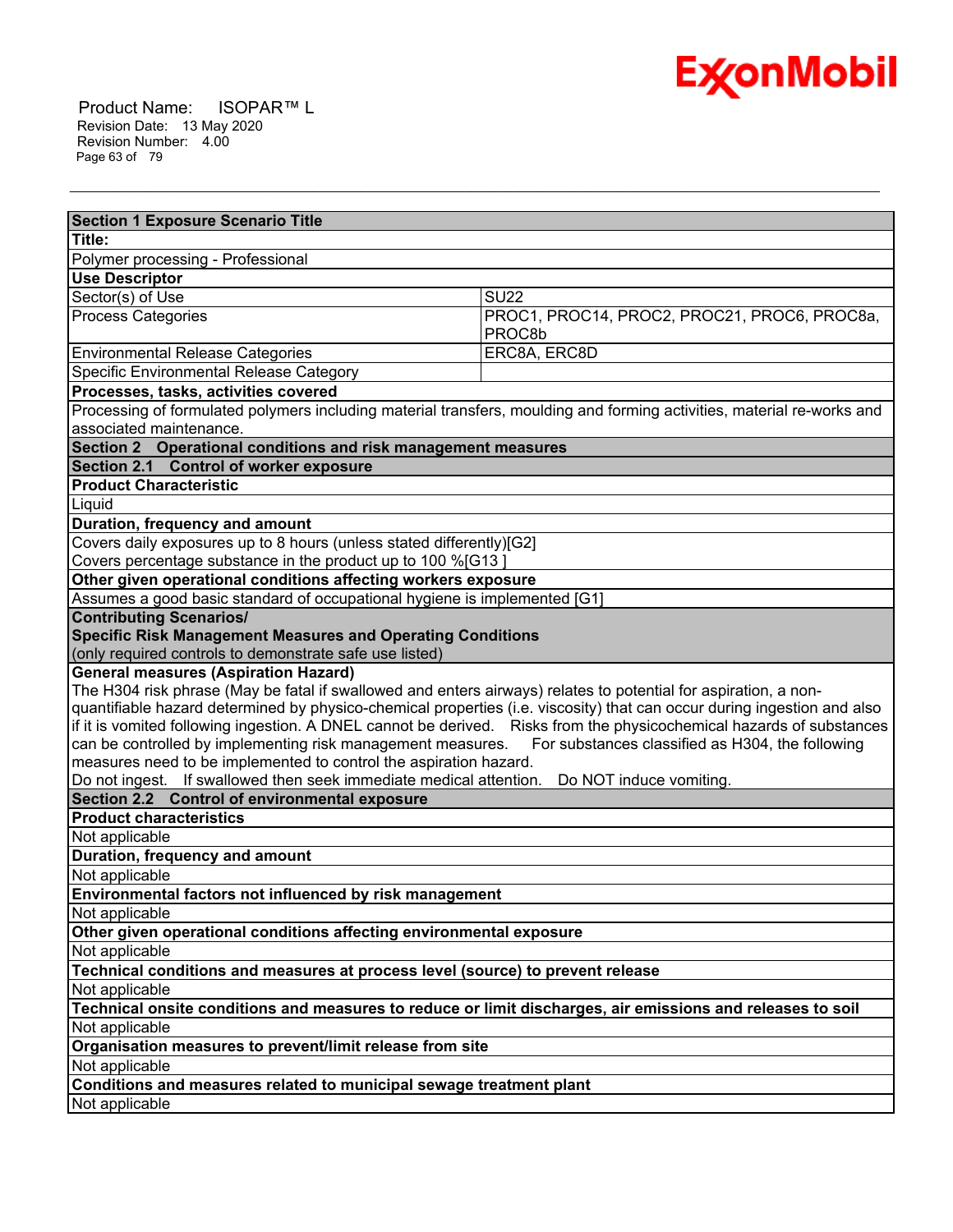| Section 1 Exposure Scenario Title | |
|---|---|
| **Title:** | |
| Polymer processing - Professional | |
| **Use Descriptor** | |
| Sector(s) of Use | SU22 |
| Process Categories | PROC1, PROC14, PROC2, PROC21, PROC6, PROC8a, PROC8b |
| Environmental Release Categories | ERC8A, ERC8D |
| Specific Environmental Release Category | |
| **Processes, tasks, activities covered** | |
| Processing of formulated polymers including material transfers, moulding and forming activities, material re-works and associated maintenance. | |
| **Section 2 Operational conditions and risk management measures** | |
| **Section 2.1 Control of worker exposure** | |
| **Product Characteristic** | |
| Liquid | |
| **Duration, frequency and amount** | |
| Covers daily exposures up to 8 hours (unless stated differently)[G2]<br>Covers percentage substance in the product up to 100 %[G13 ] | |
| **Other given operational conditions affecting workers exposure** | |
| Assumes a good basic standard of occupational hygiene is implemented [G1] | |
| **Contributing Scenarios/<br>Specific Risk Management Measures and Operating Conditions**<br>(only required controls to demonstrate safe use listed) | |
| **General measures (Aspiration Hazard)**<br>The H304 risk phrase (May be fatal if swallowed and enters airways) relates to potential for aspiration, a non-quantifiable hazard determined by physico-chemical properties (i.e. viscosity) that can occur during ingestion and also if it is vomited following ingestion. A DNEL cannot be derived. Risks from the physicochemical hazards of substances can be controlled by implementing risk management measures. For substances classified as H304, the following measures need to be implemented to control the aspiration hazard.<br>Do not ingest. If swallowed then seek immediate medical attention. Do NOT induce vomiting. | |
| **Section 2.2 Control of environmental exposure** | |
| **Product characteristics** | |
| Not applicable | |
| **Duration, frequency and amount** | |
| Not applicable | |
| **Environmental factors not influenced by risk management** | |
| Not applicable | |
| **Other given operational conditions affecting environmental exposure** | |
| Not applicable | |
| **Technical conditions and measures at process level (source) to prevent release** | |
| Not applicable | |
| **Technical onsite conditions and measures to reduce or limit discharges, air emissions and releases to soil** | |
| Not applicable | |
| **Organisation measures to prevent/limit release from site** | |
| Not applicable | |
| **Conditions and measures related to municipal sewage treatment plant** | |
| Not applicable | |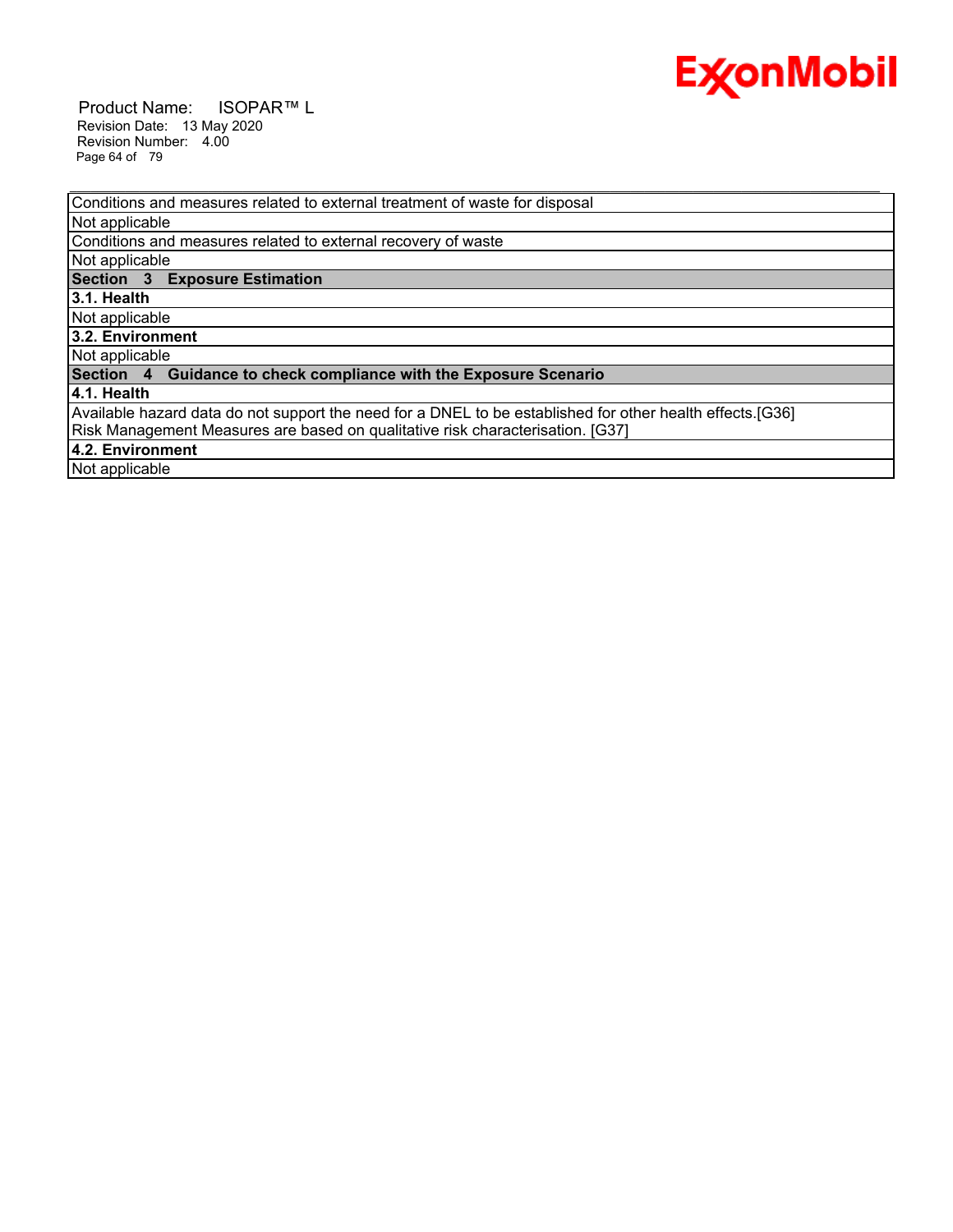| Conditions and measures related to external treatment of waste for disposal |
|---|
| Not applicable |
| Conditions and measures related to external recovery of waste |
| Not applicable |
| **Section 3 Exposure Estimation** |
| **3.1. Health** |
| Not applicable |
| **3.2. Environment** |
| Not applicable |
| **Section 4 Guidance to check compliance with the Exposure Scenario** |
| **4.1. Health** |
| Available hazard data do not support the need for a DNEL to be established for other health effects.[G36] Risk Management Measures are based on qualitative risk characterisation. [G37] |
| **4.2. Environment** |
| Not applicable |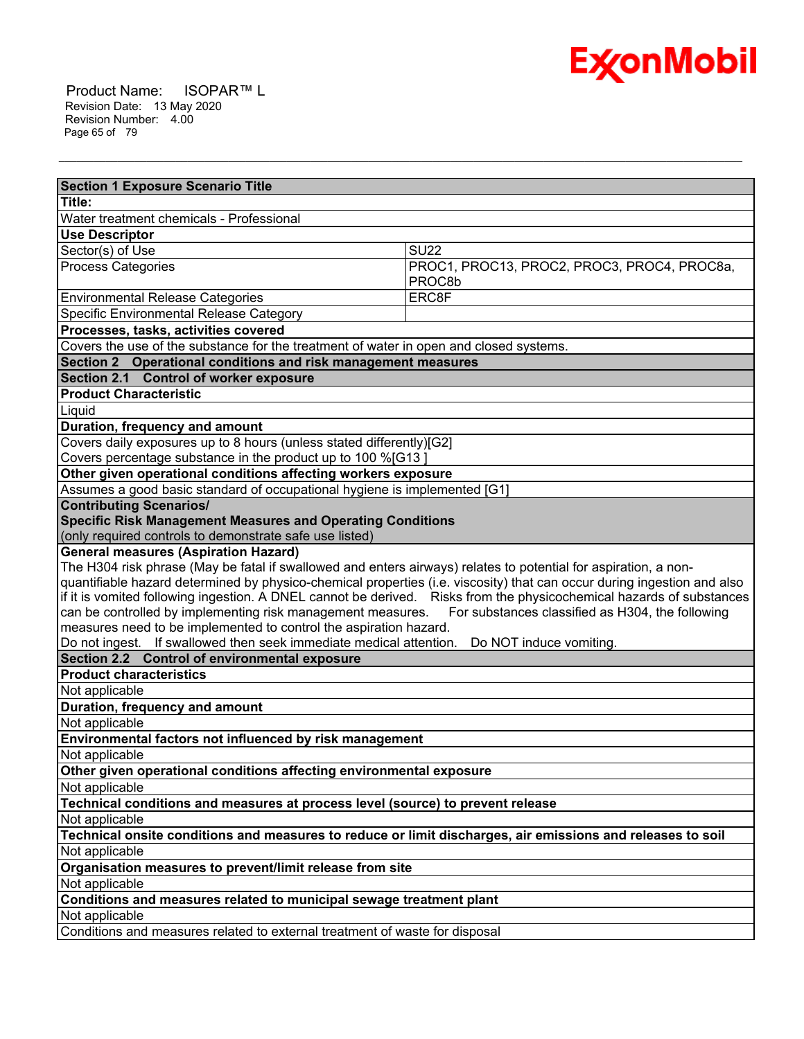| Section 1 Exposure Scenario Title | |
|---|---|
| **Title:** | |
| Water treatment chemicals - Professional | |
| **Use Descriptor** | |
| Sector(s) of Use | SU22 |
| Process Categories | PROC1, PROC13, PROC2, PROC3, PROC4, PROC8a, PROC8b |
| Environmental Release Categories | ERC8F |
| Specific Environmental Release Category | |
| **Processes, tasks, activities covered** | |
| Covers the use of the substance for the treatment of water in open and closed systems. | |
| **Section 2 Operational conditions and risk management measures** | |
| **Section 2.1 Control of worker exposure** | |
| **Product Characteristic** | |
| Liquid | |
| **Duration, frequency and amount** | |
| Covers daily exposures up to 8 hours (unless stated differently)[G2] | |
| Covers percentage substance in the product up to 100 %[G13 ] | |
| **Other given operational conditions affecting workers exposure** | |
| Assumes a good basic standard of occupational hygiene is implemented [G1] | |
| **Contributing Scenarios/ Specific Risk Management Measures and Operating Conditions** (only required controls to demonstrate safe use listed) | |
| **General measures (Aspiration Hazard)** The H304 risk phrase (May be fatal if swallowed and enters airways) relates to potential for aspiration, a non-quantifiable hazard determined by physico-chemical properties (i.e. viscosity) that can occur during ingestion and also if it is vomited following ingestion. A DNEL cannot be derived. Risks from the physicochemical hazards of substances can be controlled by implementing risk management measures. For substances classified as H304, the following measures need to be implemented to control the aspiration hazard. Do not ingest. If swallowed then seek immediate medical attention. Do NOT induce vomiting. | |
| **Section 2.2 Control of environmental exposure** | |
| **Product characteristics** | |
| Not applicable | |
| **Duration, frequency and amount** | |
| Not applicable | |
| **Environmental factors not influenced by risk management** | |
| Not applicable | |
| **Other given operational conditions affecting environmental exposure** | |
| Not applicable | |
| **Technical conditions and measures at process level (source) to prevent release** | |
| Not applicable | |
| **Technical onsite conditions and measures to reduce or limit discharges, air emissions and releases to soil** | |
| Not applicable | |
| **Organisation measures to prevent/limit release from site** | |
| Not applicable | |
| **Conditions and measures related to municipal sewage treatment plant** | |
| Not applicable | |
| Conditions and measures related to external treatment of waste for disposal | |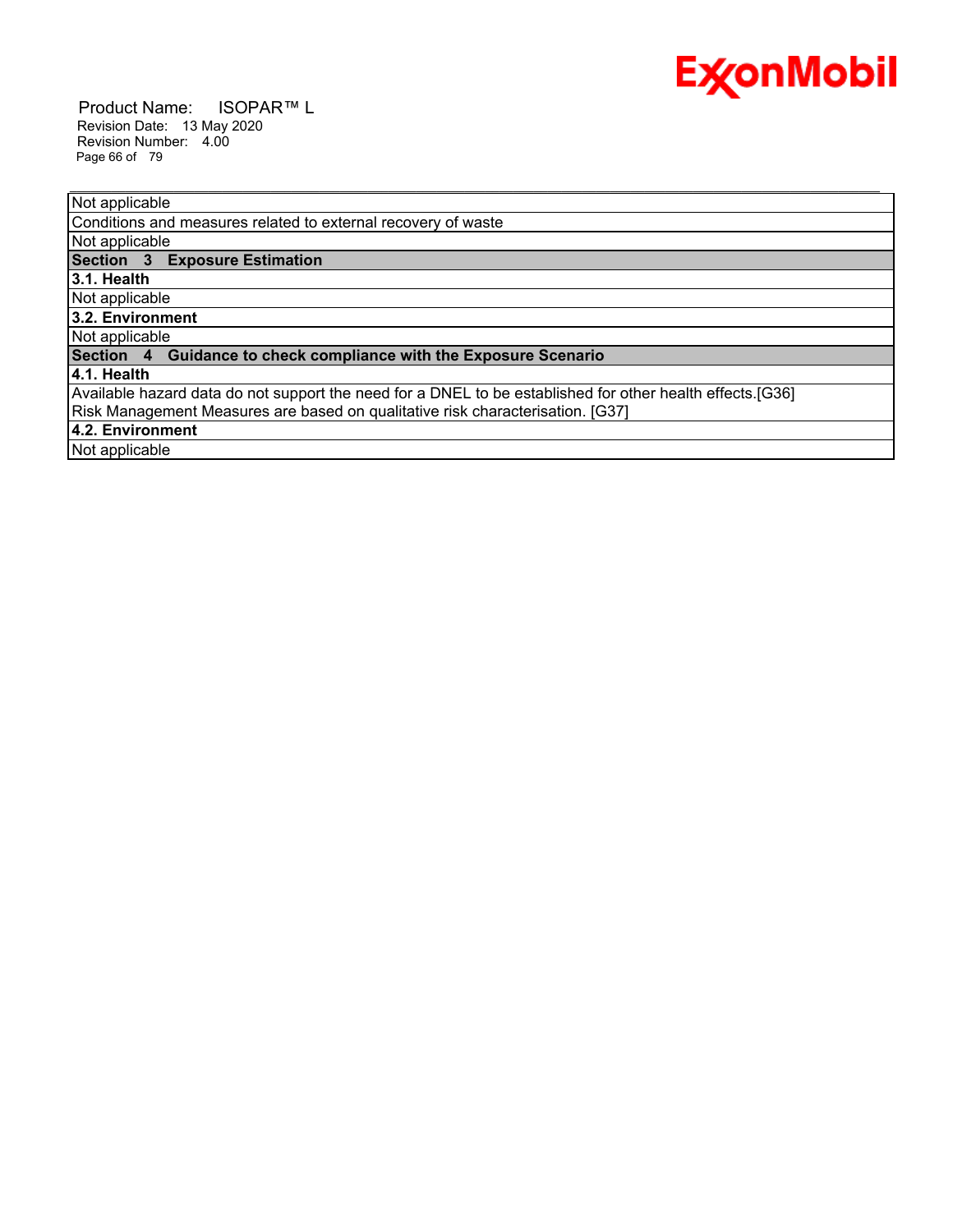| Not applicable |
| --- |
| Conditions and measures related to external recovery of waste |
| Not applicable |
| **Section 3 Exposure Estimation** |
| **3.1. Health** |
| Not applicable |
| **3.2. Environment** |
| Not applicable |
| **Section 4 Guidance to check compliance with the Exposure Scenario** |
| **4.1. Health** |
| Available hazard data do not support the need for a DNEL to be established for other health effects.[G36] Risk Management Measures are based on qualitative risk characterisation. [G37] |
| **4.2. Environment** |
| Not applicable |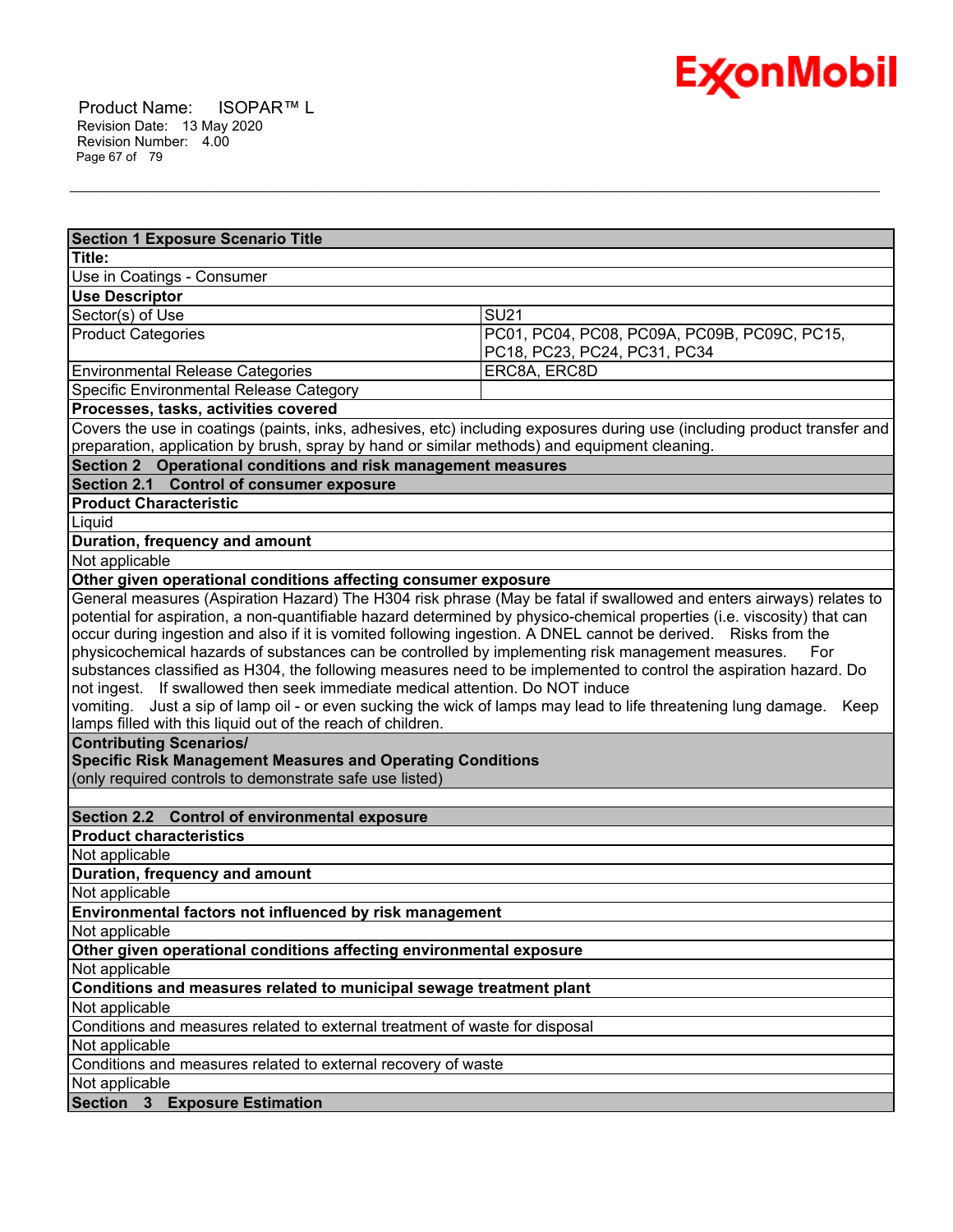| Section 1 Exposure Scenario Title | |
|---|---|
| **Title:** | |
| Use in Coatings - Consumer | |
| **Use Descriptor** | |
| Sector(s) of Use | SU21 |
| Product Categories | PC01, PC04, PC08, PC09A, PC09B, PC09C, PC15, PC18, PC23, PC24, PC31, PC34 |
| Environmental Release Categories | ERC8A, ERC8D |
| Specific Environmental Release Category | |
| **Processes, tasks, activities covered** | |
| Covers the use in coatings (paints, inks, adhesives, etc) including exposures during use (including product transfer and preparation, application by brush, spray by hand or similar methods) and equipment cleaning. | |
| **Section 2 Operational conditions and risk management measures** | |
| **Section 2.1 Control of consumer exposure** | |
| **Product Characteristic** | |
| Liquid | |
| **Duration, frequency and amount** | |
| Not applicable | |
| **Other given operational conditions affecting consumer exposure** | |
| General measures (Aspiration Hazard) The H304 risk phrase (May be fatal if swallowed and enters airways) relates to potential for aspiration, a non-quantifiable hazard determined by physico-chemical properties (i.e. viscosity) that can occur during ingestion and also if it is vomited following ingestion. A DNEL cannot be derived. Risks from the physicochemical hazards of substances can be controlled by implementing risk management measures. For substances classified as H304, the following measures need to be implemented to control the aspiration hazard. Do not ingest. If swallowed then seek immediate medical attention. Do NOT induce vomiting. Just a sip of lamp oil - or even sucking the wick of lamps may lead to life threatening lung damage. Keep lamps filled with this liquid out of the reach of children. | |
| **Contributing Scenarios/ Specific Risk Management Measures and Operating Conditions** (only required controls to demonstrate safe use listed) | |
| | |
| **Section 2.2 Control of environmental exposure** | |
| **Product characteristics** | |
| Not applicable | |
| **Duration, frequency and amount** | |
| Not applicable | |
| **Environmental factors not influenced by risk management** | |
| Not applicable | |
| **Other given operational conditions affecting environmental exposure** | |
| Not applicable | |
| **Conditions and measures related to municipal sewage treatment plant** | |
| Not applicable | |
| Conditions and measures related to external treatment of waste for disposal | |
| Not applicable | |
| Conditions and measures related to external recovery of waste | |
| Not applicable | |
| **Section 3 Exposure Estimation** | |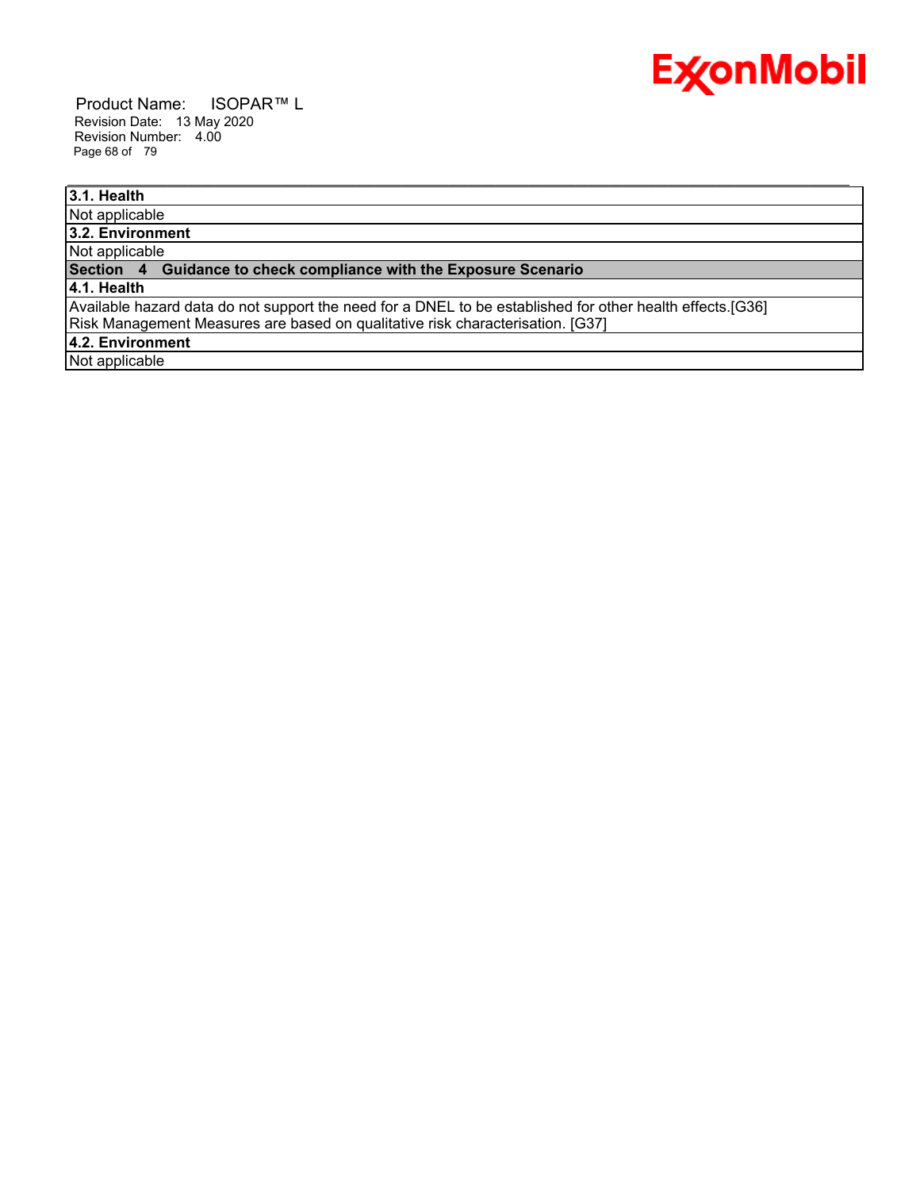**3.1. Health**

Not applicable

**3.2. Environment**

Not applicable

## Section 4 Guidance to check compliance with the Exposure Scenario

**4.1. Health**

Available hazard data do not support the need for a DNEL to be established for other health effects.[G36]
Risk Management Measures are based on qualitative risk characterisation. [G37]

**4.2. Environment**

Not applicable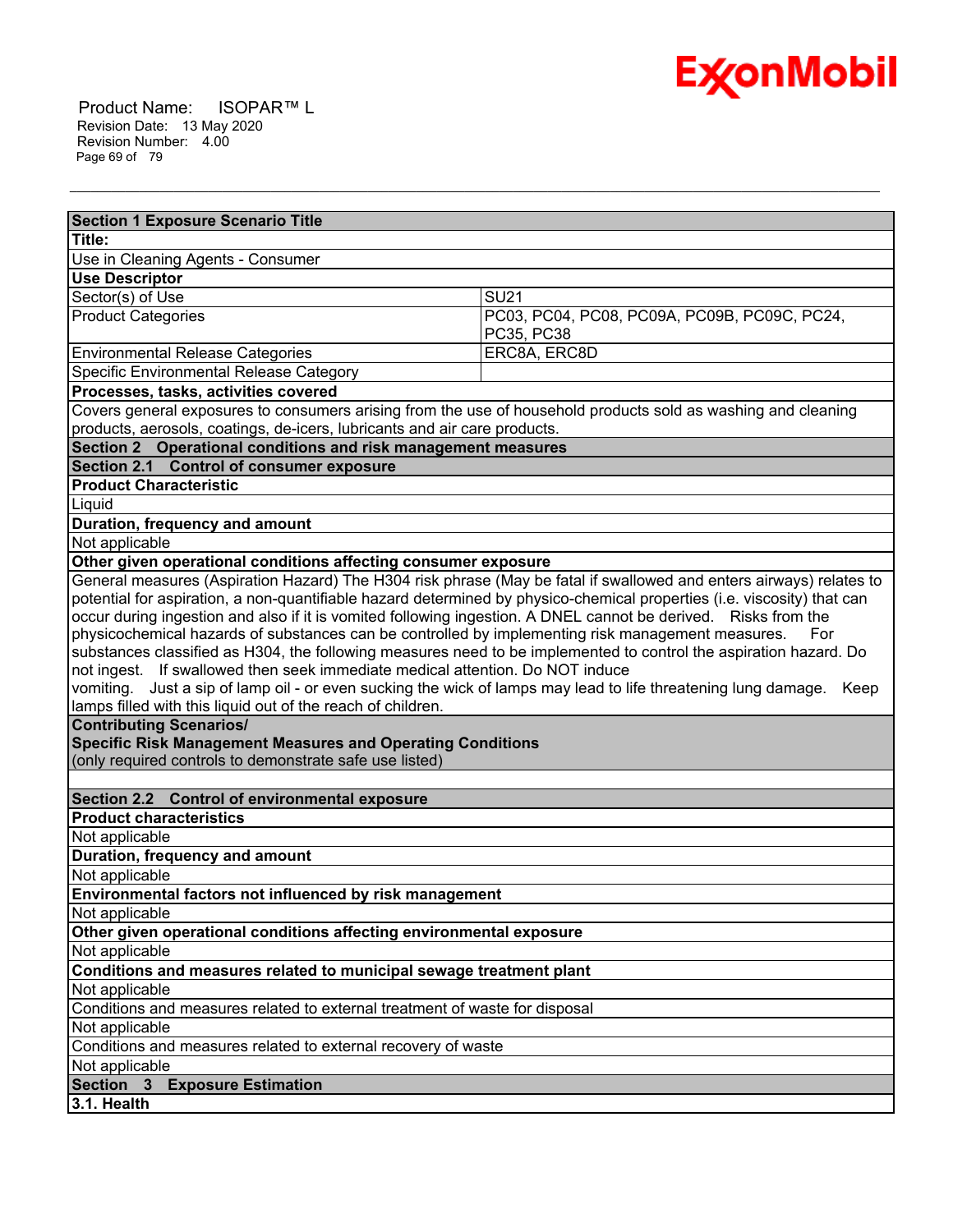| **Section 1 Exposure Scenario Title** | |
|---|---|
| **Title:** | |
| Use in Cleaning Agents - Consumer | |
| **Use Descriptor** | |
| Sector(s) of Use | SU21 |
| Product Categories | PC03, PC04, PC08, PC09A, PC09B, PC09C, PC24, PC35, PC38 |
| Environmental Release Categories | ERC8A, ERC8D |
| Specific Environmental Release Category | |
| **Processes, tasks, activities covered** | |
| Covers general exposures to consumers arising from the use of household products sold as washing and cleaning products, aerosols, coatings, de-icers, lubricants and air care products. | |
| **Section 2 Operational conditions and risk management measures** | |
| **Section 2.1 Control of consumer exposure** | |
| **Product Characteristic** | |
| Liquid | |
| **Duration, frequency and amount** | |
| Not applicable | |
| **Other given operational conditions affecting consumer exposure** | |
| General measures (Aspiration Hazard) The H304 risk phrase (May be fatal if swallowed and enters airways) relates to potential for aspiration, a non-quantifiable hazard determined by physico-chemical properties (i.e. viscosity) that can occur during ingestion and also if it is vomited following ingestion. A DNEL cannot be derived. Risks from the physicochemical hazards of substances can be controlled by implementing risk management measures. For substances classified as H304, the following measures need to be implemented to control the aspiration hazard. Do not ingest. If swallowed then seek immediate medical attention. Do NOT induce vomiting. Just a sip of lamp oil - or even sucking the wick of lamps may lead to life threatening lung damage. Keep lamps filled with this liquid out of the reach of children. | |
| **Contributing Scenarios/ Specific Risk Management Measures and Operating Conditions** (only required controls to demonstrate safe use listed) | |
| | |
| **Section 2.2 Control of environmental exposure** | |
| **Product characteristics** | |
| Not applicable | |
| **Duration, frequency and amount** | |
| Not applicable | |
| **Environmental factors not influenced by risk management** | |
| Not applicable | |
| **Other given operational conditions affecting environmental exposure** | |
| Not applicable | |
| **Conditions and measures related to municipal sewage treatment plant** | |
| Not applicable | |
| Conditions and measures related to external treatment of waste for disposal | |
| Not applicable | |
| Conditions and measures related to external recovery of waste | |
| Not applicable | |
| **Section 3 Exposure Estimation** | |
| **3.1. Health** | |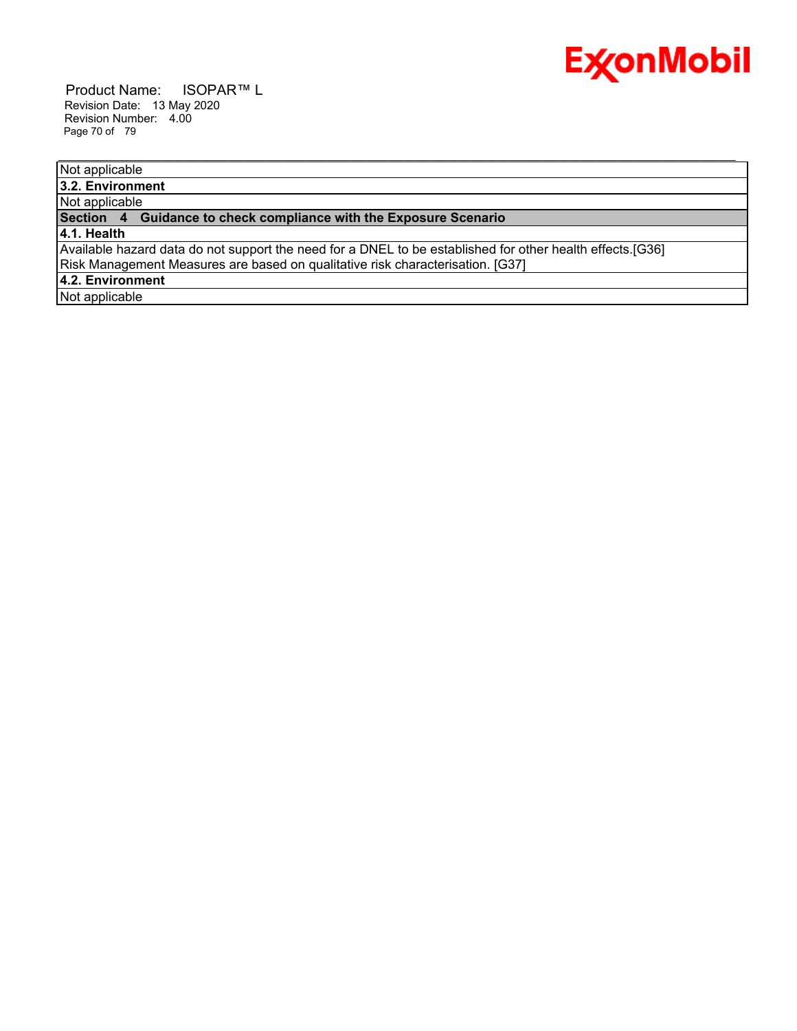Not applicable

**3.2. Environment**

Not applicable

**Section 4 Guidance to check compliance with the Exposure Scenario**

**4.1. Health**

Available hazard data do not support the need for a DNEL to be established for other health effects.[G36]
Risk Management Measures are based on qualitative risk characterisation. [G37]

**4.2. Environment**

Not applicable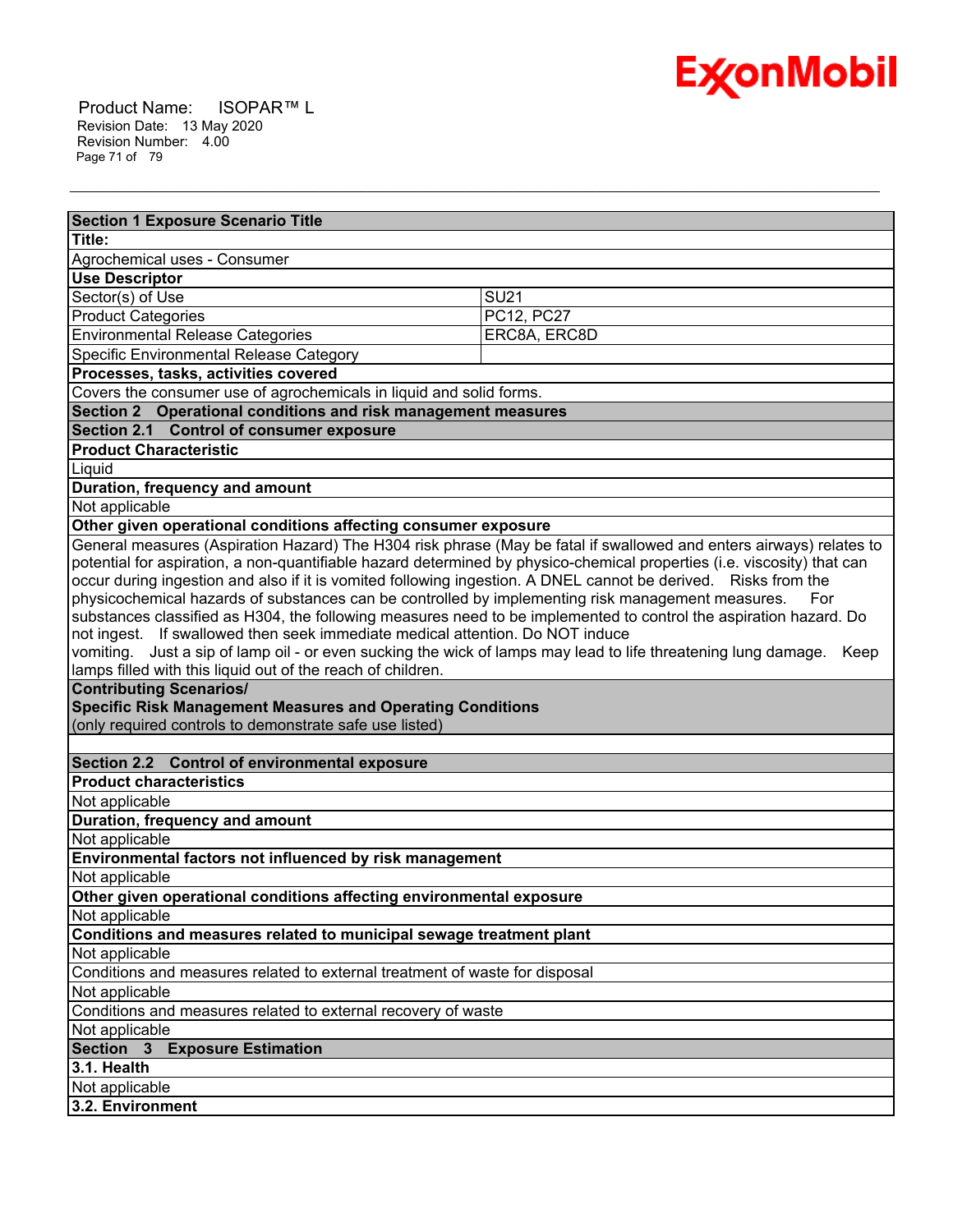| Section 1 Exposure Scenario Title | |
|---|---|
| **Title:** | |
| Agrochemical uses - Consumer | |
| **Use Descriptor** | |
| Sector(s) of Use | SU21 |
| Product Categories | PC12, PC27 |
| Environmental Release Categories | ERC8A, ERC8D |
| Specific Environmental Release Category | |
| **Processes, tasks, activities covered** | |
| Covers the consumer use of agrochemicals in liquid and solid forms. | |
| **Section 2 Operational conditions and risk management measures** | |
| **Section 2.1 Control of consumer exposure** | |
| **Product Characteristic** | |
| Liquid | |
| **Duration, frequency and amount** | |
| Not applicable | |
| **Other given operational conditions affecting consumer exposure** | |
| General measures (Aspiration Hazard) The H304 risk phrase (May be fatal if swallowed and enters airways) relates to potential for aspiration, a non-quantifiable hazard determined by physico-chemical properties (i.e. viscosity) that can occur during ingestion and also if it is vomited following ingestion. A DNEL cannot be derived. Risks from the physicochemical hazards of substances can be controlled by implementing risk management measures. For substances classified as H304, the following measures need to be implemented to control the aspiration hazard. Do not ingest. If swallowed then seek immediate medical attention. Do NOT induce vomiting. Just a sip of lamp oil - or even sucking the wick of lamps may lead to life threatening lung damage. Keep lamps filled with this liquid out of the reach of children. | |
| **Contributing Scenarios/ Specific Risk Management Measures and Operating Conditions** (only required controls to demonstrate safe use listed) | |
| | |
| **Section 2.2 Control of environmental exposure** | |
| **Product characteristics** | |
| Not applicable | |
| **Duration, frequency and amount** | |
| Not applicable | |
| **Environmental factors not influenced by risk management** | |
| Not applicable | |
| **Other given operational conditions affecting environmental exposure** | |
| Not applicable | |
| **Conditions and measures related to municipal sewage treatment plant** | |
| Not applicable | |
| Conditions and measures related to external treatment of waste for disposal | |
| Not applicable | |
| Conditions and measures related to external recovery of waste | |
| Not applicable | |
| **Section 3 Exposure Estimation** | |
| **3.1. Health** | |
| Not applicable | |
| **3.2. Environment** | |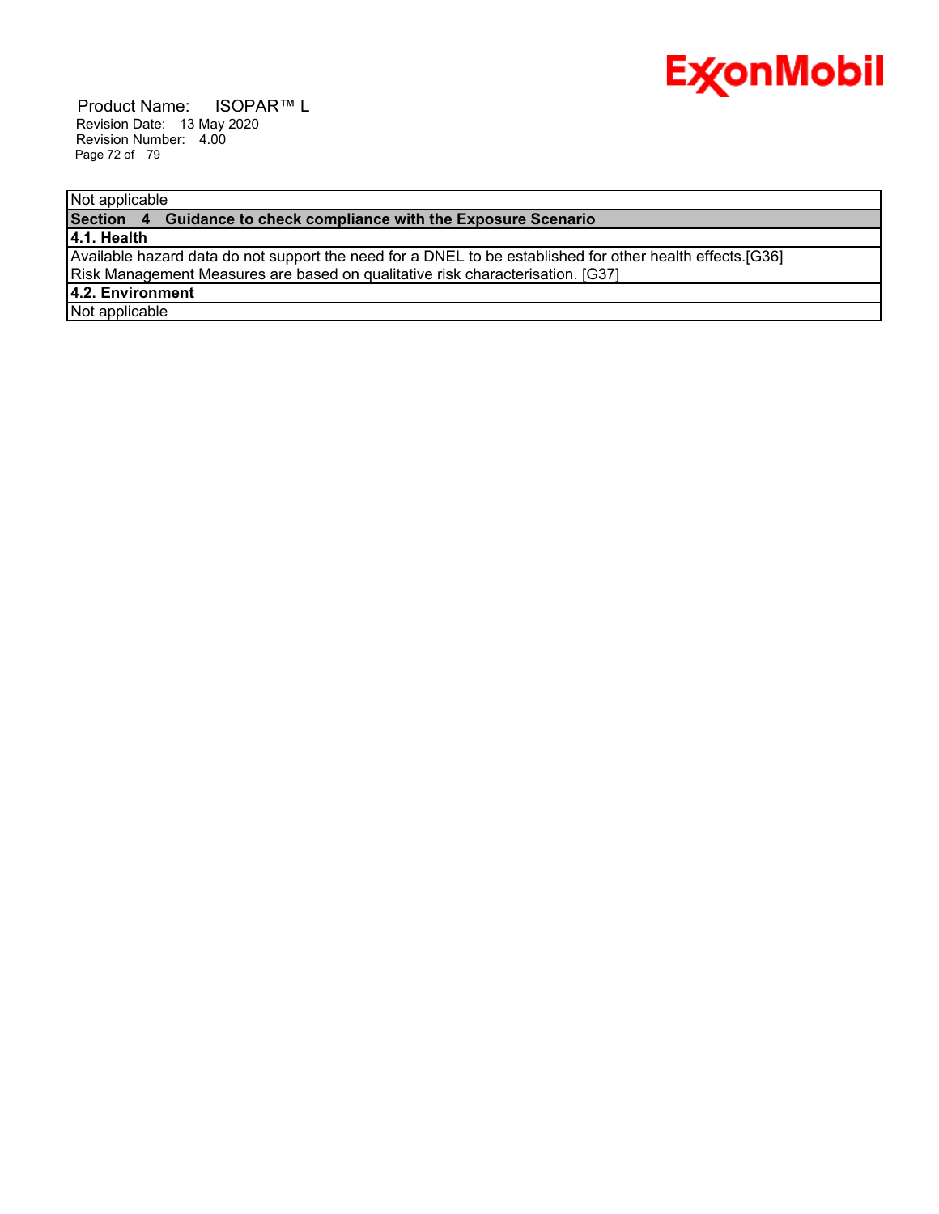Not applicable

## Section 4 Guidance to check compliance with the Exposure Scenario

### 4.1. Health

Available hazard data do not support the need for a DNEL to be established for other health effects.[G36]
Risk Management Measures are based on qualitative risk characterisation. [G37]

### 4.2. Environment

Not applicable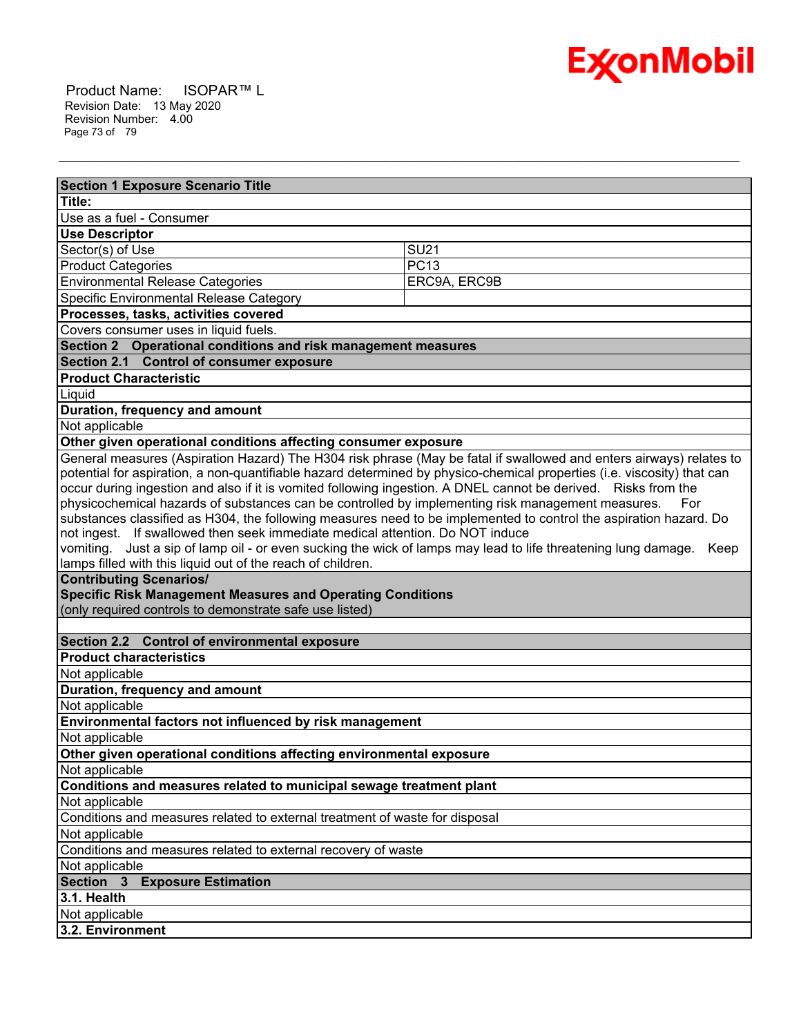| Section 1 Exposure Scenario Title | |
|---|---|
| **Title:** | |
| Use as a fuel - Consumer | |
| **Use Descriptor** | |
| Sector(s) of Use | SU21 |
| Product Categories | PC13 |
| Environmental Release Categories | ERC9A, ERC9B |
| Specific Environmental Release Category | |
| **Processes, tasks, activities covered** | |
| Covers consumer uses in liquid fuels. | |
| **Section 2 Operational conditions and risk management measures** | |
| **Section 2.1 Control of consumer exposure** | |
| **Product Characteristic** | |
| Liquid | |
| **Duration, frequency and amount** | |
| Not applicable | |
| **Other given operational conditions affecting consumer exposure** | |
| General measures (Aspiration Hazard) The H304 risk phrase (May be fatal if swallowed and enters airways) relates to potential for aspiration, a non-quantifiable hazard determined by physico-chemical properties (i.e. viscosity) that can occur during ingestion and also if it is vomited following ingestion. A DNEL cannot be derived. Risks from the physicochemical hazards of substances can be controlled by implementing risk management measures. For substances classified as H304, the following measures need to be implemented to control the aspiration hazard. Do not ingest. If swallowed then seek immediate medical attention. Do NOT induce vomiting. Just a sip of lamp oil - or even sucking the wick of lamps may lead to life threatening lung damage. Keep lamps filled with this liquid out of the reach of children. | |
| **Contributing Scenarios/ Specific Risk Management Measures and Operating Conditions** (only required controls to demonstrate safe use listed) | |
| | |
| **Section 2.2 Control of environmental exposure** | |
| **Product characteristics** | |
| Not applicable | |
| **Duration, frequency and amount** | |
| Not applicable | |
| **Environmental factors not influenced by risk management** | |
| Not applicable | |
| **Other given operational conditions affecting environmental exposure** | |
| Not applicable | |
| **Conditions and measures related to municipal sewage treatment plant** | |
| Not applicable | |
| Conditions and measures related to external treatment of waste for disposal | |
| Not applicable | |
| Conditions and measures related to external recovery of waste | |
| Not applicable | |
| **Section 3 Exposure Estimation** | |
| **3.1. Health** | |
| Not applicable | |
| **3.2. Environment** | |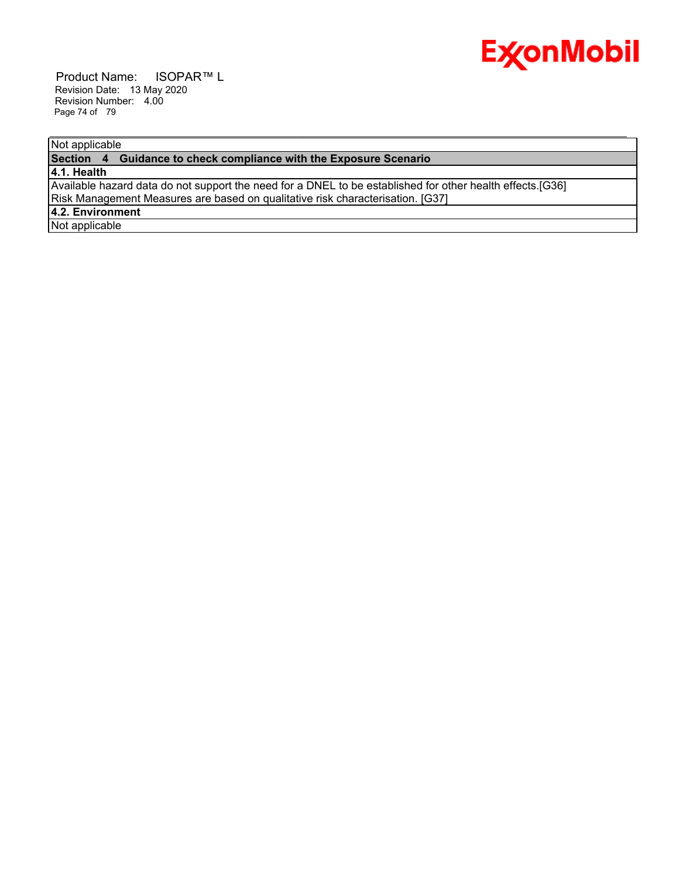Not applicable

## Section 4 Guidance to check compliance with the Exposure Scenario

### 4.1. Health

Available hazard data do not support the need for a DNEL to be established for other health effects.[G36]
Risk Management Measures are based on qualitative risk characterisation. [G37]

### 4.2. Environment

Not applicable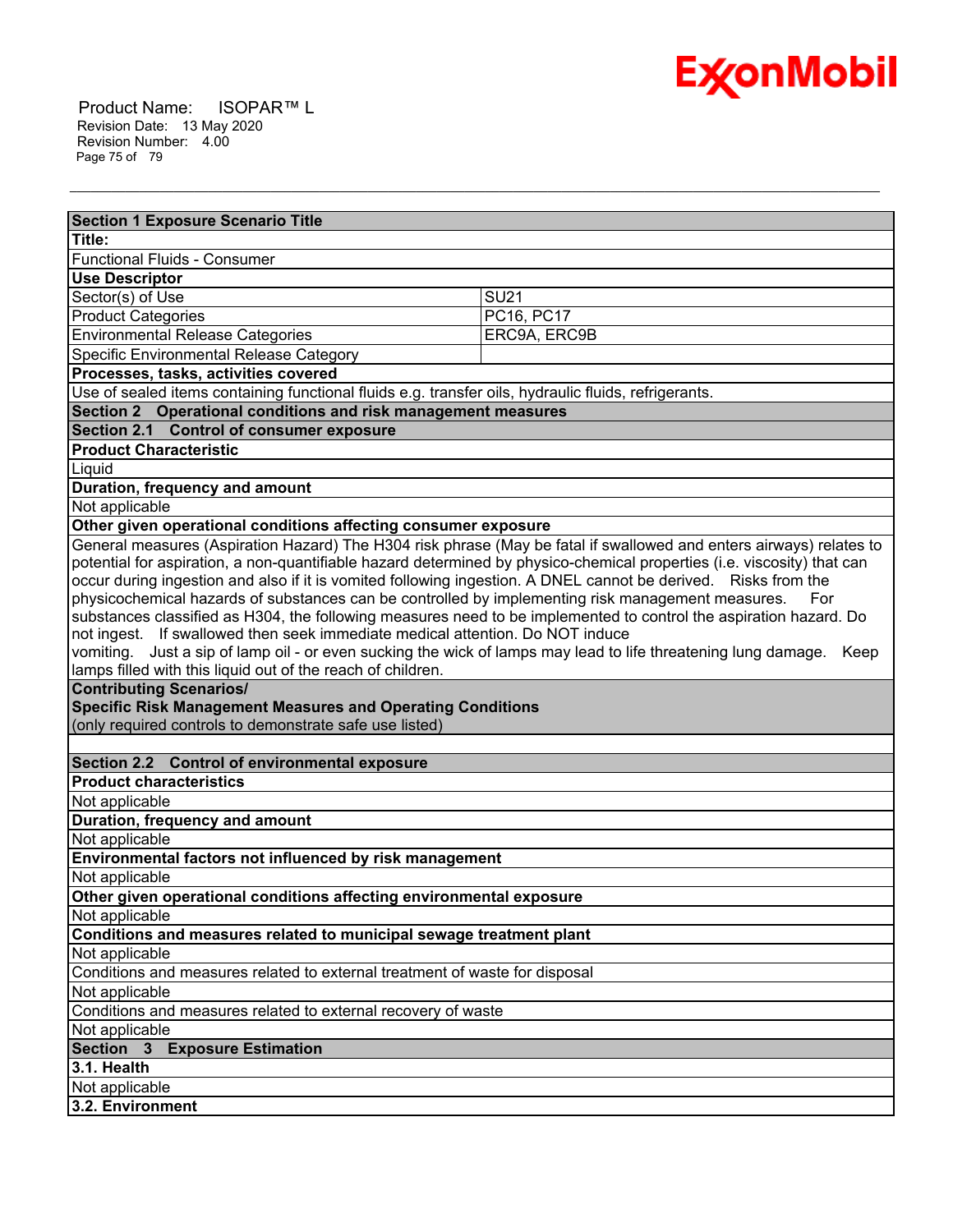| Section 1 Exposure Scenario Title | |
|---|---|
| **Title:** | |
| Functional Fluids - Consumer | |
| **Use Descriptor** | |
| Sector(s) of Use | SU21 |
| Product Categories | PC16, PC17 |
| Environmental Release Categories | ERC9A, ERC9B |
| Specific Environmental Release Category | |
| **Processes, tasks, activities covered** | |
| Use of sealed items containing functional fluids e.g. transfer oils, hydraulic fluids, refrigerants. | |
| **Section 2 Operational conditions and risk management measures** | |
| **Section 2.1 Control of consumer exposure** | |
| **Product Characteristic** | |
| Liquid | |
| **Duration, frequency and amount** | |
| Not applicable | |
| **Other given operational conditions affecting consumer exposure** | |
| General measures (Aspiration Hazard) The H304 risk phrase (May be fatal if swallowed and enters airways) relates to potential for aspiration, a non-quantifiable hazard determined by physico-chemical properties (i.e. viscosity) that can occur during ingestion and also if it is vomited following ingestion. A DNEL cannot be derived. Risks from the physicochemical hazards of substances can be controlled by implementing risk management measures. For substances classified as H304, the following measures need to be implemented to control the aspiration hazard. Do not ingest. If swallowed then seek immediate medical attention. Do NOT induce vomiting. Just a sip of lamp oil - or even sucking the wick of lamps may lead to life threatening lung damage. Keep lamps filled with this liquid out of the reach of children. | |
| **Contributing Scenarios/ Specific Risk Management Measures and Operating Conditions** (only required controls to demonstrate safe use listed) | |
| | |
| **Section 2.2 Control of environmental exposure** | |
| **Product characteristics** | |
| Not applicable | |
| **Duration, frequency and amount** | |
| Not applicable | |
| **Environmental factors not influenced by risk management** | |
| Not applicable | |
| **Other given operational conditions affecting environmental exposure** | |
| Not applicable | |
| **Conditions and measures related to municipal sewage treatment plant** | |
| Not applicable | |
| Conditions and measures related to external treatment of waste for disposal | |
| Not applicable | |
| Conditions and measures related to external recovery of waste | |
| Not applicable | |
| **Section 3 Exposure Estimation** | |
| **3.1. Health** | |
| Not applicable | |
| **3.2. Environment** | |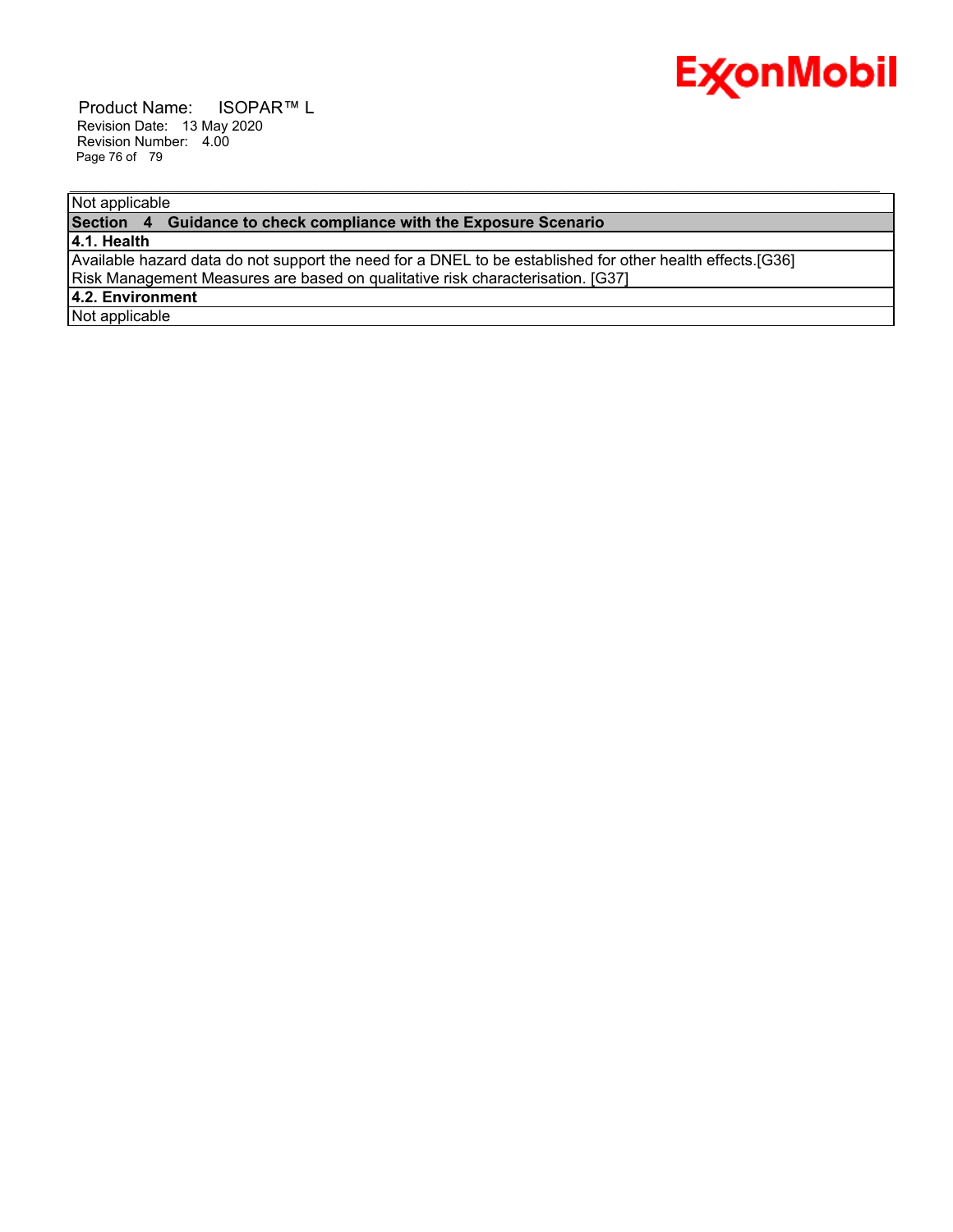Not applicable

## Section 4 Guidance to check compliance with the Exposure Scenario

### 4.1. Health

Available hazard data do not support the need for a DNEL to be established for other health effects.[G36]
Risk Management Measures are based on qualitative risk characterisation. [G37]

### 4.2. Environment

Not applicable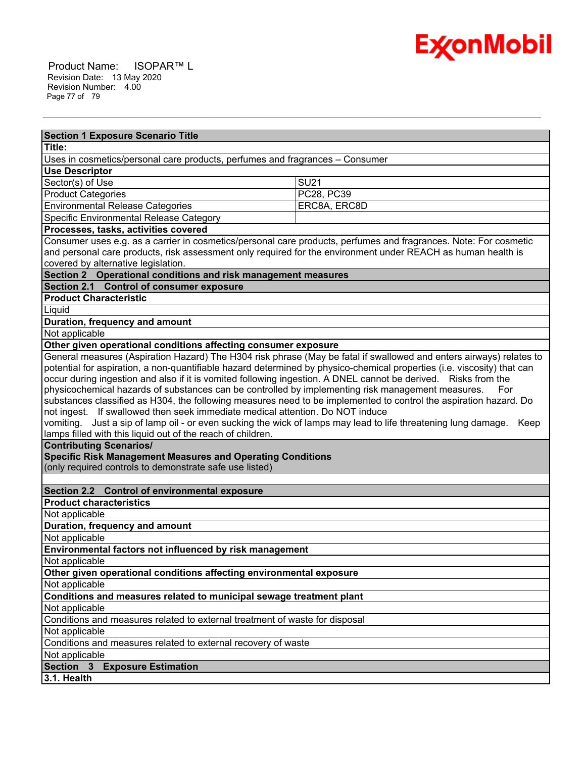| Section 1 Exposure Scenario Title | |
|---|---|
| **Title:** | |
| Uses in cosmetics/personal care products, perfumes and fragrances – Consumer | |
| **Use Descriptor** | |
| Sector(s) of Use | SU21 |
| Product Categories | PC28, PC39 |
| Environmental Release Categories | ERC8A, ERC8D |
| Specific Environmental Release Category | |
| **Processes, tasks, activities covered** | |
| Consumer uses e.g. as a carrier in cosmetics/personal care products, perfumes and fragrances. Note: For cosmetic and personal care products, risk assessment only required for the environment under REACH as human health is covered by alternative legislation. | |
| **Section 2 Operational conditions and risk management measures** | |
| **Section 2.1 Control of consumer exposure** | |
| **Product Characteristic** | |
| Liquid | |
| **Duration, frequency and amount** | |
| Not applicable | |
| **Other given operational conditions affecting consumer exposure** | |
| General measures (Aspiration Hazard) The H304 risk phrase (May be fatal if swallowed and enters airways) relates to potential for aspiration, a non-quantifiable hazard determined by physico-chemical properties (i.e. viscosity) that can occur during ingestion and also if it is vomited following ingestion. A DNEL cannot be derived. Risks from the physicochemical hazards of substances can be controlled by implementing risk management measures. For substances classified as H304, the following measures need to be implemented to control the aspiration hazard. Do not ingest. If swallowed then seek immediate medical attention. Do NOT induce vomiting. Just a sip of lamp oil - or even sucking the wick of lamps may lead to life threatening lung damage. Keep lamps filled with this liquid out of the reach of children. | |
| **Contributing Scenarios/ Specific Risk Management Measures and Operating Conditions** (only required controls to demonstrate safe use listed) | |
| | |
| **Section 2.2 Control of environmental exposure** | |
| **Product characteristics** | |
| Not applicable | |
| **Duration, frequency and amount** | |
| Not applicable | |
| **Environmental factors not influenced by risk management** | |
| Not applicable | |
| **Other given operational conditions affecting environmental exposure** | |
| Not applicable | |
| **Conditions and measures related to municipal sewage treatment plant** | |
| Not applicable | |
| Conditions and measures related to external treatment of waste for disposal | |
| Not applicable | |
| Conditions and measures related to external recovery of waste | |
| Not applicable | |
| **Section 3 Exposure Estimation** | |
| **3.1. Health** | |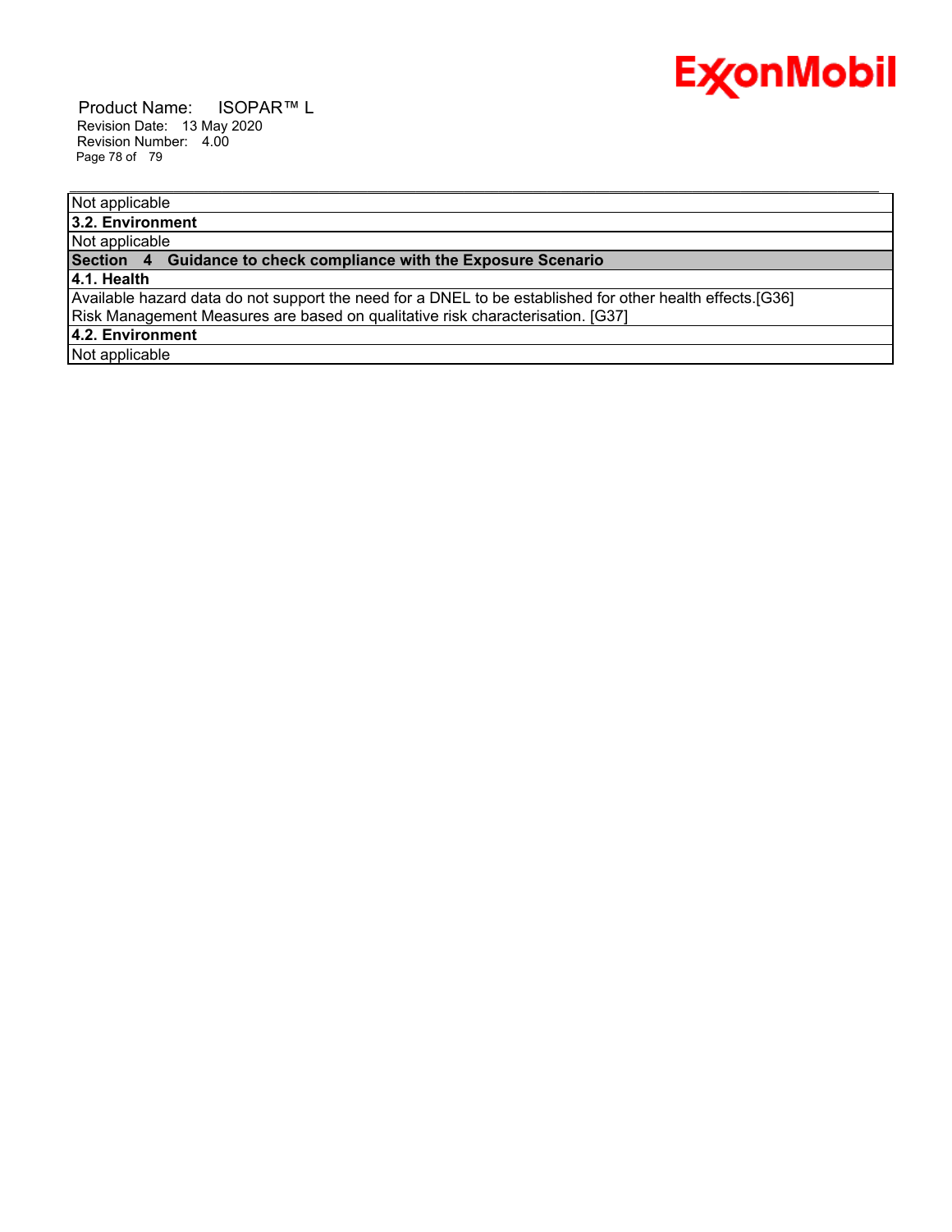Not applicable

**3.2. Environment**

Not applicable

**Section 4 Guidance to check compliance with the Exposure Scenario**

**4.1. Health**

Available hazard data do not support the need for a DNEL to be established for other health effects.[G36]
Risk Management Measures are based on qualitative risk characterisation. [G37]

**4.2. Environment**

Not applicable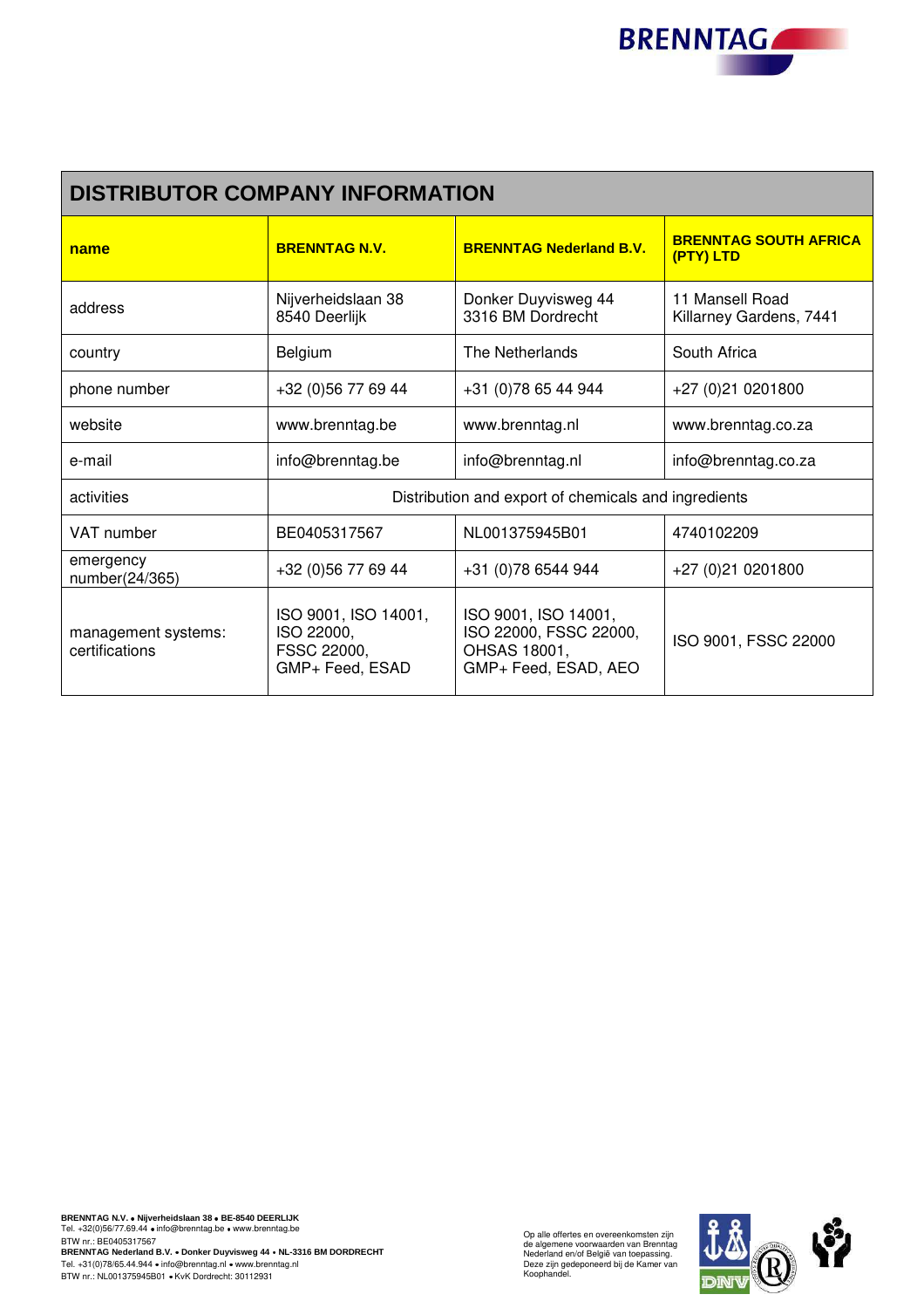| DISTRIBUTOR COMPANY INFORMATION | | | |
|---|---|---|---|
| **name** | **BRENNTAG N.V.** | **BRENNTAG Nederland B.V.** | **BRENNTAG SOUTH AFRICA (PTY) LTD** |
| address | Nijverheidslaan 38 8540 Deerlijk | Donker Duyvisweg 44 3316 BM Dordrecht | 11 Mansell Road Killarney Gardens, 7441 |
| country | Belgium | The Netherlands | South Africa |
| phone number | +32 (0)56 77 69 44 | +31 (0)78 65 44 944 | +27 (0)21 0201800 |
| website | www.brenntag.be | www.brenntag.nl | www.brenntag.co.za |
| e-mail | info@brenntag.be | info@brenntag.nl | info@brenntag.co.za |
| activities | Distribution and export of chemicals and ingredients | | |
| VAT number | BE0405317567 | NL001375945B01 | 4740102209 |
| emergency number(24/365) | +32 (0)56 77 69 44 | +31 (0)78 6544 944 | +27 (0)21 0201800 |
| management systems: certifications | ISO 9001, ISO 14001, ISO 22000, FSSC 22000, GMP+ Feed, ESAD | ISO 9001, ISO 14001, ISO 22000, FSSC 22000, OHSAS 18001, GMP+ Feed, ESAD, AEO | ISO 9001, FSSC 22000 |

**BRENNTAG N.V. • Nijverheidslaan 38 • BE-8540 DEERLIJK**
Tel. +32(0)56/77.69.44 • info@brenntag.be • www.brenntag.be
BTW nr.: BE0405317567
**BRENNTAG Nederland B.V. • Donker Duyvisweg 44 • NL-3316 BM DORDRECHT**
Tel. +31(0)78/65.44.944 • info@brenntag.nl • www.brenntag.nl
BTW nr.: NL001375945B01 • KvK Dordrecht: 30112931

Op alle offertes en overeenkomsten zijn de algemene voorwaarden van Brenntag Nederland en/of België van toepassing. Deze zijn gedeponeerd bij de Kamer van Koophandel.